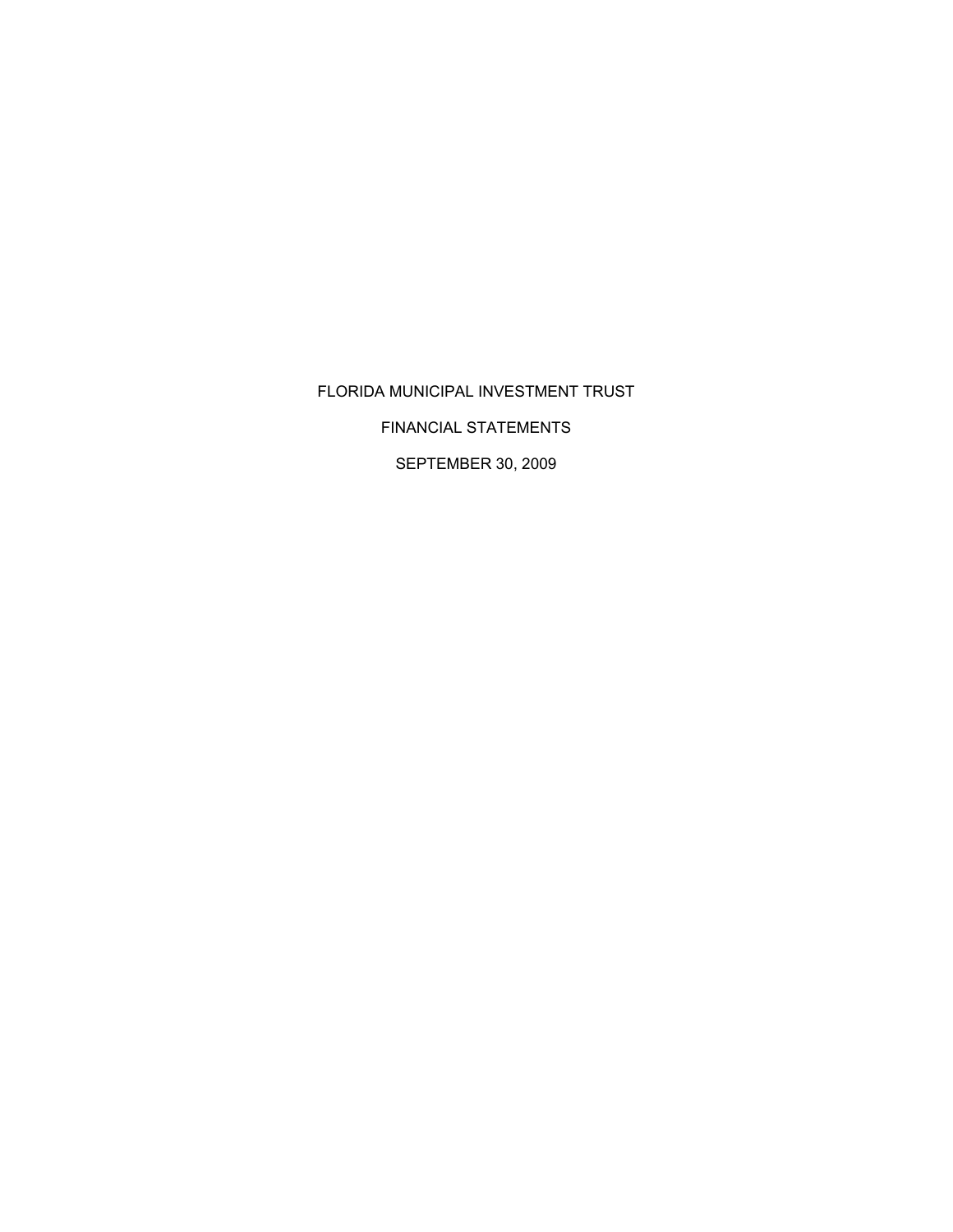# FLORIDA MUNICIPAL INVESTMENT TRUST

## FINANCIAL STATEMENTS

## SEPTEMBER 30, 2009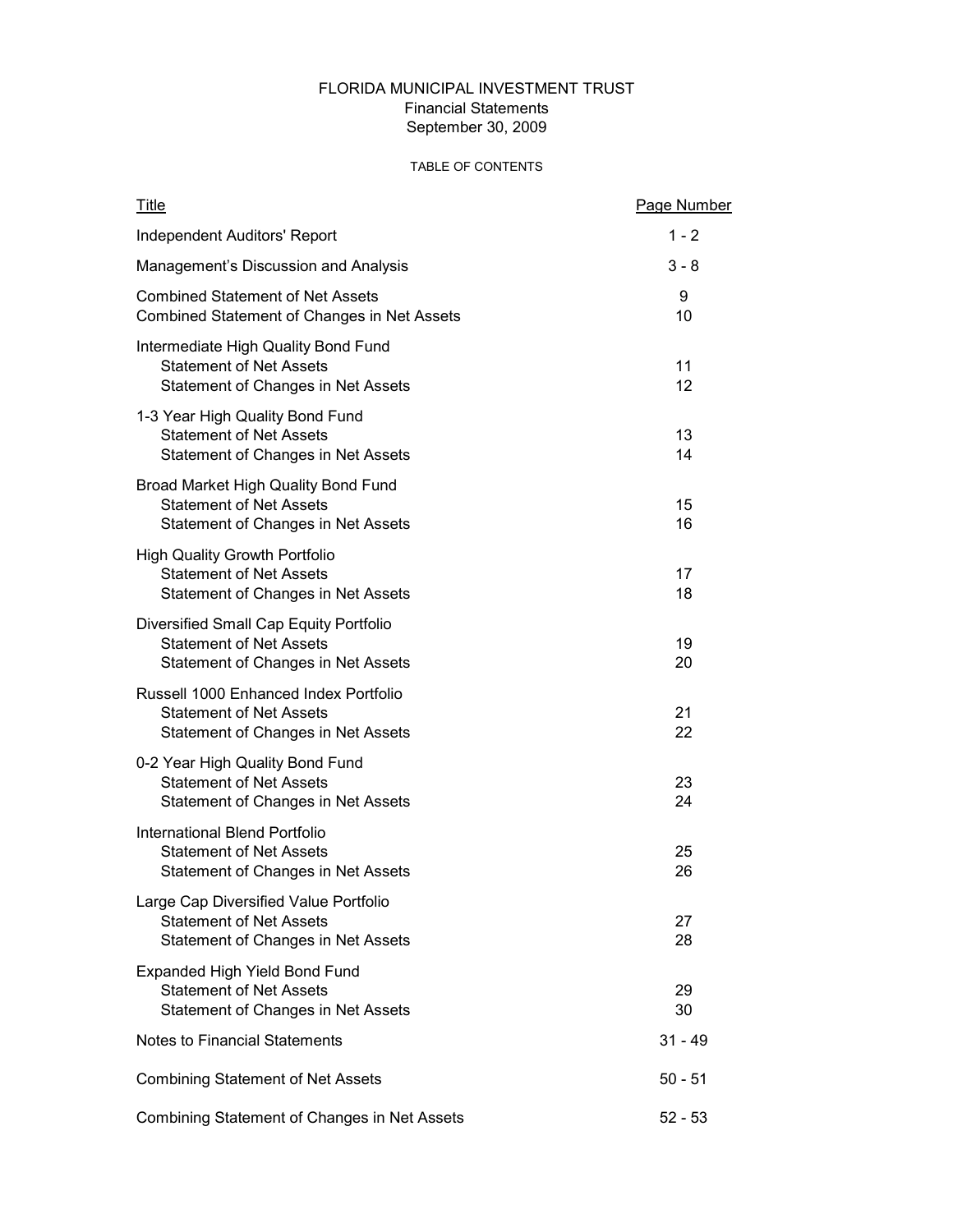# FLORIDA MUNICIPAL INVESTMENT TRUST

Financial Statements

September 30, 2009

## TABLE OF CONTENTS

| Title | Page Number |
|---|---|
| Independent Auditors' Report | 1 - 2 |
| Management's Discussion and Analysis | 3 - 8 |
| Combined Statement of Net Assets | 9 |
| Combined Statement of Changes in Net Assets | 10 |
| Intermediate High Quality Bond Fund | |
| Statement of Net Assets | 11 |
| Statement of Changes in Net Assets | 12 |
| 1-3 Year High Quality Bond Fund | |
| Statement of Net Assets | 13 |
| Statement of Changes in Net Assets | 14 |
| Broad Market High Quality Bond Fund | |
| Statement of Net Assets | 15 |
| Statement of Changes in Net Assets | 16 |
| High Quality Growth Portfolio | |
| Statement of Net Assets | 17 |
| Statement of Changes in Net Assets | 18 |
| Diversified Small Cap Equity Portfolio | |
| Statement of Net Assets | 19 |
| Statement of Changes in Net Assets | 20 |
| Russell 1000 Enhanced Index Portfolio | |
| Statement of Net Assets | 21 |
| Statement of Changes in Net Assets | 22 |
| 0-2 Year High Quality Bond Fund | |
| Statement of Net Assets | 23 |
| Statement of Changes in Net Assets | 24 |
| International Blend Portfolio | |
| Statement of Net Assets | 25 |
| Statement of Changes in Net Assets | 26 |
| Large Cap Diversified Value Portfolio | |
| Statement of Net Assets | 27 |
| Statement of Changes in Net Assets | 28 |
| Expanded High Yield Bond Fund | |
| Statement of Net Assets | 29 |
| Statement of Changes in Net Assets | 30 |
| Notes to Financial Statements | 31 - 49 |
| Combining Statement of Net Assets | 50 - 51 |
| Combining Statement of Changes in Net Assets | 52 - 53 |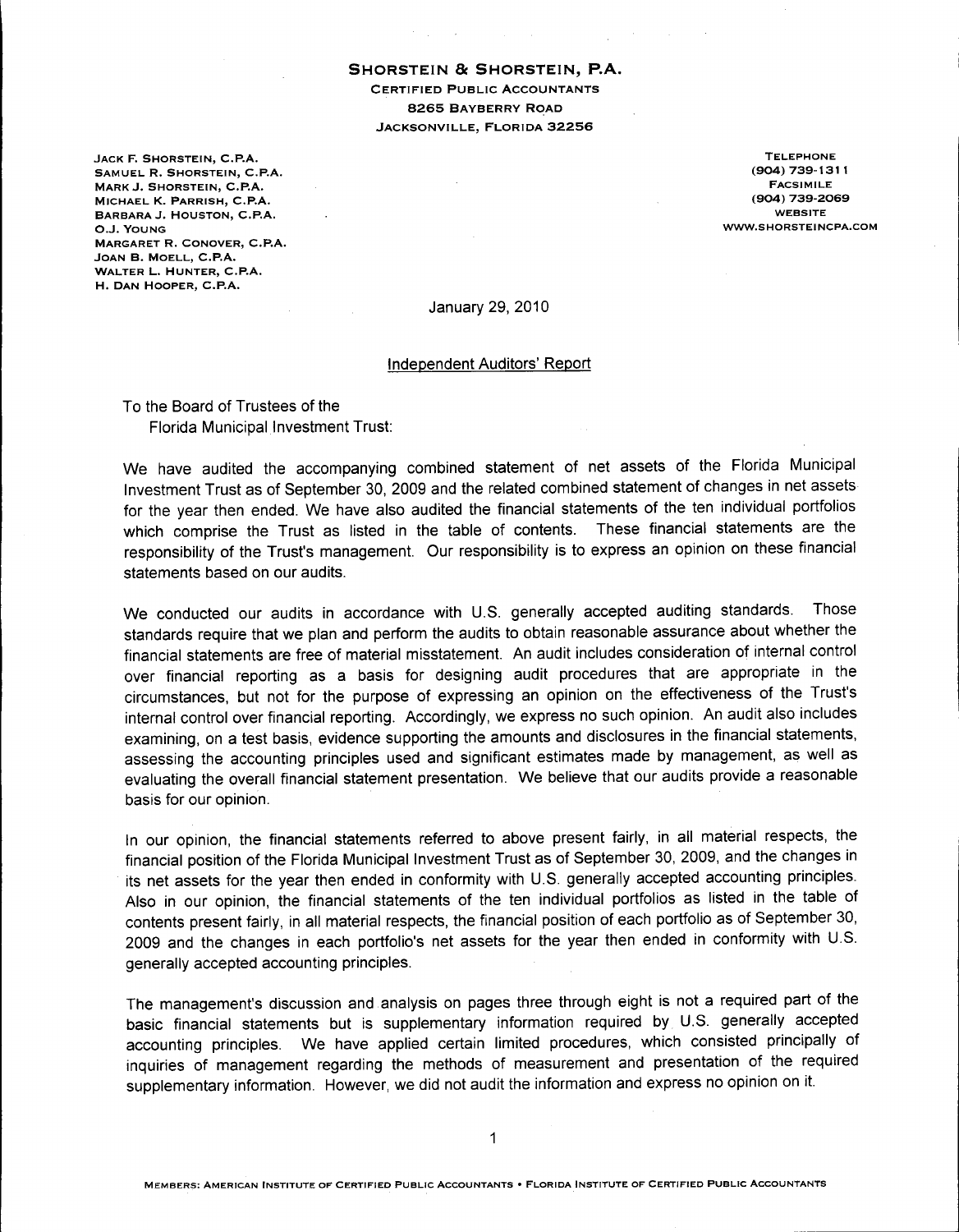**SHORSTEIN & SHORSTEIN, P.A.**
CERTIFIED PUBLIC ACCOUNTANTS
8265 BAYBERRY ROAD
JACKSONVILLE, FLORIDA 32256

JACK F. SHORSTEIN, C.P.A.
SAMUEL R. SHORSTEIN, C.P.A.
MARK J. SHORSTEIN, C.P.A.
MICHAEL K. PARRISH, C.P.A.
BARBARA J. HOUSTON, C.P.A.
O.J. YOUNG
MARGARET R. CONOVER, C.P.A.
JOAN B. MOELL, C.P.A.
WALTER L. HUNTER, C.P.A.
H. DAN HOOPER, C.P.A.

TELEPHONE
(904) 739-1311
FACSIMILE
(904) 739-2069
WEBSITE
WWW.SHORSTEINCPA.COM

January 29, 2010

Independent Auditors' Report

To the Board of Trustees of the
Florida Municipal Investment Trust:

We have audited the accompanying combined statement of net assets of the Florida Municipal Investment Trust as of September 30, 2009 and the related combined statement of changes in net assets for the year then ended. We have also audited the financial statements of the ten individual portfolios which comprise the Trust as listed in the table of contents. These financial statements are the responsibility of the Trust's management. Our responsibility is to express an opinion on these financial statements based on our audits.

We conducted our audits in accordance with U.S. generally accepted auditing standards. Those standards require that we plan and perform the audits to obtain reasonable assurance about whether the financial statements are free of material misstatement. An audit includes consideration of internal control over financial reporting as a basis for designing audit procedures that are appropriate in the circumstances, but not for the purpose of expressing an opinion on the effectiveness of the Trust's internal control over financial reporting. Accordingly, we express no such opinion. An audit also includes examining, on a test basis, evidence supporting the amounts and disclosures in the financial statements, assessing the accounting principles used and significant estimates made by management, as well as evaluating the overall financial statement presentation. We believe that our audits provide a reasonable basis for our opinion.

In our opinion, the financial statements referred to above present fairly, in all material respects, the financial position of the Florida Municipal Investment Trust as of September 30, 2009, and the changes in its net assets for the year then ended in conformity with U.S. generally accepted accounting principles. Also in our opinion, the financial statements of the ten individual portfolios as listed in the table of contents present fairly, in all material respects, the financial position of each portfolio as of September 30, 2009 and the changes in each portfolio's net assets for the year then ended in conformity with U.S. generally accepted accounting principles.

The management's discussion and analysis on pages three through eight is not a required part of the basic financial statements but is supplementary information required by U.S. generally accepted accounting principles. We have applied certain limited procedures, which consisted principally of inquiries of management regarding the methods of measurement and presentation of the required supplementary information. However, we did not audit the information and express no opinion on it.

MEMBERS: AMERICAN INSTITUTE OF CERTIFIED PUBLIC ACCOUNTANTS • FLORIDA INSTITUTE OF CERTIFIED PUBLIC ACCOUNTANTS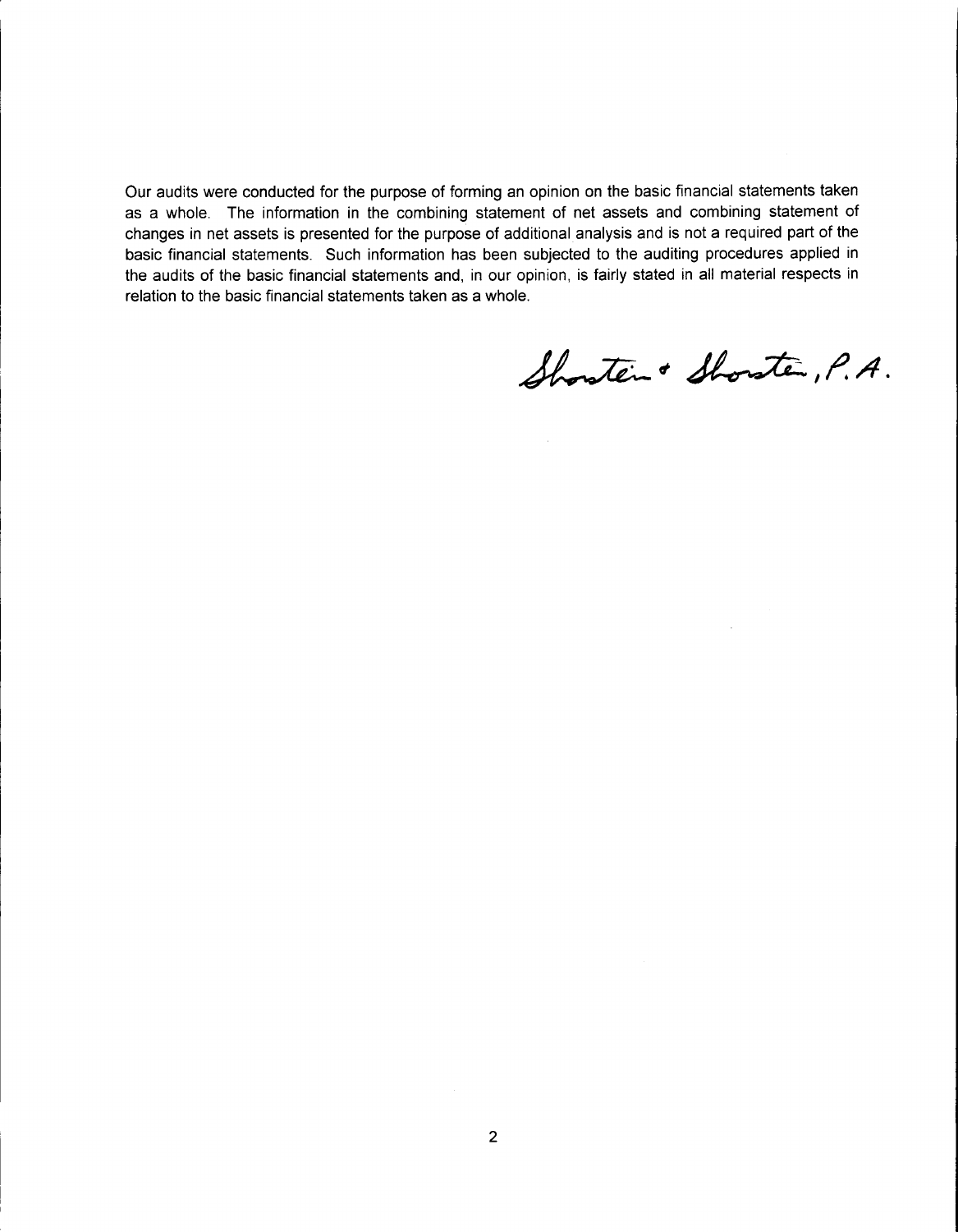Our audits were conducted for the purpose of forming an opinion on the basic financial statements taken as a whole. The information in the combining statement of net assets and combining statement of changes in net assets is presented for the purpose of additional analysis and is not a required part of the basic financial statements. Such information has been subjected to the auditing procedures applied in the audits of the basic financial statements and, in our opinion, is fairly stated in all material respects in relation to the basic financial statements taken as a whole.

Shostein & Shostein, P.A.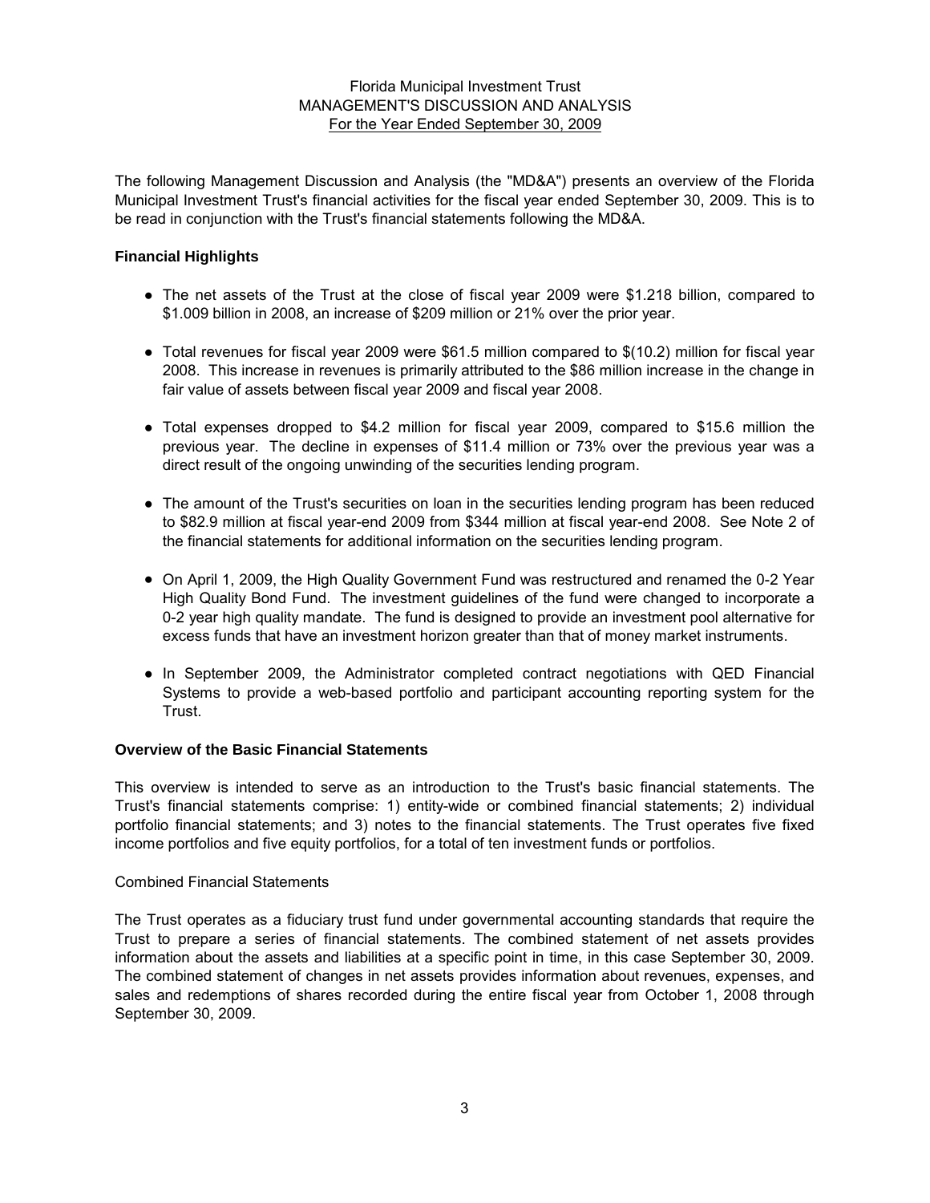Florida Municipal Investment Trust
MANAGEMENT'S DISCUSSION AND ANALYSIS
For the Year Ended September 30, 2009

The following Management Discussion and Analysis (the "MD&A") presents an overview of the Florida Municipal Investment Trust's financial activities for the fiscal year ended September 30, 2009. This is to be read in conjunction with the Trust's financial statements following the MD&A.

**Financial Highlights**

- The net assets of the Trust at the close of fiscal year 2009 were $1.218 billion, compared to $1.009 billion in 2008, an increase of $209 million or 21% over the prior year.
- Total revenues for fiscal year 2009 were $61.5 million compared to $(10.2) million for fiscal year 2008. This increase in revenues is primarily attributed to the $86 million increase in the change in fair value of assets between fiscal year 2009 and fiscal year 2008.
- Total expenses dropped to $4.2 million for fiscal year 2009, compared to $15.6 million the previous year. The decline in expenses of $11.4 million or 73% over the previous year was a direct result of the ongoing unwinding of the securities lending program.
- The amount of the Trust's securities on loan in the securities lending program has been reduced to $82.9 million at fiscal year-end 2009 from $344 million at fiscal year-end 2008. See Note 2 of the financial statements for additional information on the securities lending program.
- On April 1, 2009, the High Quality Government Fund was restructured and renamed the 0-2 Year High Quality Bond Fund. The investment guidelines of the fund were changed to incorporate a 0-2 year high quality mandate. The fund is designed to provide an investment pool alternative for excess funds that have an investment horizon greater than that of money market instruments.
- In September 2009, the Administrator completed contract negotiations with QED Financial Systems to provide a web-based portfolio and participant accounting reporting system for the Trust.

**Overview of the Basic Financial Statements**

This overview is intended to serve as an introduction to the Trust's basic financial statements. The Trust's financial statements comprise: 1) entity-wide or combined financial statements; 2) individual portfolio financial statements; and 3) notes to the financial statements. The Trust operates five fixed income portfolios and five equity portfolios, for a total of ten investment funds or portfolios.

Combined Financial Statements

The Trust operates as a fiduciary trust fund under governmental accounting standards that require the Trust to prepare a series of financial statements. The combined statement of net assets provides information about the assets and liabilities at a specific point in time, in this case September 30, 2009. The combined statement of changes in net assets provides information about revenues, expenses, and sales and redemptions of shares recorded during the entire fiscal year from October 1, 2008 through September 30, 2009.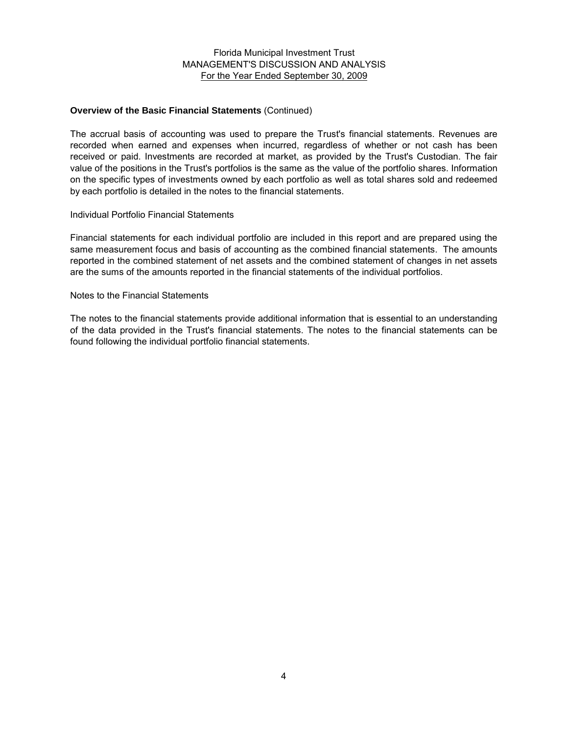**Overview of the Basic Financial Statements** (Continued)

The accrual basis of accounting was used to prepare the Trust's financial statements. Revenues are recorded when earned and expenses when incurred, regardless of whether or not cash has been received or paid. Investments are recorded at market, as provided by the Trust's Custodian. The fair value of the positions in the Trust's portfolios is the same as the value of the portfolio shares. Information on the specific types of investments owned by each portfolio as well as total shares sold and redeemed by each portfolio is detailed in the notes to the financial statements.

Individual Portfolio Financial Statements

Financial statements for each individual portfolio are included in this report and are prepared using the same measurement focus and basis of accounting as the combined financial statements. The amounts reported in the combined statement of net assets and the combined statement of changes in net assets are the sums of the amounts reported in the financial statements of the individual portfolios.

Notes to the Financial Statements

The notes to the financial statements provide additional information that is essential to an understanding of the data provided in the Trust's financial statements. The notes to the financial statements can be found following the individual portfolio financial statements.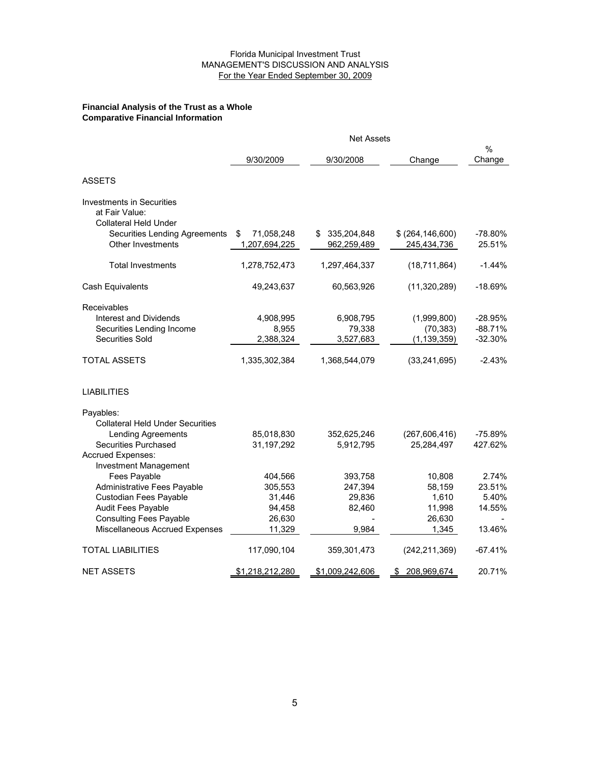Florida Municipal Investment Trust
MANAGEMENT'S DISCUSSION AND ANALYSIS
For the Year Ended September 30, 2009

**Financial Analysis of the Trust as a Whole**
**Comparative Financial Information**

| | Net Assets | | | |
|---|---|---|---|---|
| | 9/30/2009 | 9/30/2008 | Change | % Change |
| ASSETS | | | | |
| Investments in Securities at Fair Value: | | | | |
| Collateral Held Under Securities Lending Agreements | $ 71,058,248 | $ 335,204,848 | $ (264,146,600) | -78.80% |
| Other Investments | 1,207,694,225 | 962,259,489 | 245,434,736 | 25.51% |
| Total Investments | 1,278,752,473 | 1,297,464,337 | (18,711,864) | -1.44% |
| Cash Equivalents | 49,243,637 | 60,563,926 | (11,320,289) | -18.69% |
| Receivables | | | | |
| Interest and Dividends | 4,908,995 | 6,908,795 | (1,999,800) | -28.95% |
| Securities Lending Income | 8,955 | 79,338 | (70,383) | -88.71% |
| Securities Sold | 2,388,324 | 3,527,683 | (1,139,359) | -32.30% |
| TOTAL ASSETS | 1,335,302,384 | 1,368,544,079 | (33,241,695) | -2.43% |
| LIABILITIES | | | | |
| Payables: | | | | |
| Collateral Held Under Securities Lending Agreements | 85,018,830 | 352,625,246 | (267,606,416) | -75.89% |
| Securities Purchased | 31,197,292 | 5,912,795 | 25,284,497 | 427.62% |
| Accrued Expenses: | | | | |
| Investment Management Fees Payable | 404,566 | 393,758 | 10,808 | 2.74% |
| Administrative Fees Payable | 305,553 | 247,394 | 58,159 | 23.51% |
| Custodian Fees Payable | 31,446 | 29,836 | 1,610 | 5.40% |
| Audit Fees Payable | 94,458 | 82,460 | 11,998 | 14.55% |
| Consulting Fees Payable | 26,630 | - | 26,630 | - |
| Miscellaneous Accrued Expenses | 11,329 | 9,984 | 1,345 | 13.46% |
| TOTAL LIABILITIES | 117,090,104 | 359,301,473 | (242,211,369) | -67.41% |
| NET ASSETS | $1,218,212,280 | $1,009,242,606 | $ 208,969,674 | 20.71% |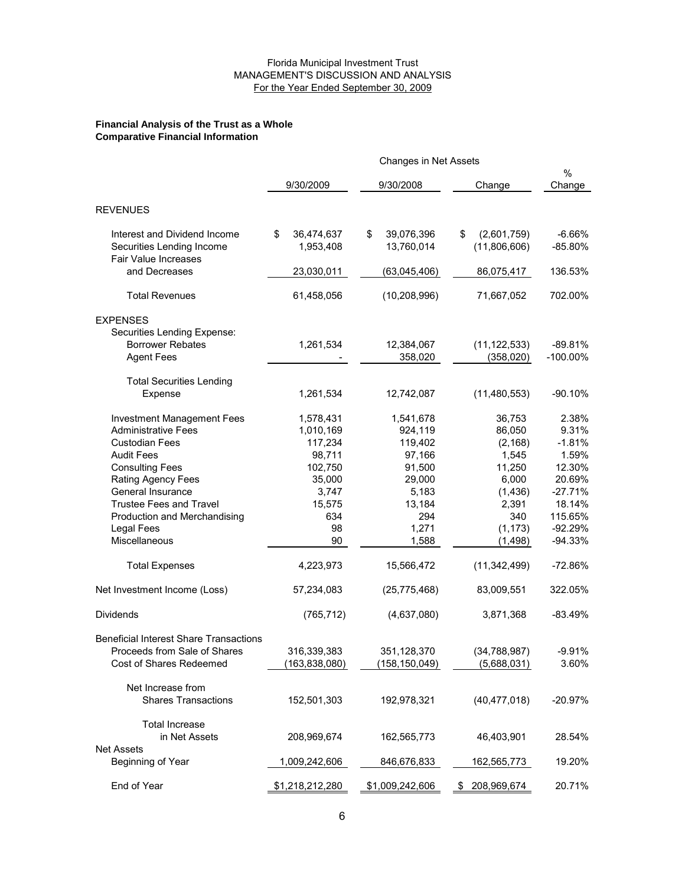Florida Municipal Investment Trust
MANAGEMENT'S DISCUSSION AND ANALYSIS
For the Year Ended September 30, 2009

**Financial Analysis of the Trust as a Whole**
**Comparative Financial Information**

| | Changes in Net Assets | | | |
|---|---|---|---|---|
| | 9/30/2009 | 9/30/2008 | Change | % Change |
| REVENUES | | | | |
| Interest and Dividend Income | $ 36,474,637 | $ 39,076,396 | $ (2,601,759) | -6.66% |
| Securities Lending Income | 1,953,408 | 13,760,014 | (11,806,606) | -85.80% |
| Fair Value Increases and Decreases | 23,030,011 | (63,045,406) | 86,075,417 | 136.53% |
| Total Revenues | 61,458,056 | (10,208,996) | 71,667,052 | 702.00% |
| EXPENSES | | | | |
| Securities Lending Expense: | | | | |
| Borrower Rebates | 1,261,534 | 12,384,067 | (11,122,533) | -89.81% |
| Agent Fees | - | 358,020 | (358,020) | -100.00% |
| Total Securities Lending Expense | 1,261,534 | 12,742,087 | (11,480,553) | -90.10% |
| Investment Management Fees | 1,578,431 | 1,541,678 | 36,753 | 2.38% |
| Administrative Fees | 1,010,169 | 924,119 | 86,050 | 9.31% |
| Custodian Fees | 117,234 | 119,402 | (2,168) | -1.81% |
| Audit Fees | 98,711 | 97,166 | 1,545 | 1.59% |
| Consulting Fees | 102,750 | 91,500 | 11,250 | 12.30% |
| Rating Agency Fees | 35,000 | 29,000 | 6,000 | 20.69% |
| General Insurance | 3,747 | 5,183 | (1,436) | -27.71% |
| Trustee Fees and Travel | 15,575 | 13,184 | 2,391 | 18.14% |
| Production and Merchandising | 634 | 294 | 340 | 115.65% |
| Legal Fees | 98 | 1,271 | (1,173) | -92.29% |
| Miscellaneous | 90 | 1,588 | (1,498) | -94.33% |
| Total Expenses | 4,223,973 | 15,566,472 | (11,342,499) | -72.86% |
| Net Investment Income (Loss) | 57,234,083 | (25,775,468) | 83,009,551 | 322.05% |
| Dividends | (765,712) | (4,637,080) | 3,871,368 | -83.49% |
| Beneficial Interest Share Transactions | | | | |
| Proceeds from Sale of Shares | 316,339,383 | 351,128,370 | (34,788,987) | -9.91% |
| Cost of Shares Redeemed | (163,838,080) | (158,150,049) | (5,688,031) | 3.60% |
| Net Increase from Shares Transactions | 152,501,303 | 192,978,321 | (40,477,018) | -20.97% |
| Total Increase in Net Assets | 208,969,674 | 162,565,773 | 46,403,901 | 28.54% |
| Net Assets | | | | |
| Beginning of Year | 1,009,242,606 | 846,676,833 | 162,565,773 | 19.20% |
| End of Year | $1,218,212,280 | $1,009,242,606 | $ 208,969,674 | 20.71% |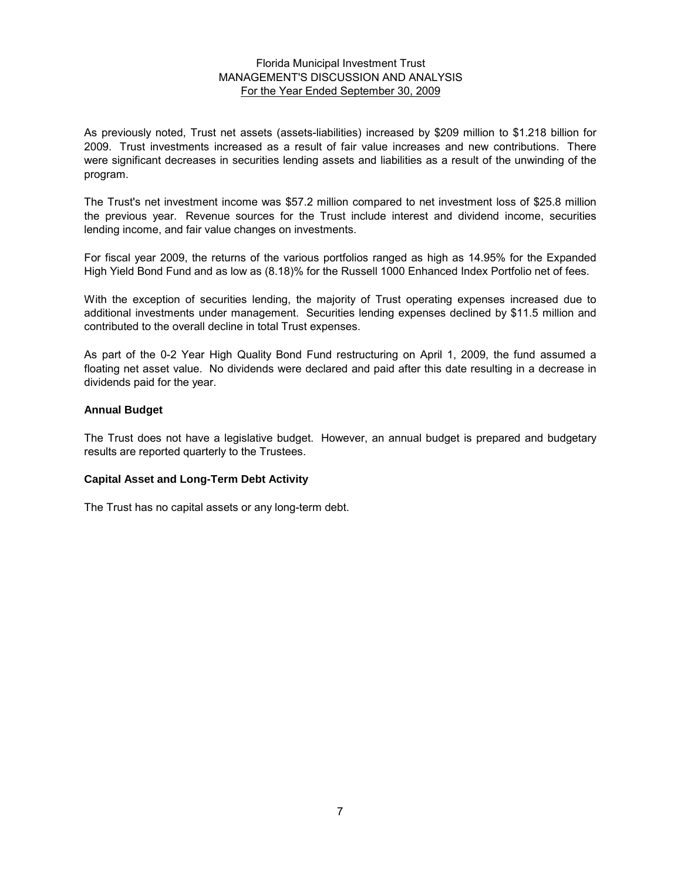As previously noted, Trust net assets (assets-liabilities) increased by $209 million to $1.218 billion for 2009. Trust investments increased as a result of fair value increases and new contributions. There were significant decreases in securities lending assets and liabilities as a result of the unwinding of the program.

The Trust's net investment income was $57.2 million compared to net investment loss of $25.8 million the previous year. Revenue sources for the Trust include interest and dividend income, securities lending income, and fair value changes on investments.

For fiscal year 2009, the returns of the various portfolios ranged as high as 14.95% for the Expanded High Yield Bond Fund and as low as (8.18)% for the Russell 1000 Enhanced Index Portfolio net of fees.

With the exception of securities lending, the majority of Trust operating expenses increased due to additional investments under management. Securities lending expenses declined by $11.5 million and contributed to the overall decline in total Trust expenses.

As part of the 0-2 Year High Quality Bond Fund restructuring on April 1, 2009, the fund assumed a floating net asset value. No dividends were declared and paid after this date resulting in a decrease in dividends paid for the year.

**Annual Budget**

The Trust does not have a legislative budget. However, an annual budget is prepared and budgetary results are reported quarterly to the Trustees.

**Capital Asset and Long-Term Debt Activity**

The Trust has no capital assets or any long-term debt.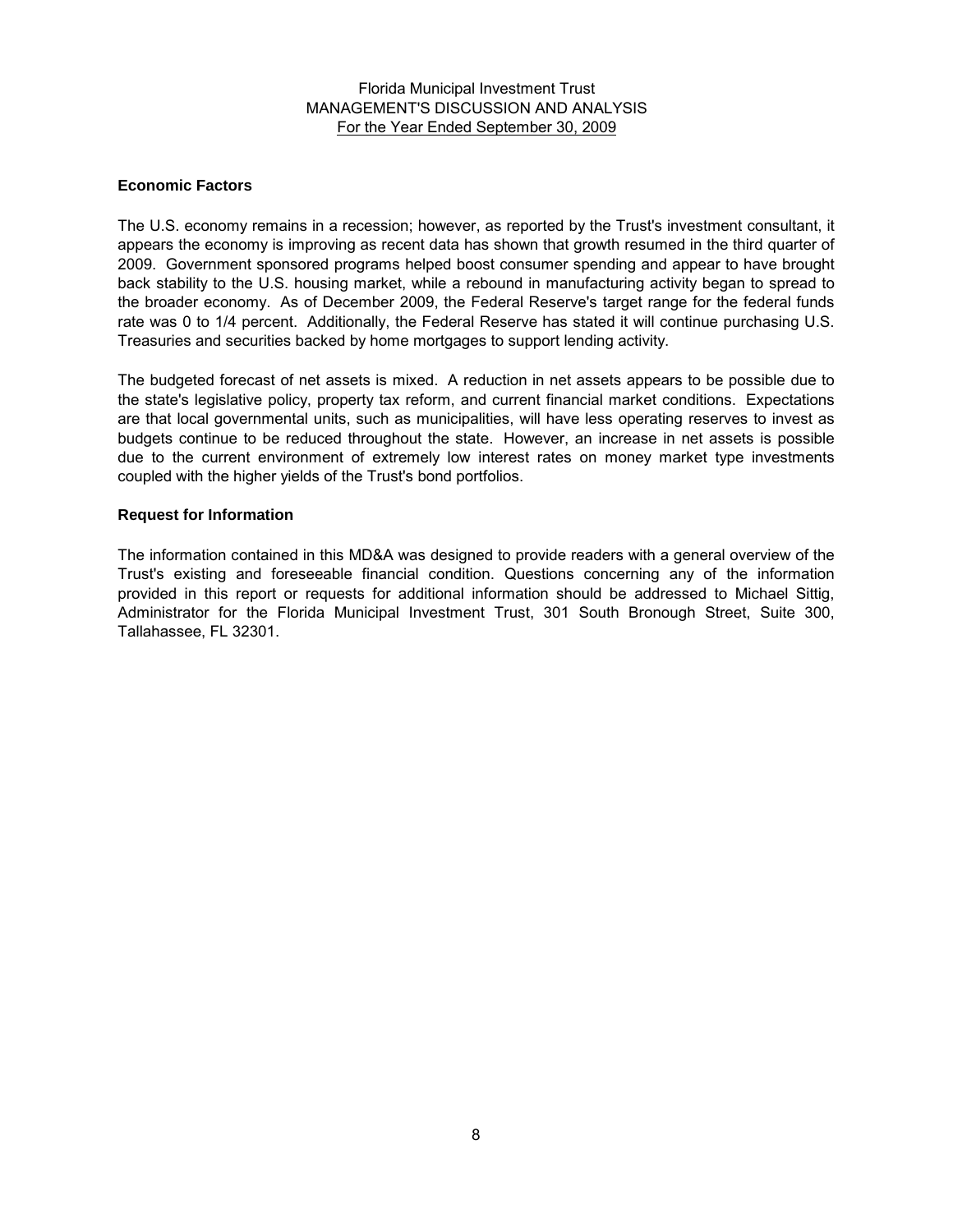## Economic Factors

The U.S. economy remains in a recession; however, as reported by the Trust's investment consultant, it appears the economy is improving as recent data has shown that growth resumed in the third quarter of 2009. Government sponsored programs helped boost consumer spending and appear to have brought back stability to the U.S. housing market, while a rebound in manufacturing activity began to spread to the broader economy. As of December 2009, the Federal Reserve's target range for the federal funds rate was 0 to 1/4 percent. Additionally, the Federal Reserve has stated it will continue purchasing U.S. Treasuries and securities backed by home mortgages to support lending activity.

The budgeted forecast of net assets is mixed. A reduction in net assets appears to be possible due to the state's legislative policy, property tax reform, and current financial market conditions. Expectations are that local governmental units, such as municipalities, will have less operating reserves to invest as budgets continue to be reduced throughout the state. However, an increase in net assets is possible due to the current environment of extremely low interest rates on money market type investments coupled with the higher yields of the Trust's bond portfolios.

## Request for Information

The information contained in this MD&A was designed to provide readers with a general overview of the Trust's existing and foreseeable financial condition. Questions concerning any of the information provided in this report or requests for additional information should be addressed to Michael Sittig, Administrator for the Florida Municipal Investment Trust, 301 South Bronough Street, Suite 300, Tallahassee, FL 32301.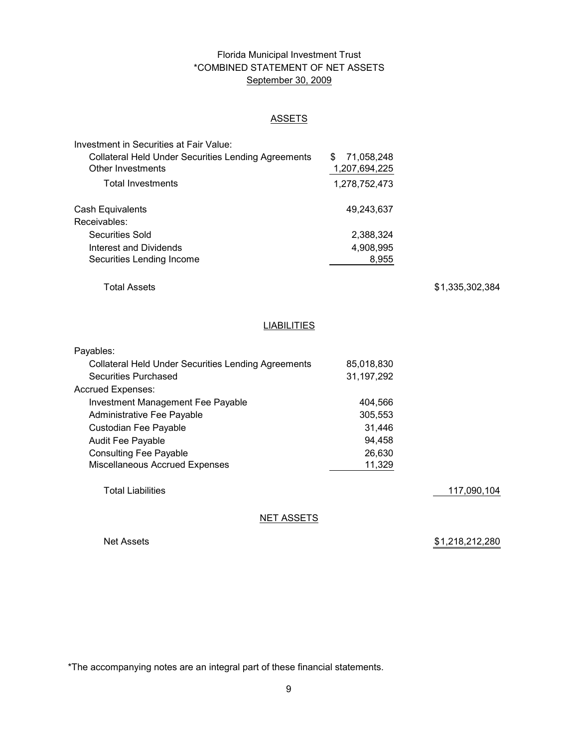# Florida Municipal Investment Trust
## *COMBINED STATEMENT OF NET ASSETS
### September 30, 2009

**ASSETS**

| | | |
|---|---|---|
| Investment in Securities at Fair Value: | | |
| Collateral Held Under Securities Lending Agreements | $ 71,058,248 | |
| Other Investments | 1,207,694,225 | |
| Total Investments | 1,278,752,473 | |
| Cash Equivalents | 49,243,637 | |
| Receivables: | | |
| Securities Sold | 2,388,324 | |
| Interest and Dividends | 4,908,995 | |
| Securities Lending Income | 8,955 | |
| Total Assets | | $1,335,302,384 |

**LIABILITIES**

| | | |
|---|---|---|
| Payables: | | |
| Collateral Held Under Securities Lending Agreements | 85,018,830 | |
| Securities Purchased | 31,197,292 | |
| Accrued Expenses: | | |
| Investment Management Fee Payable | 404,566 | |
| Administrative Fee Payable | 305,553 | |
| Custodian Fee Payable | 31,446 | |
| Audit Fee Payable | 94,458 | |
| Consulting Fee Payable | 26,630 | |
| Miscellaneous Accrued Expenses | 11,329 | |
| Total Liabilities | | 117,090,104 |

**NET ASSETS**

| | | |
|---|---|---|
| Net Assets | | $1,218,212,280 |

*The accompanying notes are an integral part of these financial statements.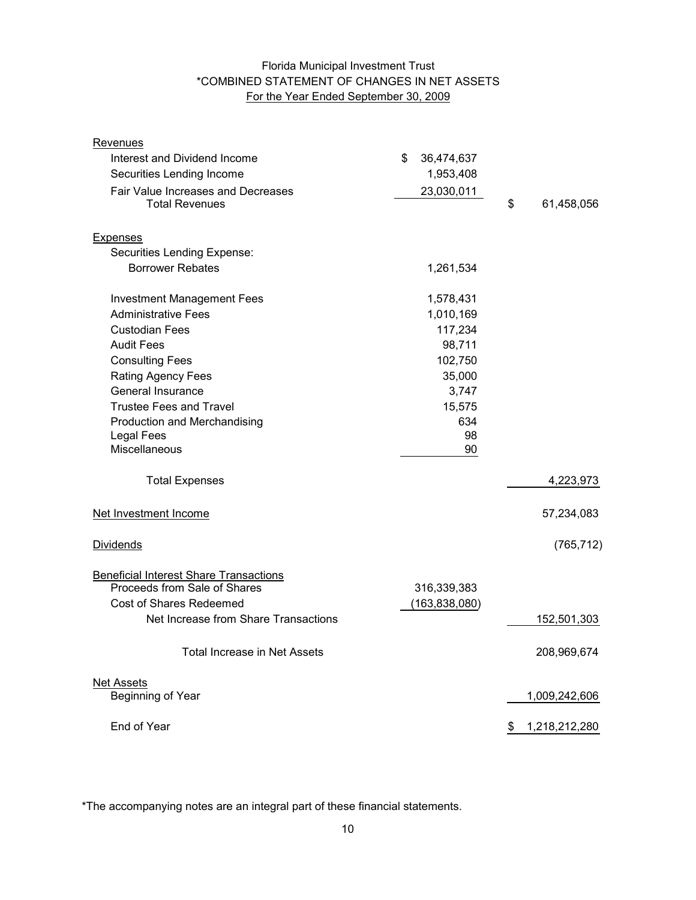# Florida Municipal Investment Trust

## *COMBINED STATEMENT OF CHANGES IN NET ASSETS

### For the Year Ended September 30, 2009

| | | |
|---|---|---|
| **Revenues** | | |
| Interest and Dividend Income | $ 36,474,637 | |
| Securities Lending Income | 1,953,408 | |
| Fair Value Increases and Decreases | 23,030,011 | |
| Total Revenues | | $ 61,458,056 |
| **Expenses** | | |
| Securities Lending Expense: | | |
| Borrower Rebates | 1,261,534 | |
| Investment Management Fees | 1,578,431 | |
| Administrative Fees | 1,010,169 | |
| Custodian Fees | 117,234 | |
| Audit Fees | 98,711 | |
| Consulting Fees | 102,750 | |
| Rating Agency Fees | 35,000 | |
| General Insurance | 3,747 | |
| Trustee Fees and Travel | 15,575 | |
| Production and Merchandising | 634 | |
| Legal Fees | 98 | |
| Miscellaneous | 90 | |
| Total Expenses | | 4,223,973 |
| **Net Investment Income** | | 57,234,083 |
| **Dividends** | | (765,712) |
| **Beneficial Interest Share Transactions** | | |
| Proceeds from Sale of Shares | 316,339,383 | |
| Cost of Shares Redeemed | (163,838,080) | |
| Net Increase from Share Transactions | | 152,501,303 |
| Total Increase in Net Assets | | 208,969,674 |
| **Net Assets** | | |
| Beginning of Year | | 1,009,242,606 |
| End of Year | | $ 1,218,212,280 |

*The accompanying notes are an integral part of these financial statements.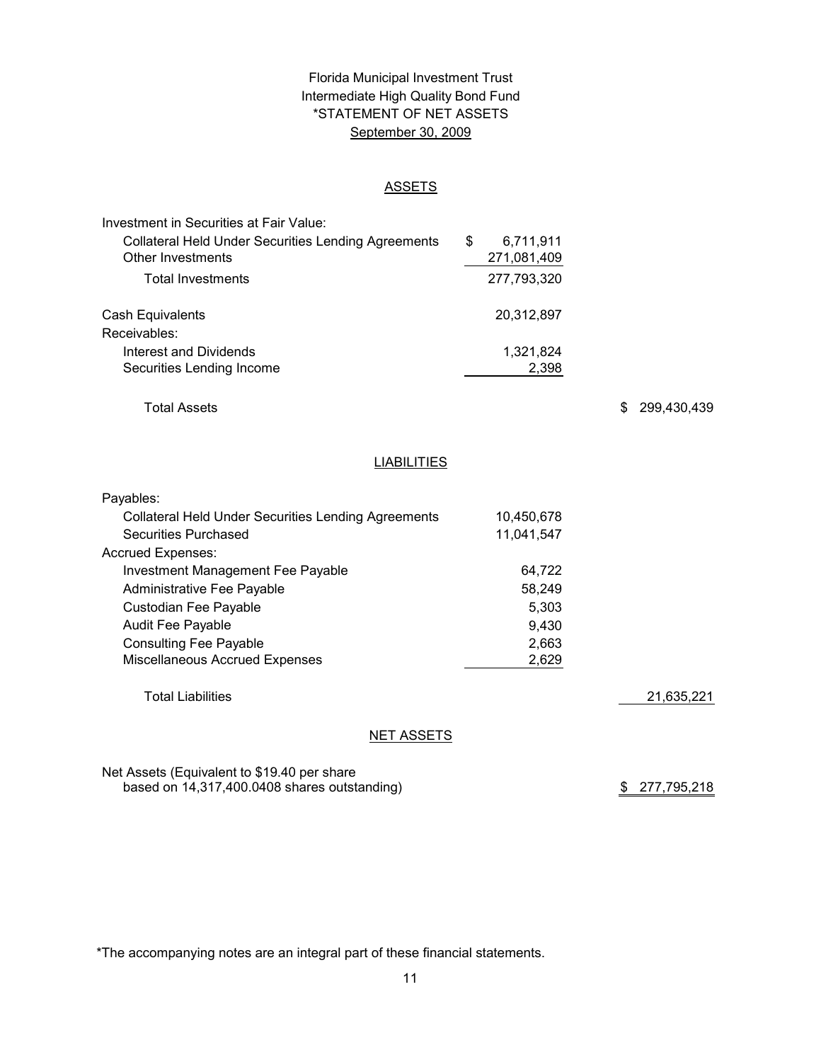# Florida Municipal Investment Trust
## Intermediate High Quality Bond Fund
## *STATEMENT OF NET ASSETS
## September 30, 2009

### ASSETS

| | | |
|---|---|---|
| Investment in Securities at Fair Value: | | |
| Collateral Held Under Securities Lending Agreements | $ 6,711,911 | |
| Other Investments | 271,081,409 | |
| Total Investments | 277,793,320 | |
| | | |
| Cash Equivalents | 20,312,897 | |
| Receivables: | | |
| Interest and Dividends | 1,321,824 | |
| Securities Lending Income | 2,398 | |
| | | |
| Total Assets | | $ 299,430,439 |

### LIABILITIES

| | | |
|---|---|---|
| Payables: | | |
| Collateral Held Under Securities Lending Agreements | 10,450,678 | |
| Securities Purchased | 11,041,547 | |
| Accrued Expenses: | | |
| Investment Management Fee Payable | 64,722 | |
| Administrative Fee Payable | 58,249 | |
| Custodian Fee Payable | 5,303 | |
| Audit Fee Payable | 9,430 | |
| Consulting Fee Payable | 2,663 | |
| Miscellaneous Accrued Expenses | 2,629 | |
| | | |
| Total Liabilities | | 21,635,221 |

### NET ASSETS

| | | |
|---|---|---|
| Net Assets (Equivalent to $19.40 per share based on 14,317,400.0408 shares outstanding) | | $ 277,795,218 |

*The accompanying notes are an integral part of these financial statements.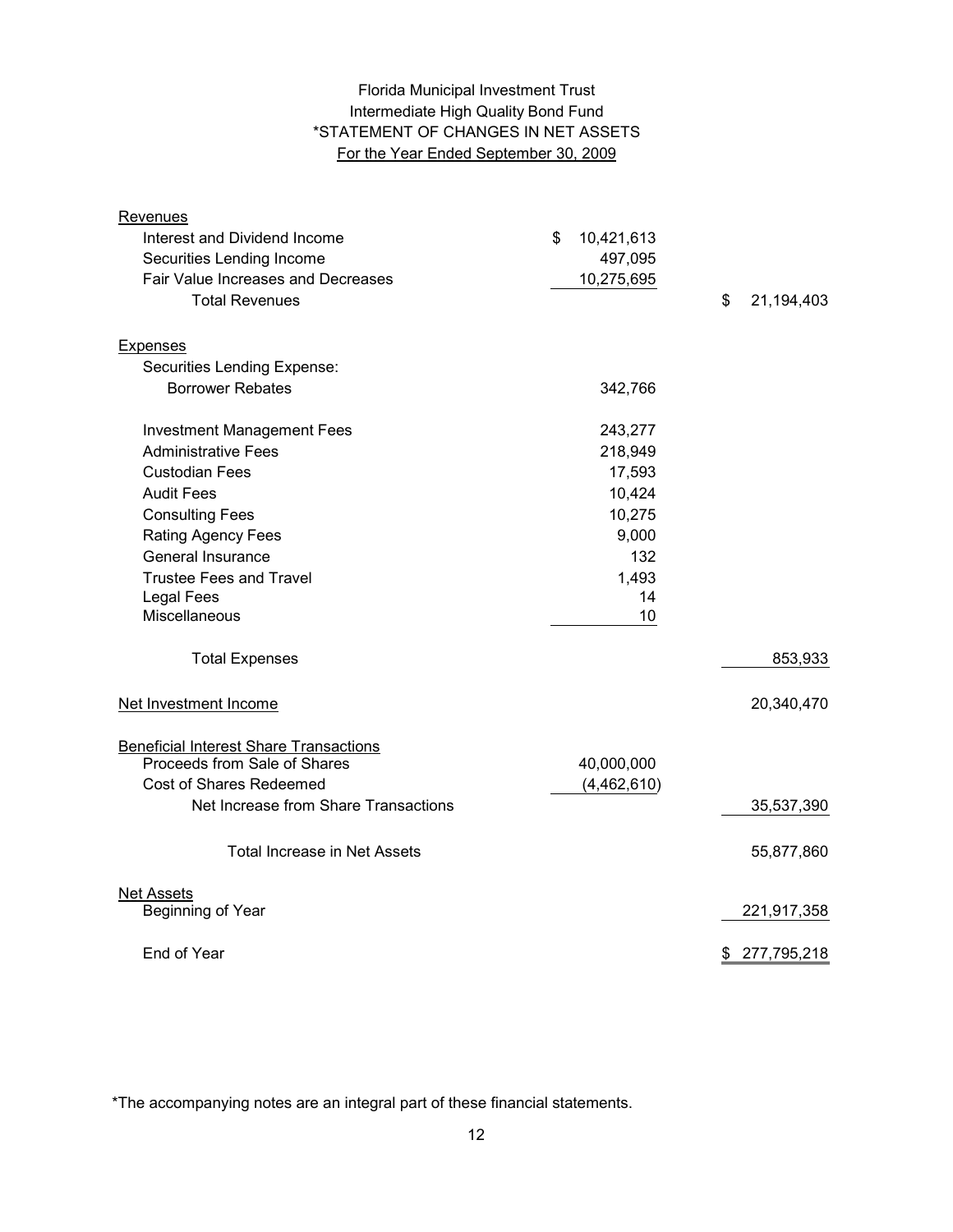Florida Municipal Investment Trust
Intermediate High Quality Bond Fund
*STATEMENT OF CHANGES IN NET ASSETS
For the Year Ended September 30, 2009

| | | |
|---|---|---|
| **Revenues** | | |
| Interest and Dividend Income | $ 10,421,613 | |
| Securities Lending Income | 497,095 | |
| Fair Value Increases and Decreases | 10,275,695 | |
| Total Revenues | | $ 21,194,403 |
| **Expenses** | | |
| Securities Lending Expense: | | |
| Borrower Rebates | 342,766 | |
| Investment Management Fees | 243,277 | |
| Administrative Fees | 218,949 | |
| Custodian Fees | 17,593 | |
| Audit Fees | 10,424 | |
| Consulting Fees | 10,275 | |
| Rating Agency Fees | 9,000 | |
| General Insurance | 132 | |
| Trustee Fees and Travel | 1,493 | |
| Legal Fees | 14 | |
| Miscellaneous | 10 | |
| Total Expenses | | 853,933 |
| **Net Investment Income** | | 20,340,470 |
| **Beneficial Interest Share Transactions** | | |
| Proceeds from Sale of Shares | 40,000,000 | |
| Cost of Shares Redeemed | (4,462,610) | |
| Net Increase from Share Transactions | | 35,537,390 |
| Total Increase in Net Assets | | 55,877,860 |
| **Net Assets** | | |
| Beginning of Year | | 221,917,358 |
| End of Year | | $ 277,795,218 |

*The accompanying notes are an integral part of these financial statements.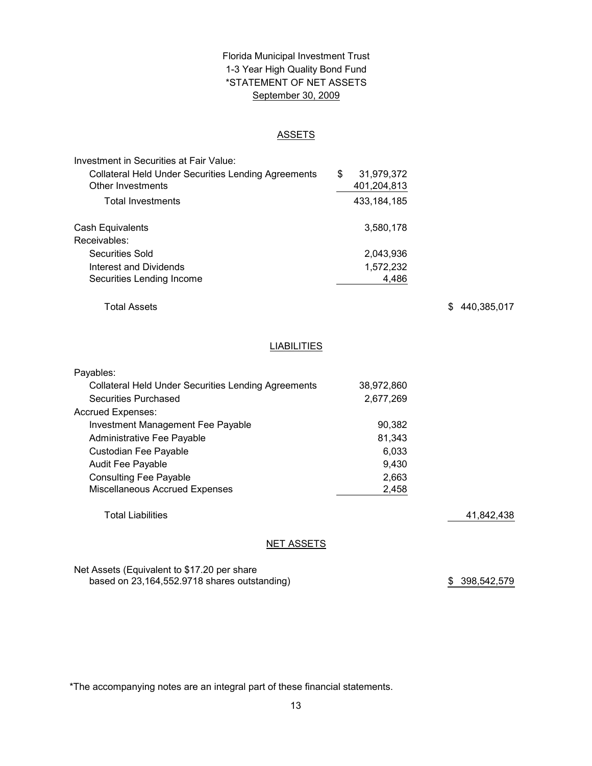# Florida Municipal Investment Trust
## 1-3 Year High Quality Bond Fund
## *STATEMENT OF NET ASSETS
### September 30, 2009

### ASSETS

| | | |
|---|---|---|
| Investment in Securities at Fair Value: | | |
| Collateral Held Under Securities Lending Agreements | $ 31,979,372 | |
| Other Investments | 401,204,813 | |
| Total Investments | 433,184,185 | |
| | | |
| Cash Equivalents | 3,580,178 | |
| Receivables: | | |
| Securities Sold | 2,043,936 | |
| Interest and Dividends | 1,572,232 | |
| Securities Lending Income | 4,486 | |
| | | |
| Total Assets | | $ 440,385,017 |

### LIABILITIES

| | | |
|---|---|---|
| Payables: | | |
| Collateral Held Under Securities Lending Agreements | 38,972,860 | |
| Securities Purchased | 2,677,269 | |
| Accrued Expenses: | | |
| Investment Management Fee Payable | 90,382 | |
| Administrative Fee Payable | 81,343 | |
| Custodian Fee Payable | 6,033 | |
| Audit Fee Payable | 9,430 | |
| Consulting Fee Payable | 2,663 | |
| Miscellaneous Accrued Expenses | 2,458 | |
| | | |
| Total Liabilities | | 41,842,438 |

### NET ASSETS

| | | |
|---|---|---|
| Net Assets (Equivalent to $17.20 per share based on 23,164,552.9718 shares outstanding) | | $ 398,542,579 |

*The accompanying notes are an integral part of these financial statements.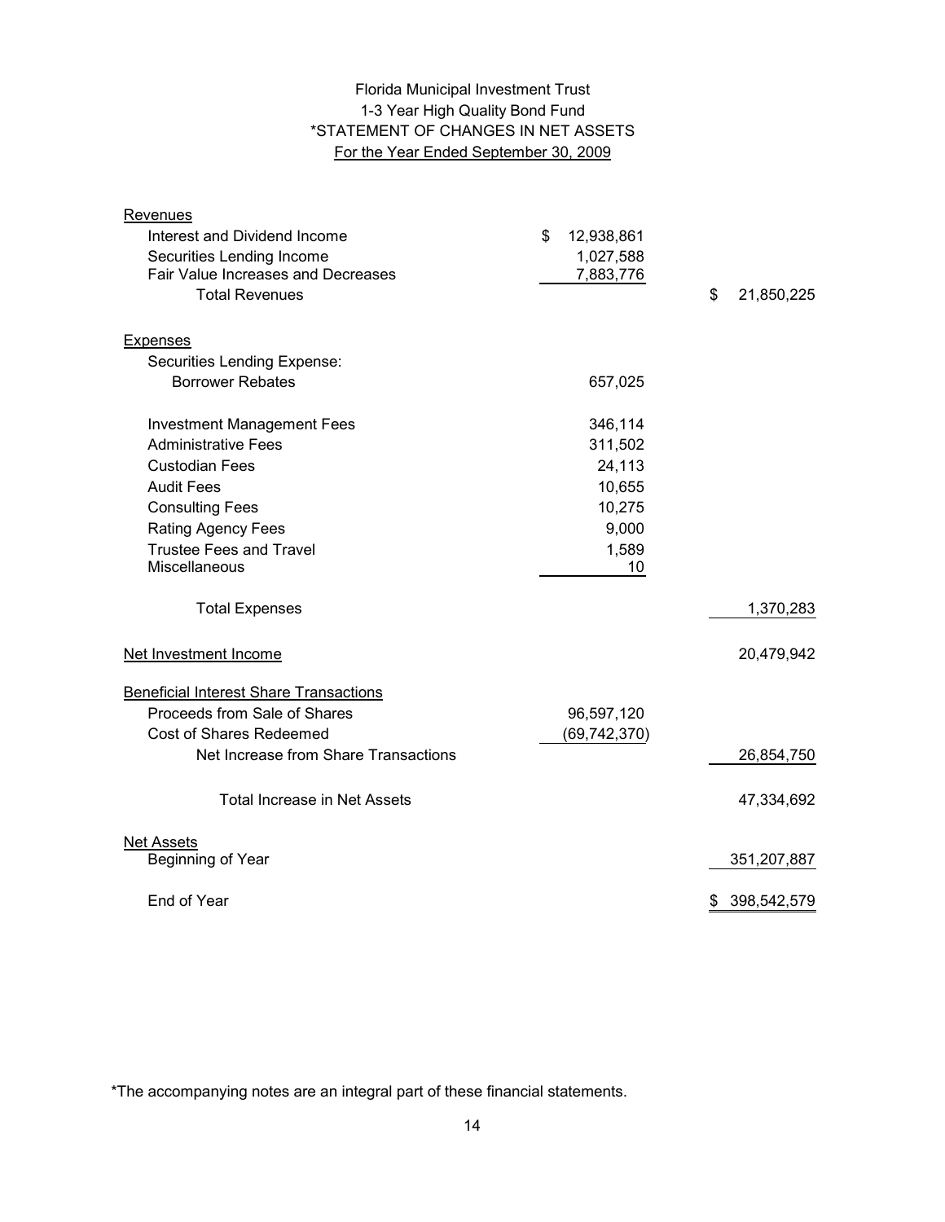# Florida Municipal Investment Trust
## 1-3 Year High Quality Bond Fund
## *STATEMENT OF CHANGES IN NET ASSETS
### For the Year Ended September 30, 2009

| | | |
|---|---|---|
| **Revenues** | | |
| Interest and Dividend Income | $ 12,938,861 | |
| Securities Lending Income | 1,027,588 | |
| Fair Value Increases and Decreases | 7,883,776 | |
| Total Revenues | | $ 21,850,225 |
| **Expenses** | | |
| Securities Lending Expense: | | |
| Borrower Rebates | 657,025 | |
| Investment Management Fees | 346,114 | |
| Administrative Fees | 311,502 | |
| Custodian Fees | 24,113 | |
| Audit Fees | 10,655 | |
| Consulting Fees | 10,275 | |
| Rating Agency Fees | 9,000 | |
| Trustee Fees and Travel | 1,589 | |
| Miscellaneous | 10 | |
| Total Expenses | | 1,370,283 |
| Net Investment Income | | 20,479,942 |
| **Beneficial Interest Share Transactions** | | |
| Proceeds from Sale of Shares | 96,597,120 | |
| Cost of Shares Redeemed | (69,742,370) | |
| Net Increase from Share Transactions | | 26,854,750 |
| Total Increase in Net Assets | | 47,334,692 |
| **Net Assets** | | |
| Beginning of Year | | 351,207,887 |
| End of Year | | $ 398,542,579 |

*The accompanying notes are an integral part of these financial statements.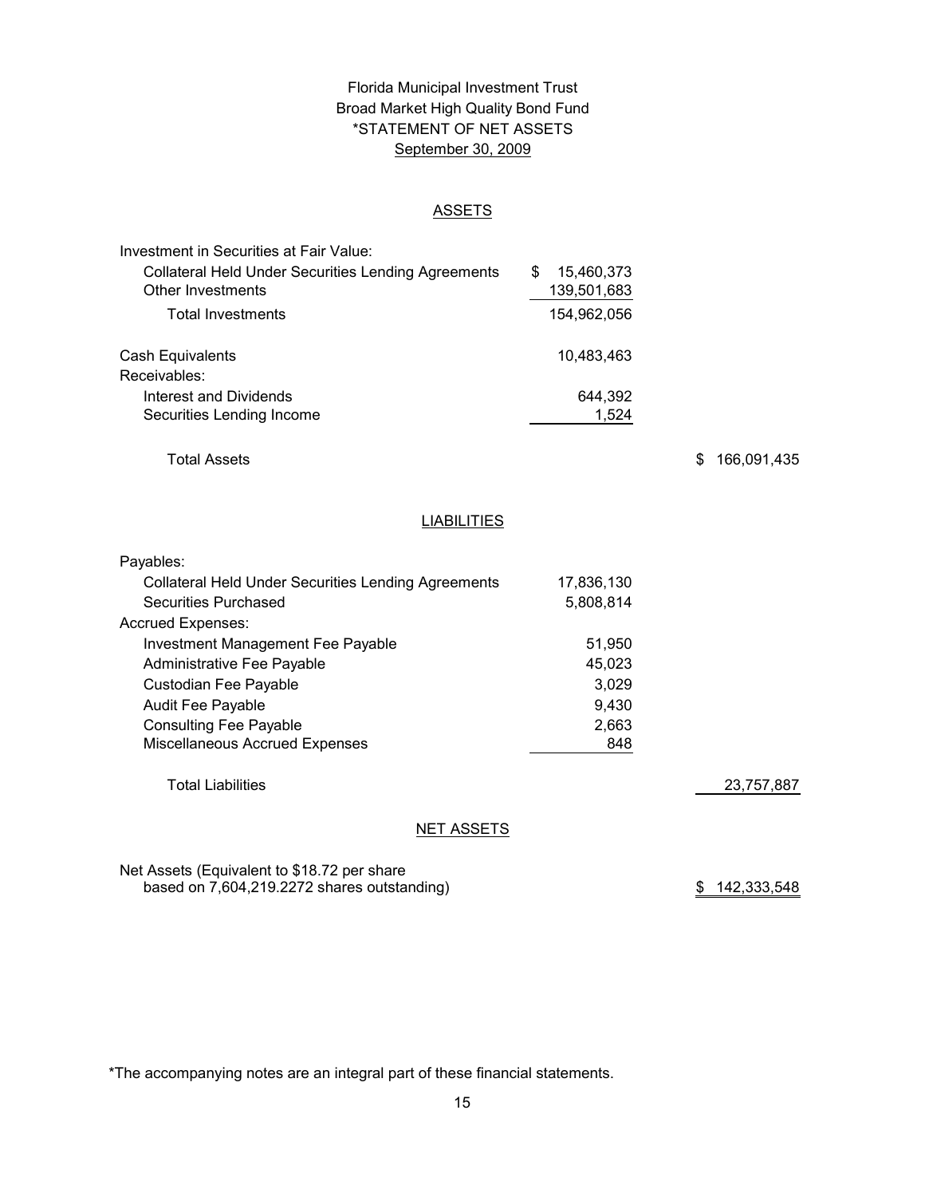Florida Municipal Investment Trust
Broad Market High Quality Bond Fund
*STATEMENT OF NET ASSETS
September 30, 2009

## ASSETS

| | | |
|---|---|---|
| Investment in Securities at Fair Value: | | |
| Collateral Held Under Securities Lending Agreements | $ 15,460,373 | |
| Other Investments | 139,501,683 | |
| Total Investments | 154,962,056 | |
| Cash Equivalents | 10,483,463 | |
| Receivables: | | |
| Interest and Dividends | 644,392 | |
| Securities Lending Income | 1,524 | |
| Total Assets | | $ 166,091,435 |

## LIABILITIES

| | | |
|---|---|---|
| Payables: | | |
| Collateral Held Under Securities Lending Agreements | 17,836,130 | |
| Securities Purchased | 5,808,814 | |
| Accrued Expenses: | | |
| Investment Management Fee Payable | 51,950 | |
| Administrative Fee Payable | 45,023 | |
| Custodian Fee Payable | 3,029 | |
| Audit Fee Payable | 9,430 | |
| Consulting Fee Payable | 2,663 | |
| Miscellaneous Accrued Expenses | 848 | |
| Total Liabilities | | 23,757,887 |

## NET ASSETS

| | |
|---|---|
| Net Assets (Equivalent to $18.72 per share based on 7,604,219.2272 shares outstanding) | $ 142,333,548 |

*The accompanying notes are an integral part of these financial statements.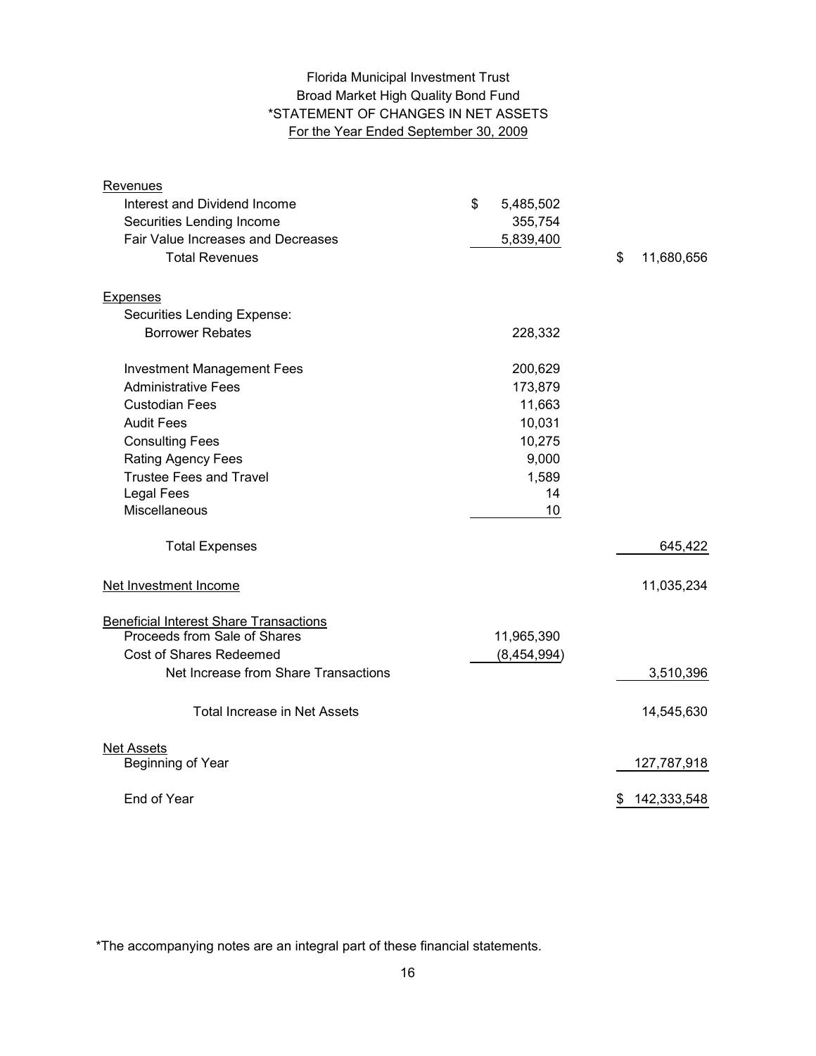# Florida Municipal Investment Trust

## Broad Market High Quality Bond Fund

## *STATEMENT OF CHANGES IN NET ASSETS

### For the Year Ended September 30, 2009

| | | |
|---|---|---|
| **Revenues** | | |
| Interest and Dividend Income | $ 5,485,502 | |
| Securities Lending Income | 355,754 | |
| Fair Value Increases and Decreases | 5,839,400 | |
| Total Revenues | | $ 11,680,656 |
| **Expenses** | | |
| Securities Lending Expense: | | |
| Borrower Rebates | 228,332 | |
| Investment Management Fees | 200,629 | |
| Administrative Fees | 173,879 | |
| Custodian Fees | 11,663 | |
| Audit Fees | 10,031 | |
| Consulting Fees | 10,275 | |
| Rating Agency Fees | 9,000 | |
| Trustee Fees and Travel | 1,589 | |
| Legal Fees | 14 | |
| Miscellaneous | 10 | |
| Total Expenses | | 645,422 |
| **Net Investment Income** | | 11,035,234 |
| **Beneficial Interest Share Transactions** | | |
| Proceeds from Sale of Shares | 11,965,390 | |
| Cost of Shares Redeemed | (8,454,994) | |
| Net Increase from Share Transactions | | 3,510,396 |
| Total Increase in Net Assets | | 14,545,630 |
| **Net Assets** | | |
| Beginning of Year | | 127,787,918 |
| End of Year | | $ 142,333,548 |

*The accompanying notes are an integral part of these financial statements.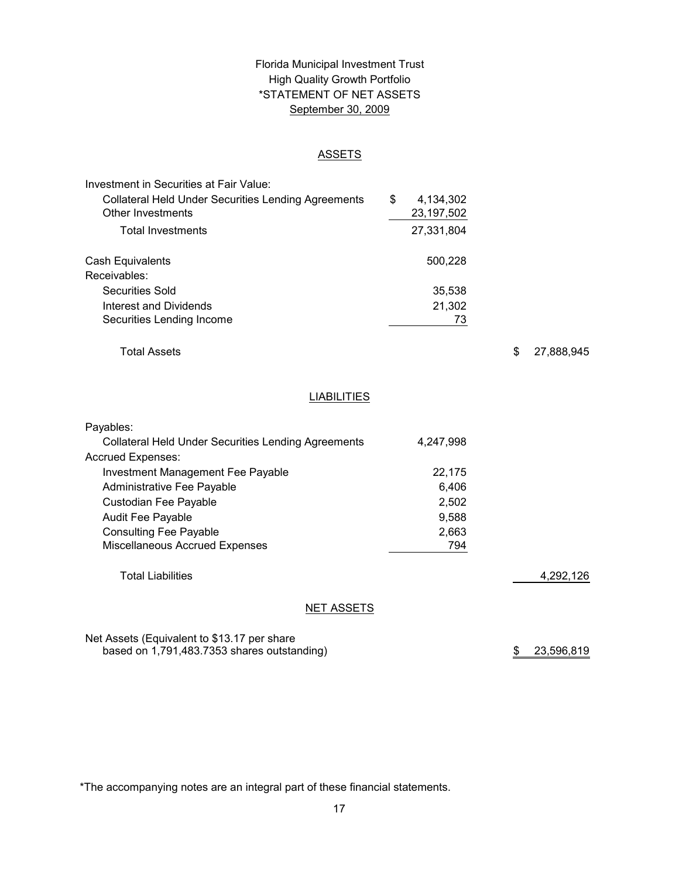Florida Municipal Investment Trust
High Quality Growth Portfolio
*STATEMENT OF NET ASSETS
September 30, 2009

## ASSETS

| | | |
|---|---|---|
| Investment in Securities at Fair Value: | | |
| Collateral Held Under Securities Lending Agreements | $ 4,134,302 | |
| Other Investments | 23,197,502 | |
| Total Investments | 27,331,804 | |
| Cash Equivalents | 500,228 | |
| Receivables: | | |
| Securities Sold | 35,538 | |
| Interest and Dividends | 21,302 | |
| Securities Lending Income | 73 | |
| Total Assets | | $ 27,888,945 |

## LIABILITIES

| | | |
|---|---|---|
| Payables: | | |
| Collateral Held Under Securities Lending Agreements | 4,247,998 | |
| Accrued Expenses: | | |
| Investment Management Fee Payable | 22,175 | |
| Administrative Fee Payable | 6,406 | |
| Custodian Fee Payable | 2,502 | |
| Audit Fee Payable | 9,588 | |
| Consulting Fee Payable | 2,663 | |
| Miscellaneous Accrued Expenses | 794 | |
| Total Liabilities | | 4,292,126 |

## NET ASSETS

| | | |
|---|---|---|
| Net Assets (Equivalent to $13.17 per share based on 1,791,483.7353 shares outstanding) | | $ 23,596,819 |

*The accompanying notes are an integral part of these financial statements.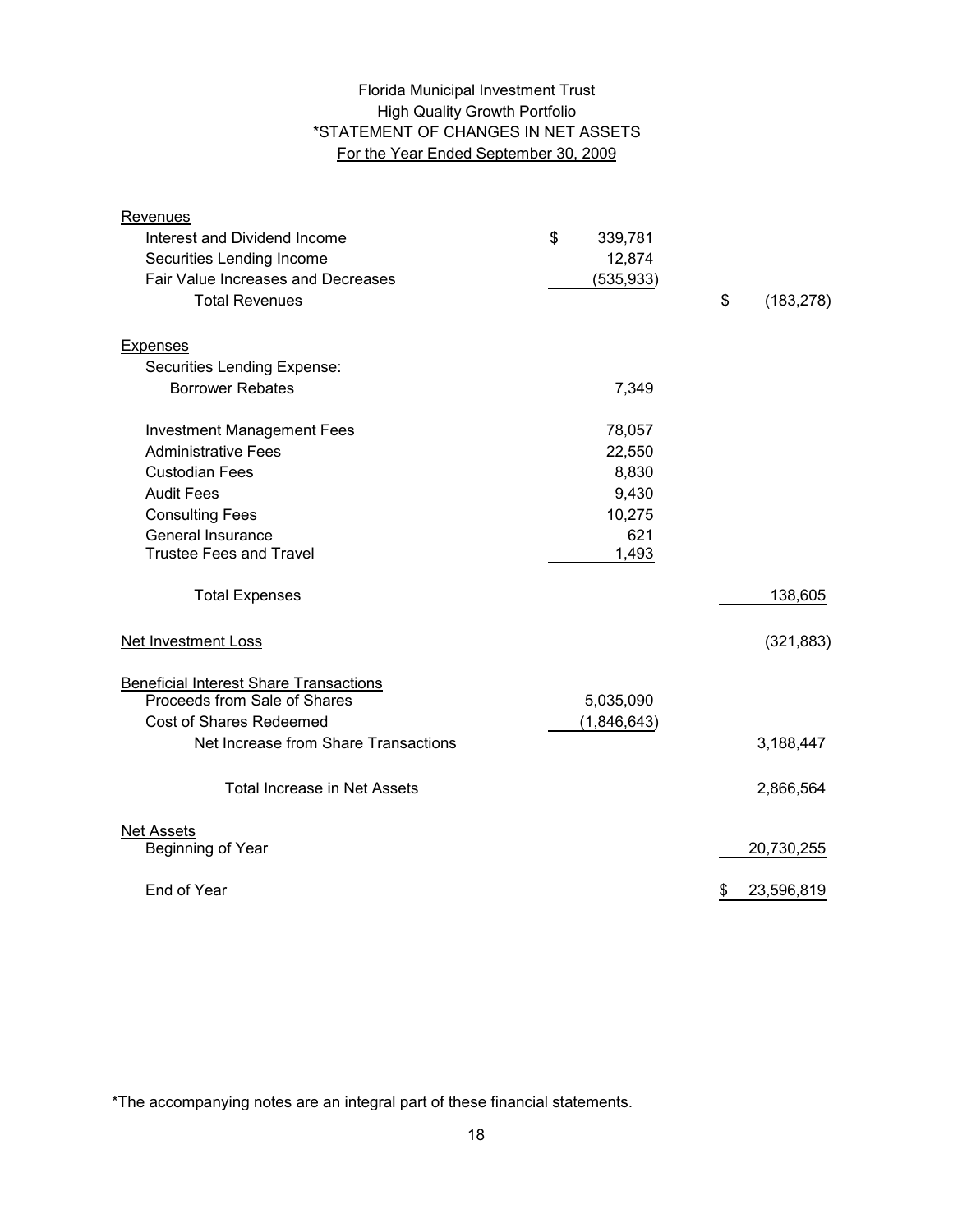Florida Municipal Investment Trust
High Quality Growth Portfolio
*STATEMENT OF CHANGES IN NET ASSETS
For the Year Ended September 30, 2009

| | | |
|---|---|---|
| **Revenues** | | |
| Interest and Dividend Income | $ 339,781 | |
| Securities Lending Income | 12,874 | |
| Fair Value Increases and Decreases | (535,933) | |
| Total Revenues | | $ (183,278) |
| **Expenses** | | |
| Securities Lending Expense: | | |
| Borrower Rebates | 7,349 | |
| Investment Management Fees | 78,057 | |
| Administrative Fees | 22,550 | |
| Custodian Fees | 8,830 | |
| Audit Fees | 9,430 | |
| Consulting Fees | 10,275 | |
| General Insurance | 621 | |
| Trustee Fees and Travel | 1,493 | |
| Total Expenses | | 138,605 |
| **Net Investment Loss** | | (321,883) |
| **Beneficial Interest Share Transactions** | | |
| Proceeds from Sale of Shares | 5,035,090 | |
| Cost of Shares Redeemed | (1,846,643) | |
| Net Increase from Share Transactions | | 3,188,447 |
| Total Increase in Net Assets | | 2,866,564 |
| **Net Assets** | | |
| Beginning of Year | | 20,730,255 |
| End of Year | | $ 23,596,819 |

*The accompanying notes are an integral part of these financial statements.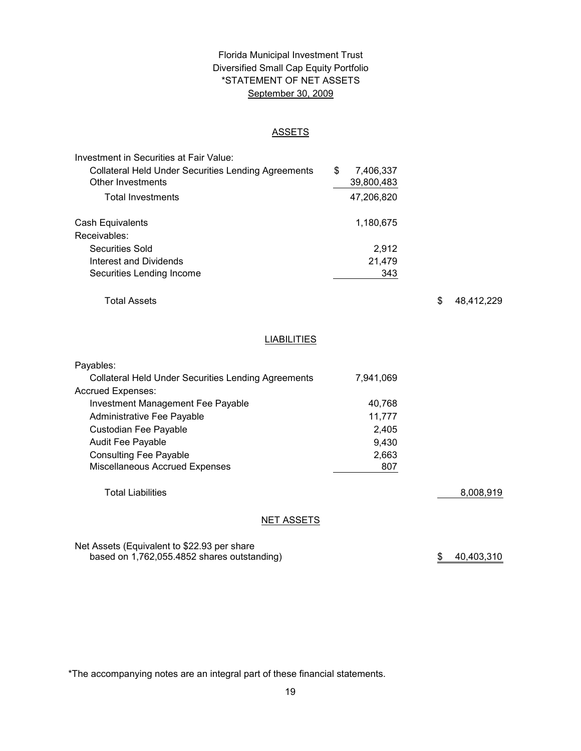Florida Municipal Investment Trust
Diversified Small Cap Equity Portfolio
*STATEMENT OF NET ASSETS
September 30, 2009

## ASSETS

| | | |
|---|---|---|
| Investment in Securities at Fair Value: | | |
| Collateral Held Under Securities Lending Agreements | $ 7,406,337 | |
| Other Investments | 39,800,483 | |
| Total Investments | 47,206,820 | |
| Cash Equivalents | 1,180,675 | |
| Receivables: | | |
| Securities Sold | 2,912 | |
| Interest and Dividends | 21,479 | |
| Securities Lending Income | 343 | |
| Total Assets | | $ 48,412,229 |

## LIABILITIES

| | | |
|---|---|---|
| Payables: | | |
| Collateral Held Under Securities Lending Agreements | 7,941,069 | |
| Accrued Expenses: | | |
| Investment Management Fee Payable | 40,768 | |
| Administrative Fee Payable | 11,777 | |
| Custodian Fee Payable | 2,405 | |
| Audit Fee Payable | 9,430 | |
| Consulting Fee Payable | 2,663 | |
| Miscellaneous Accrued Expenses | 807 | |
| Total Liabilities | | 8,008,919 |

## NET ASSETS

| | | |
|---|---|---|
| Net Assets (Equivalent to $22.93 per share based on 1,762,055.4852 shares outstanding) | | $ 40,403,310 |

*The accompanying notes are an integral part of these financial statements.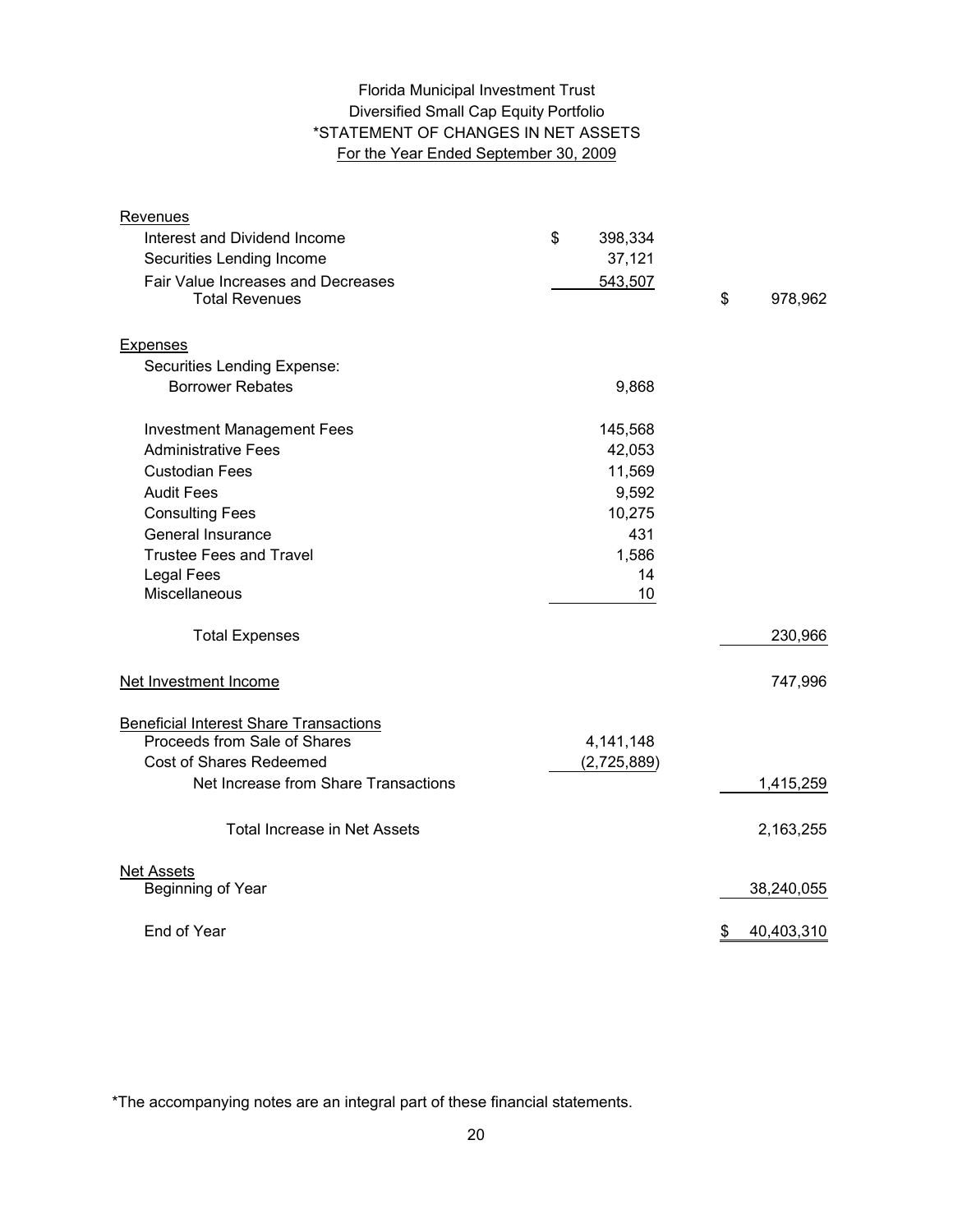# Florida Municipal Investment Trust
## Diversified Small Cap Equity Portfolio
## *STATEMENT OF CHANGES IN NET ASSETS
### For the Year Ended September 30, 2009

| | | |
|---|---|---|
| **Revenues** | | |
| Interest and Dividend Income | $ 398,334 | |
| Securities Lending Income | 37,121 | |
| Fair Value Increases and Decreases | 543,507 | |
| Total Revenues | | $ 978,962 |
| **Expenses** | | |
| Securities Lending Expense: | | |
| Borrower Rebates | 9,868 | |
| Investment Management Fees | 145,568 | |
| Administrative Fees | 42,053 | |
| Custodian Fees | 11,569 | |
| Audit Fees | 9,592 | |
| Consulting Fees | 10,275 | |
| General Insurance | 431 | |
| Trustee Fees and Travel | 1,586 | |
| Legal Fees | 14 | |
| Miscellaneous | 10 | |
| Total Expenses | | 230,966 |
| **Net Investment Income** | | 747,996 |
| **Beneficial Interest Share Transactions** | | |
| Proceeds from Sale of Shares | 4,141,148 | |
| Cost of Shares Redeemed | (2,725,889) | |
| Net Increase from Share Transactions | | 1,415,259 |
| Total Increase in Net Assets | | 2,163,255 |
| **Net Assets** | | |
| Beginning of Year | | 38,240,055 |
| End of Year | | $ 40,403,310 |

*The accompanying notes are an integral part of these financial statements.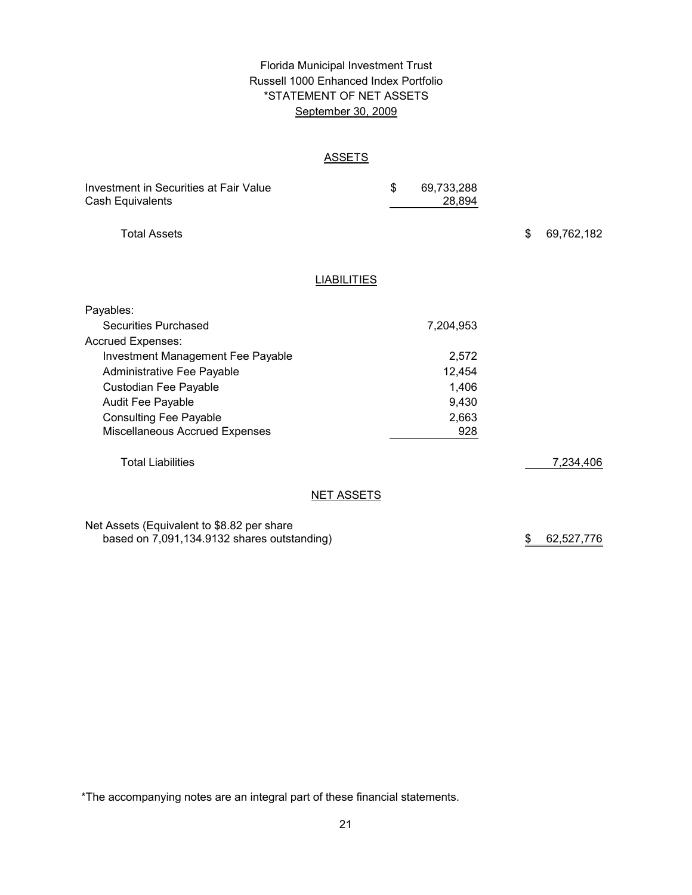# Florida Municipal Investment Trust
## Russell 1000 Enhanced Index Portfolio
## *STATEMENT OF NET ASSETS
## September 30, 2009

### ASSETS

| | | |
|---|---|---|
| Investment in Securities at Fair Value | $ 69,733,288 | |
| Cash Equivalents | 28,894 | |
| Total Assets | | $ 69,762,182 |

### LIABILITIES

| | | |
|---|---|---|
| Payables: | | |
| Securities Purchased | 7,204,953 | |
| Accrued Expenses: | | |
| Investment Management Fee Payable | 2,572 | |
| Administrative Fee Payable | 12,454 | |
| Custodian Fee Payable | 1,406 | |
| Audit Fee Payable | 9,430 | |
| Consulting Fee Payable | 2,663 | |
| Miscellaneous Accrued Expenses | 928 | |
| Total Liabilities | | 7,234,406 |

### NET ASSETS

| | | |
|---|---|---|
| Net Assets (Equivalent to $8.82 per share based on 7,091,134.9132 shares outstanding) | | $ 62,527,776 |

*The accompanying notes are an integral part of these financial statements.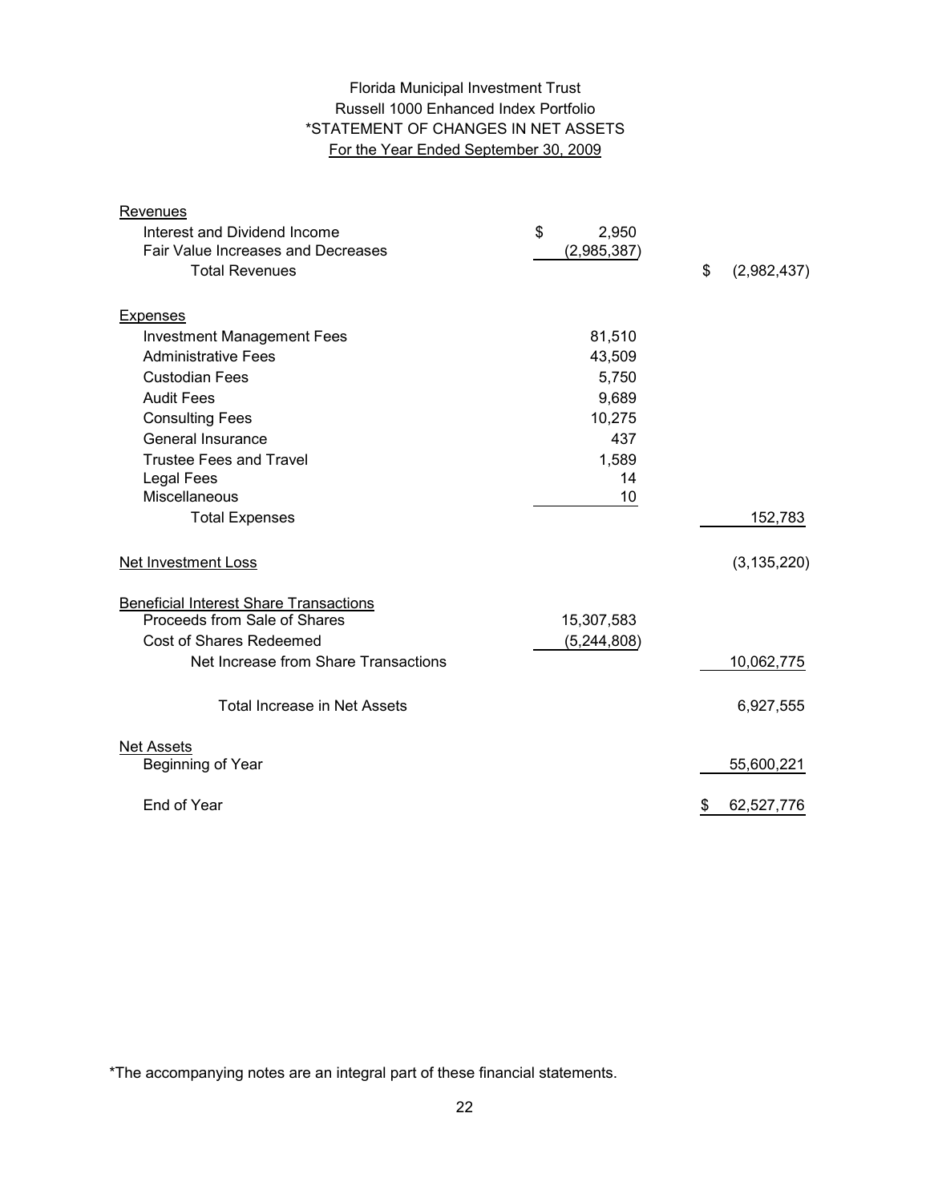# Florida Municipal Investment Trust
## Russell 1000 Enhanced Index Portfolio
## *STATEMENT OF CHANGES IN NET ASSETS
### For the Year Ended September 30, 2009

| | | |
|---|---|---|
| **Revenues** | | |
| Interest and Dividend Income | $ 2,950 | |
| Fair Value Increases and Decreases | (2,985,387) | |
| Total Revenues | | $ (2,982,437) |
| **Expenses** | | |
| Investment Management Fees | 81,510 | |
| Administrative Fees | 43,509 | |
| Custodian Fees | 5,750 | |
| Audit Fees | 9,689 | |
| Consulting Fees | 10,275 | |
| General Insurance | 437 | |
| Trustee Fees and Travel | 1,589 | |
| Legal Fees | 14 | |
| Miscellaneous | 10 | |
| Total Expenses | | 152,783 |
| **Net Investment Loss** | | (3,135,220) |
| **Beneficial Interest Share Transactions** | | |
| Proceeds from Sale of Shares | 15,307,583 | |
| Cost of Shares Redeemed | (5,244,808) | |
| Net Increase from Share Transactions | | 10,062,775 |
| Total Increase in Net Assets | | 6,927,555 |
| **Net Assets** | | |
| Beginning of Year | | 55,600,221 |
| End of Year | | $ 62,527,776 |

*The accompanying notes are an integral part of these financial statements.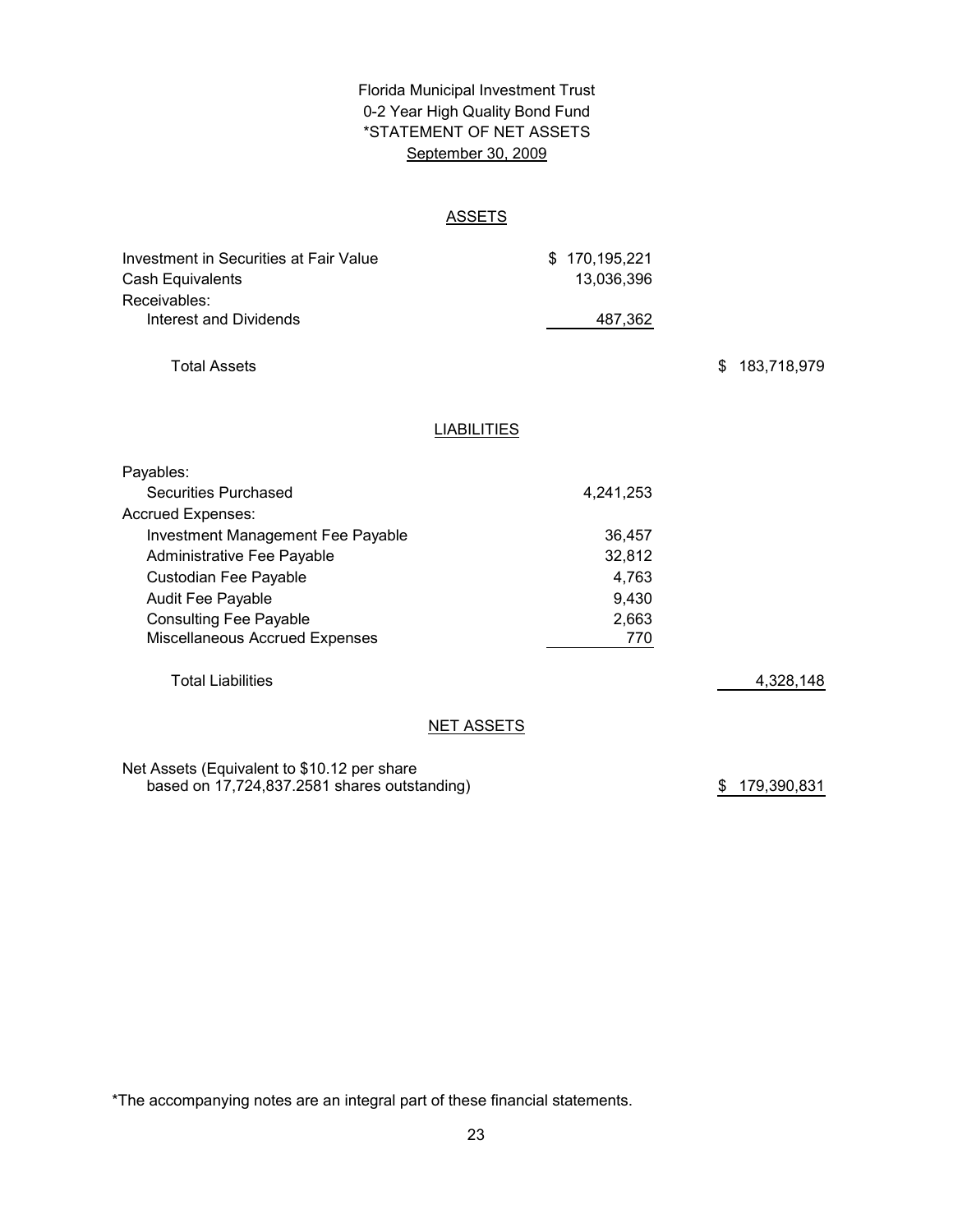# Florida Municipal Investment Trust
## 0-2 Year High Quality Bond Fund
## *STATEMENT OF NET ASSETS
## September 30, 2009

### ASSETS

| | | |
|---|---|---|
| Investment in Securities at Fair Value | $ 170,195,221 | |
| Cash Equivalents | 13,036,396 | |
| Receivables: | | |
| Interest and Dividends | 487,362 | |
| Total Assets | | $ 183,718,979 |

### LIABILITIES

| | | |
|---|---|---|
| Payables: | | |
| Securities Purchased | 4,241,253 | |
| Accrued Expenses: | | |
| Investment Management Fee Payable | 36,457 | |
| Administrative Fee Payable | 32,812 | |
| Custodian Fee Payable | 4,763 | |
| Audit Fee Payable | 9,430 | |
| Consulting Fee Payable | 2,663 | |
| Miscellaneous Accrued Expenses | 770 | |
| Total Liabilities | | 4,328,148 |

### NET ASSETS

| | | |
|---|---|---|
| Net Assets (Equivalent to $10.12 per share based on 17,724,837.2581 shares outstanding) | | $ 179,390,831 |

*The accompanying notes are an integral part of these financial statements.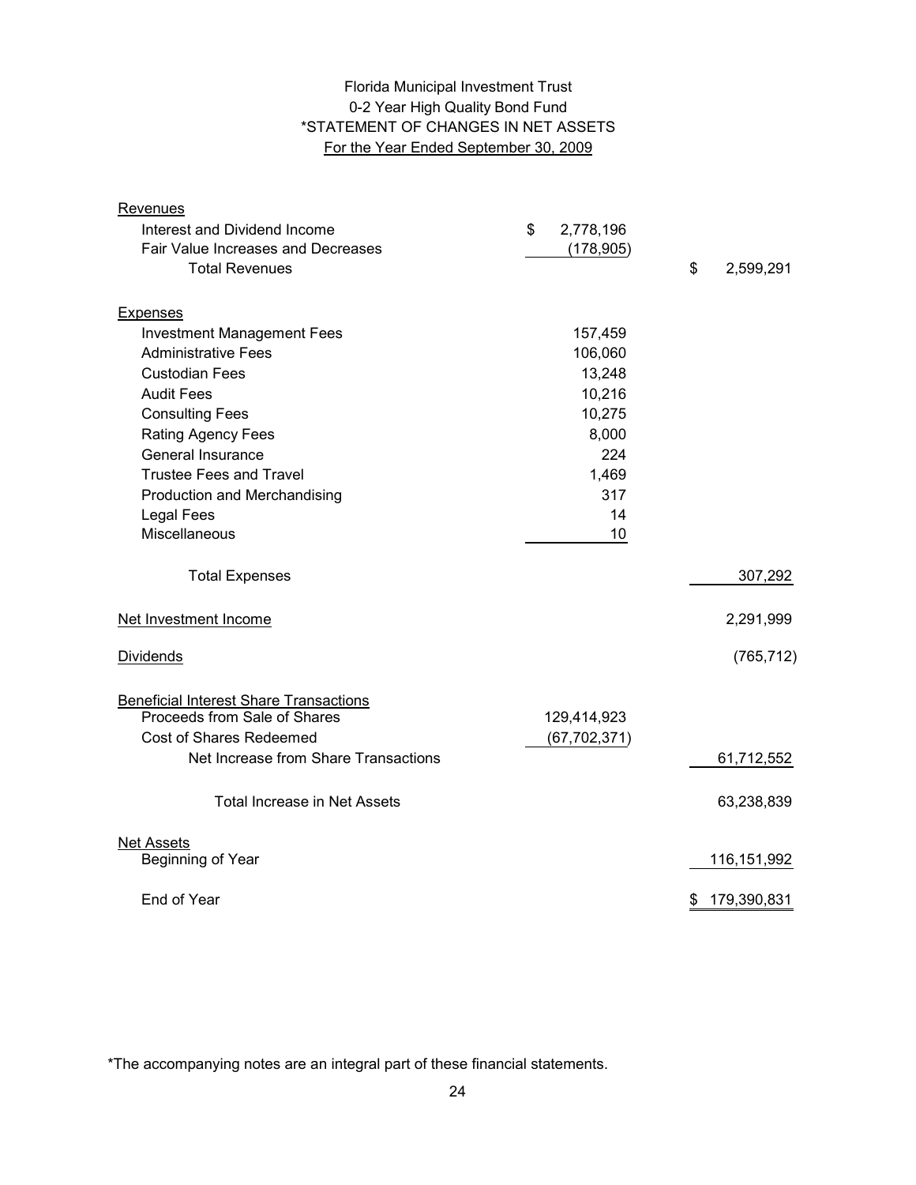# Florida Municipal Investment Trust
## 0-2 Year High Quality Bond Fund
## *STATEMENT OF CHANGES IN NET ASSETS
### For the Year Ended September 30, 2009

| | | |
|---|---|---|
| **Revenues** | | |
| Interest and Dividend Income | $ 2,778,196 | |
| Fair Value Increases and Decreases | (178,905) | |
| Total Revenues | | $ 2,599,291 |
| **Expenses** | | |
| Investment Management Fees | 157,459 | |
| Administrative Fees | 106,060 | |
| Custodian Fees | 13,248 | |
| Audit Fees | 10,216 | |
| Consulting Fees | 10,275 | |
| Rating Agency Fees | 8,000 | |
| General Insurance | 224 | |
| Trustee Fees and Travel | 1,469 | |
| Production and Merchandising | 317 | |
| Legal Fees | 14 | |
| Miscellaneous | 10 | |
| Total Expenses | | 307,292 |
| **Net Investment Income** | | 2,291,999 |
| **Dividends** | | (765,712) |
| **Beneficial Interest Share Transactions** | | |
| Proceeds from Sale of Shares | 129,414,923 | |
| Cost of Shares Redeemed | (67,702,371) | |
| Net Increase from Share Transactions | | 61,712,552 |
| Total Increase in Net Assets | | 63,238,839 |
| **Net Assets** | | |
| Beginning of Year | | 116,151,992 |
| End of Year | | $ 179,390,831 |

*The accompanying notes are an integral part of these financial statements.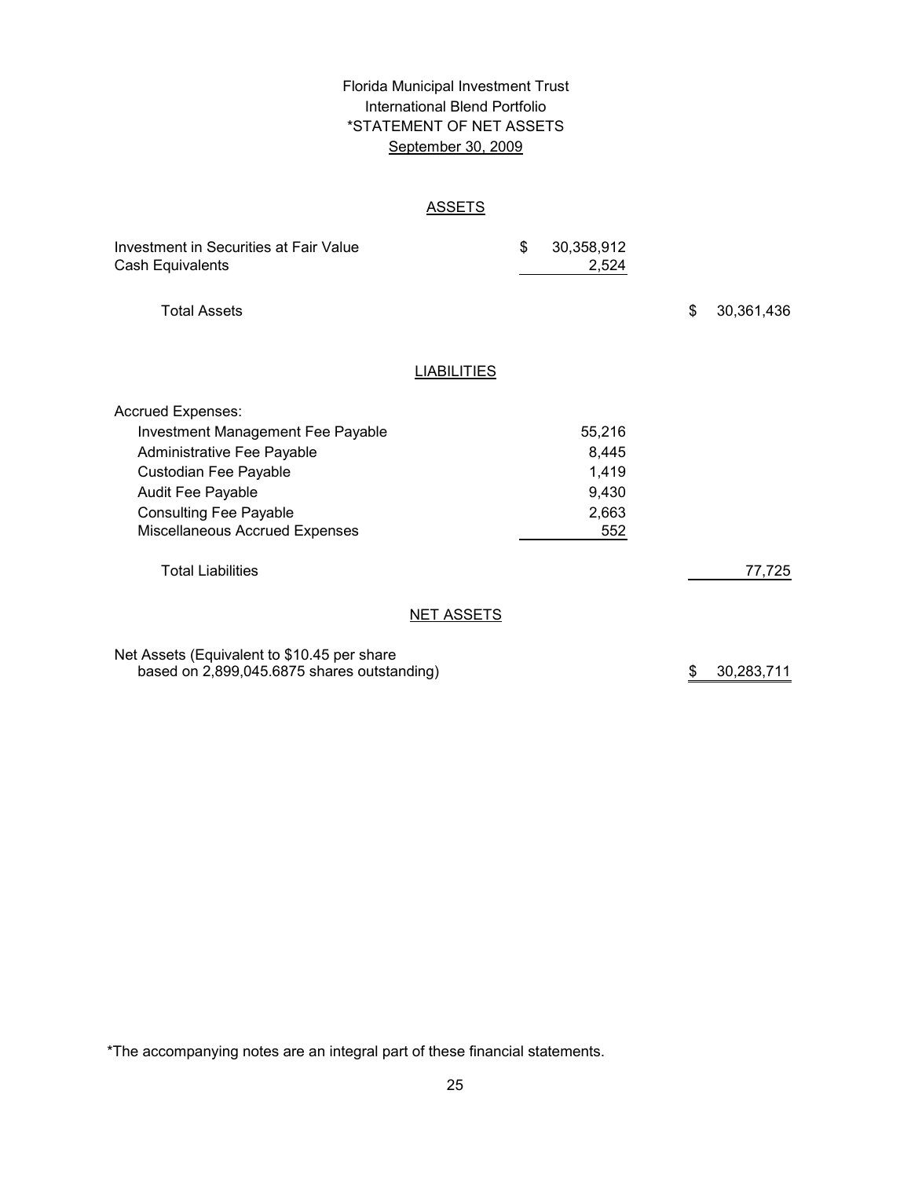# Florida Municipal Investment Trust
## International Blend Portfolio
## *STATEMENT OF NET ASSETS
## September 30, 2009

### ASSETS

| | | |
|---|---|---|
| Investment in Securities at Fair Value | $ 30,358,912 | |
| Cash Equivalents | 2,524 | |
| Total Assets | | $ 30,361,436 |

### LIABILITIES

| | | |
|---|---|---|
| Accrued Expenses: | | |
| Investment Management Fee Payable | 55,216 | |
| Administrative Fee Payable | 8,445 | |
| Custodian Fee Payable | 1,419 | |
| Audit Fee Payable | 9,430 | |
| Consulting Fee Payable | 2,663 | |
| Miscellaneous Accrued Expenses | 552 | |
| Total Liabilities | | 77,725 |

### NET ASSETS

| | | |
|---|---|---|
| Net Assets (Equivalent to $10.45 per share based on 2,899,045.6875 shares outstanding) | | $ 30,283,711 |

*The accompanying notes are an integral part of these financial statements.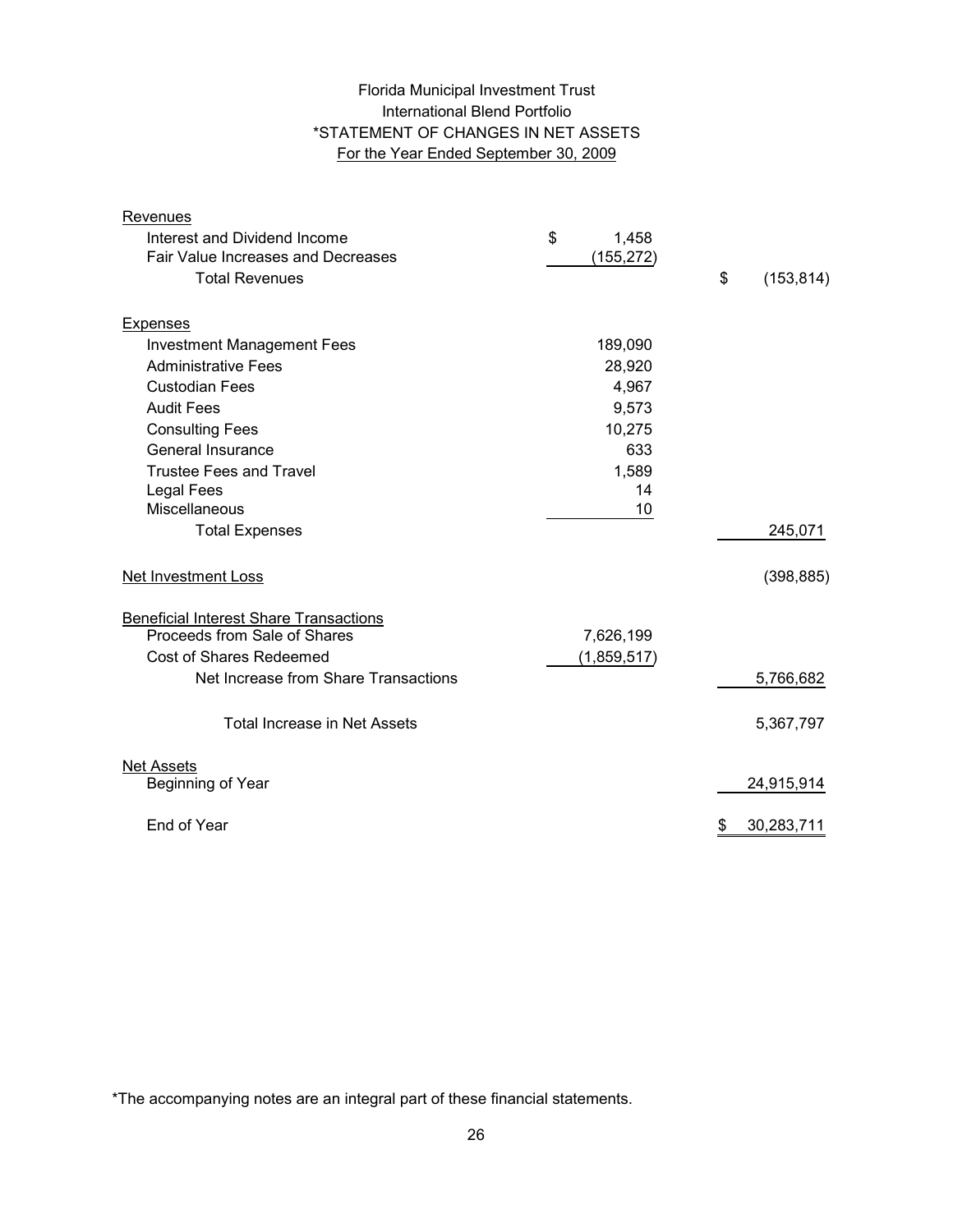# Florida Municipal Investment Trust
## International Blend Portfolio
## *STATEMENT OF CHANGES IN NET ASSETS
### For the Year Ended September 30, 2009

| | | |
|---|---|---|
| **Revenues** | | |
| Interest and Dividend Income | $ 1,458 | |
| Fair Value Increases and Decreases | (155,272) | |
| Total Revenues | | $ (153,814) |
| **Expenses** | | |
| Investment Management Fees | 189,090 | |
| Administrative Fees | 28,920 | |
| Custodian Fees | 4,967 | |
| Audit Fees | 9,573 | |
| Consulting Fees | 10,275 | |
| General Insurance | 633 | |
| Trustee Fees and Travel | 1,589 | |
| Legal Fees | 14 | |
| Miscellaneous | 10 | |
| Total Expenses | | 245,071 |
| **Net Investment Loss** | | (398,885) |
| **Beneficial Interest Share Transactions** | | |
| Proceeds from Sale of Shares | 7,626,199 | |
| Cost of Shares Redeemed | (1,859,517) | |
| Net Increase from Share Transactions | | 5,766,682 |
| Total Increase in Net Assets | | 5,367,797 |
| **Net Assets** | | |
| Beginning of Year | | 24,915,914 |
| End of Year | | $ 30,283,711 |

*The accompanying notes are an integral part of these financial statements.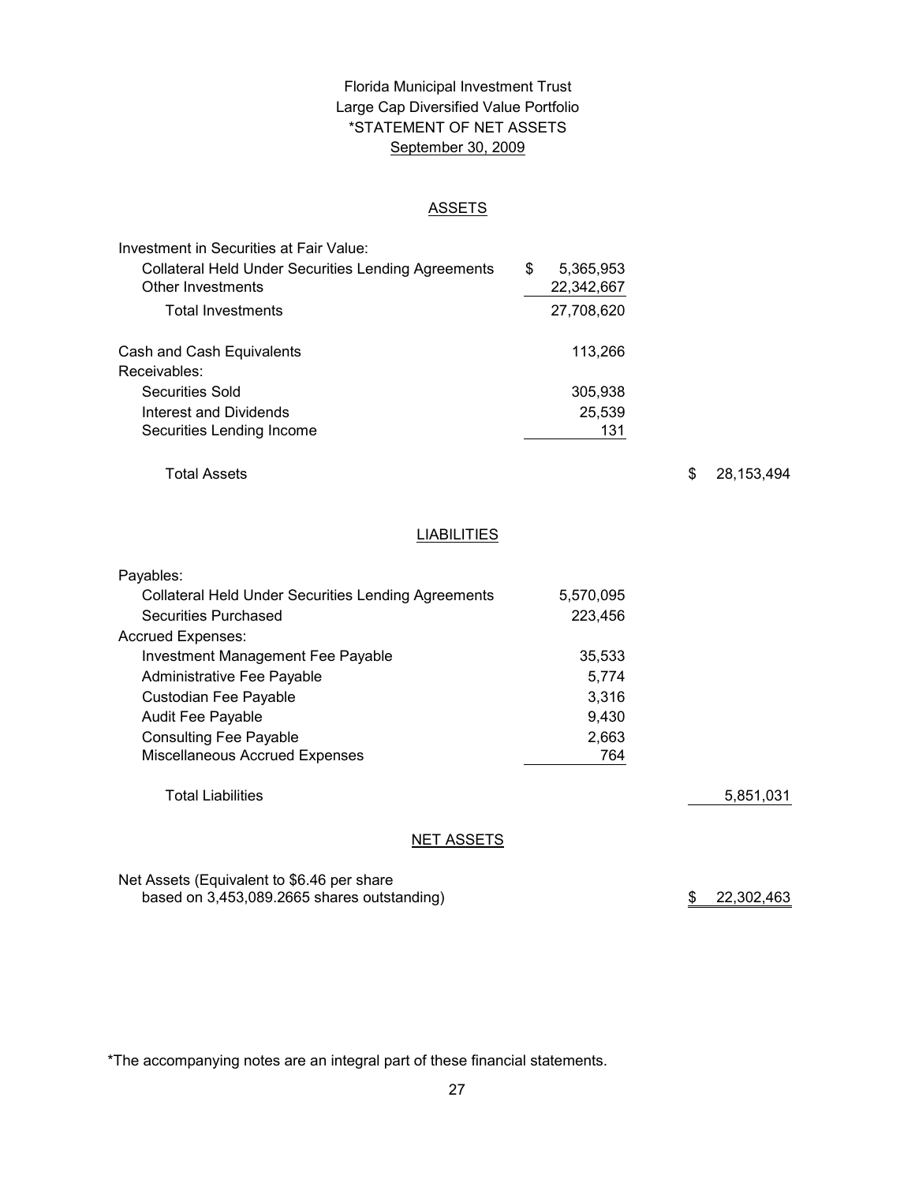# Florida Municipal Investment Trust
## Large Cap Diversified Value Portfolio
## *STATEMENT OF NET ASSETS
## September 30, 2009

### ASSETS

| | | |
|---|---|---|
| Investment in Securities at Fair Value: | | |
| Collateral Held Under Securities Lending Agreements | $ 5,365,953 | |
| Other Investments | 22,342,667 | |
| Total Investments | 27,708,620 | |
| Cash and Cash Equivalents | 113,266 | |
| Receivables: | | |
| Securities Sold | 305,938 | |
| Interest and Dividends | 25,539 | |
| Securities Lending Income | 131 | |
| Total Assets | | $ 28,153,494 |

### LIABILITIES

| | | |
|---|---|---|
| Payables: | | |
| Collateral Held Under Securities Lending Agreements | 5,570,095 | |
| Securities Purchased | 223,456 | |
| Accrued Expenses: | | |
| Investment Management Fee Payable | 35,533 | |
| Administrative Fee Payable | 5,774 | |
| Custodian Fee Payable | 3,316 | |
| Audit Fee Payable | 9,430 | |
| Consulting Fee Payable | 2,663 | |
| Miscellaneous Accrued Expenses | 764 | |
| Total Liabilities | | 5,851,031 |

### NET ASSETS

| | |
|---|---|
| Net Assets (Equivalent to $6.46 per share based on 3,453,089.2665 shares outstanding) | $ 22,302,463 |

*The accompanying notes are an integral part of these financial statements.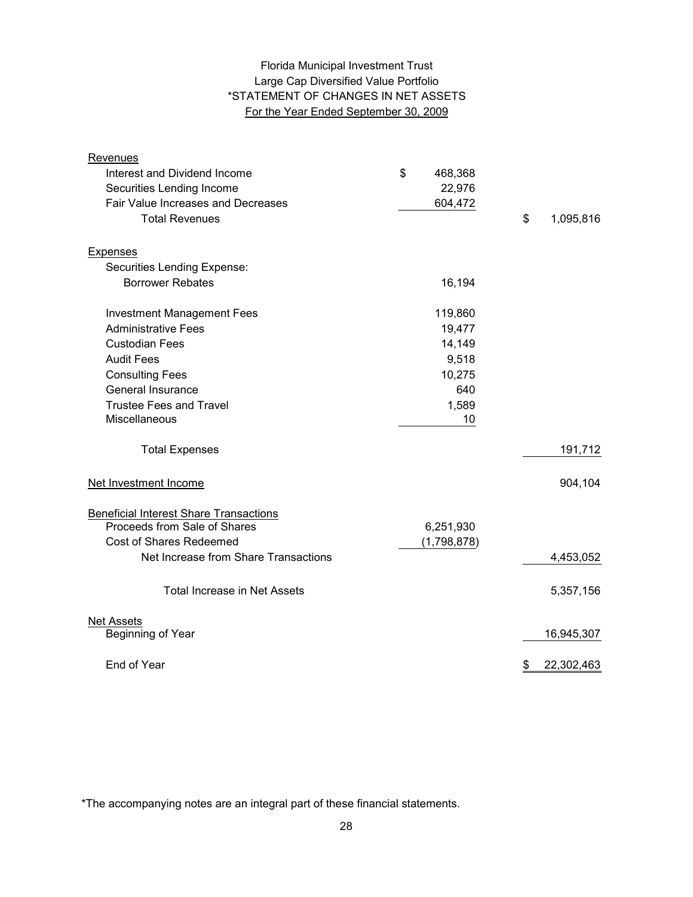# Florida Municipal Investment Trust
## Large Cap Diversified Value Portfolio
## *STATEMENT OF CHANGES IN NET ASSETS
### For the Year Ended September 30, 2009

| | | |
|---|---|---|
| **Revenues** | | |
| Interest and Dividend Income | $ 468,368 | |
| Securities Lending Income | 22,976 | |
| Fair Value Increases and Decreases | 604,472 | |
| Total Revenues | | $ 1,095,816 |
| **Expenses** | | |
| Securities Lending Expense: | | |
| Borrower Rebates | 16,194 | |
| Investment Management Fees | 119,860 | |
| Administrative Fees | 19,477 | |
| Custodian Fees | 14,149 | |
| Audit Fees | 9,518 | |
| Consulting Fees | 10,275 | |
| General Insurance | 640 | |
| Trustee Fees and Travel | 1,589 | |
| Miscellaneous | 10 | |
| Total Expenses | | 191,712 |
| **Net Investment Income** | | 904,104 |
| **Beneficial Interest Share Transactions** | | |
| Proceeds from Sale of Shares | 6,251,930 | |
| Cost of Shares Redeemed | (1,798,878) | |
| Net Increase from Share Transactions | | 4,453,052 |
| Total Increase in Net Assets | | 5,357,156 |
| **Net Assets** | | |
| Beginning of Year | | 16,945,307 |
| End of Year | | $ 22,302,463 |

*The accompanying notes are an integral part of these financial statements.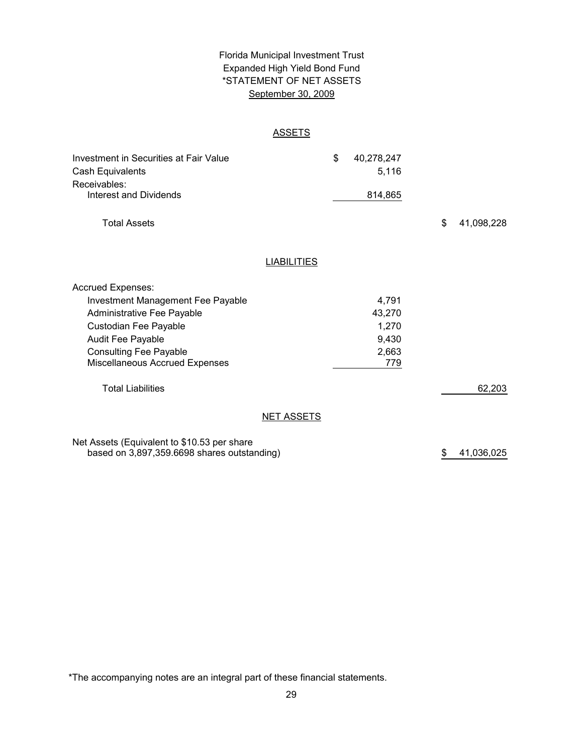# Florida Municipal Investment Trust
## Expanded High Yield Bond Fund
## *STATEMENT OF NET ASSETS
### September 30, 2009

### ASSETS

| | | |
|---|---|---|
| Investment in Securities at Fair Value | $ 40,278,247 | |
| Cash Equivalents | 5,116 | |
| Receivables: | | |
| Interest and Dividends | 814,865 | |
| Total Assets | | $ 41,098,228 |

### LIABILITIES

| | | |
|---|---|---|
| Accrued Expenses: | | |
| Investment Management Fee Payable | 4,791 | |
| Administrative Fee Payable | 43,270 | |
| Custodian Fee Payable | 1,270 | |
| Audit Fee Payable | 9,430 | |
| Consulting Fee Payable | 2,663 | |
| Miscellaneous Accrued Expenses | 779 | |
| Total Liabilities | | 62,203 |

### NET ASSETS

| | | |
|---|---|---|
| Net Assets (Equivalent to $10.53 per share based on 3,897,359.6698 shares outstanding) | | $ 41,036,025 |

*The accompanying notes are an integral part of these financial statements.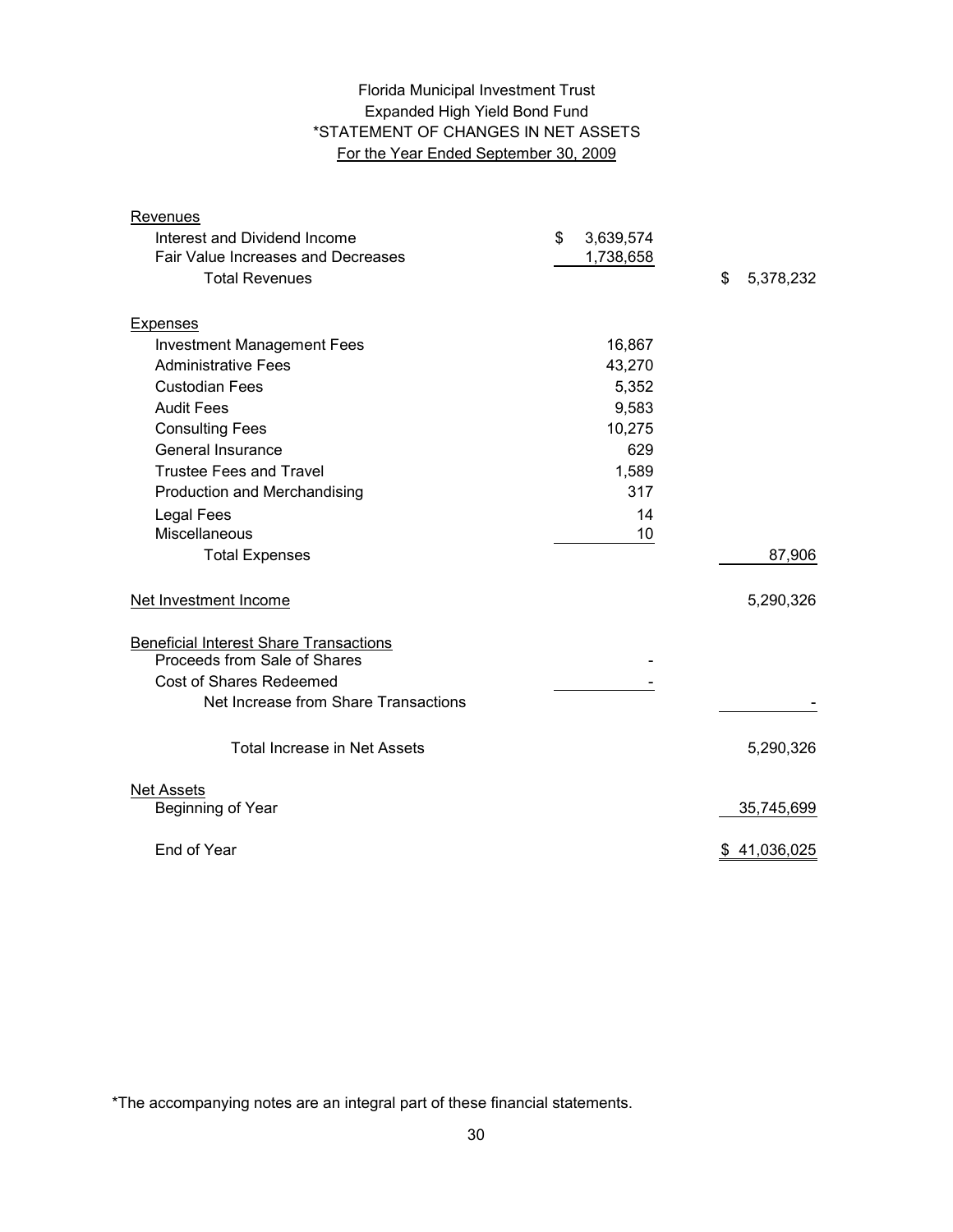Florida Municipal Investment Trust
Expanded High Yield Bond Fund
*STATEMENT OF CHANGES IN NET ASSETS
For the Year Ended September 30, 2009

| | | |
|---|---|---|
| **Revenues** | | |
| Interest and Dividend Income | $ 3,639,574 | |
| Fair Value Increases and Decreases | 1,738,658 | |
| Total Revenues | | $ 5,378,232 |
| **Expenses** | | |
| Investment Management Fees | 16,867 | |
| Administrative Fees | 43,270 | |
| Custodian Fees | 5,352 | |
| Audit Fees | 9,583 | |
| Consulting Fees | 10,275 | |
| General Insurance | 629 | |
| Trustee Fees and Travel | 1,589 | |
| Production and Merchandising | 317 | |
| Legal Fees | 14 | |
| Miscellaneous | 10 | |
| Total Expenses | | 87,906 |
| **Net Investment Income** | | 5,290,326 |
| **Beneficial Interest Share Transactions** | | |
| Proceeds from Sale of Shares | - | |
| Cost of Shares Redeemed | - | |
| Net Increase from Share Transactions | | - |
| Total Increase in Net Assets | | 5,290,326 |
| **Net Assets** | | |
| Beginning of Year | | 35,745,699 |
| End of Year | | $ 41,036,025 |

*The accompanying notes are an integral part of these financial statements.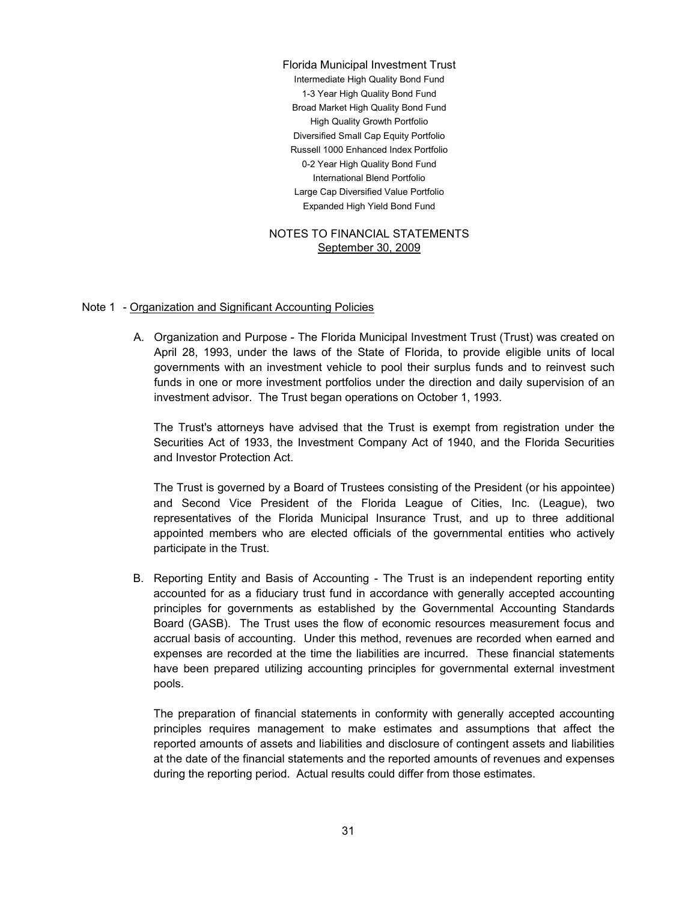Florida Municipal Investment Trust

Intermediate High Quality Bond Fund
1-3 Year High Quality Bond Fund
Broad Market High Quality Bond Fund
High Quality Growth Portfolio
Diversified Small Cap Equity Portfolio
Russell 1000 Enhanced Index Portfolio
0-2 Year High Quality Bond Fund
International Blend Portfolio
Large Cap Diversified Value Portfolio
Expanded High Yield Bond Fund

NOTES TO FINANCIAL STATEMENTS
September 30, 2009

Note 1 - Organization and Significant Accounting Policies

A. Organization and Purpose - The Florida Municipal Investment Trust (Trust) was created on April 28, 1993, under the laws of the State of Florida, to provide eligible units of local governments with an investment vehicle to pool their surplus funds and to reinvest such funds in one or more investment portfolios under the direction and daily supervision of an investment advisor. The Trust began operations on October 1, 1993.

   The Trust's attorneys have advised that the Trust is exempt from registration under the Securities Act of 1933, the Investment Company Act of 1940, and the Florida Securities and Investor Protection Act.

   The Trust is governed by a Board of Trustees consisting of the President (or his appointee) and Second Vice President of the Florida League of Cities, Inc. (League), two representatives of the Florida Municipal Insurance Trust, and up to three additional appointed members who are elected officials of the governmental entities who actively participate in the Trust.

B. Reporting Entity and Basis of Accounting - The Trust is an independent reporting entity accounted for as a fiduciary trust fund in accordance with generally accepted accounting principles for governments as established by the Governmental Accounting Standards Board (GASB). The Trust uses the flow of economic resources measurement focus and accrual basis of accounting. Under this method, revenues are recorded when earned and expenses are recorded at the time the liabilities are incurred. These financial statements have been prepared utilizing accounting principles for governmental external investment pools.

   The preparation of financial statements in conformity with generally accepted accounting principles requires management to make estimates and assumptions that affect the reported amounts of assets and liabilities and disclosure of contingent assets and liabilities at the date of the financial statements and the reported amounts of revenues and expenses during the reporting period. Actual results could differ from those estimates.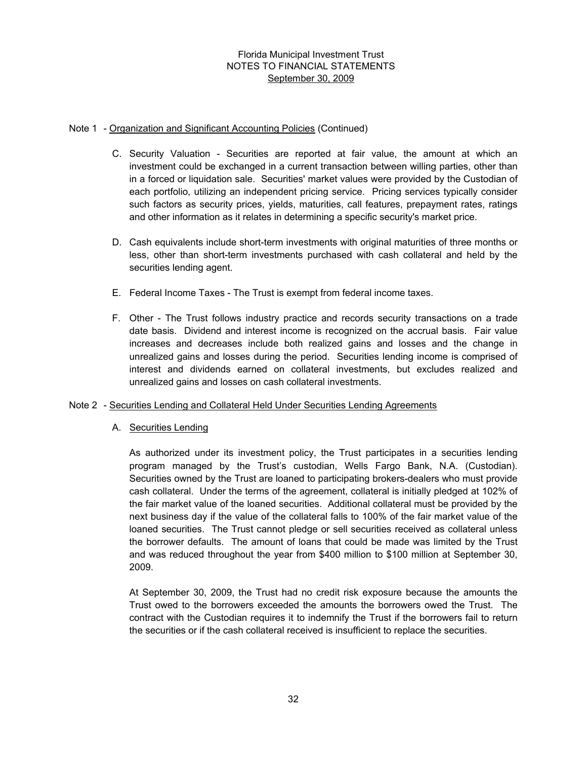Florida Municipal Investment Trust
NOTES TO FINANCIAL STATEMENTS
September 30, 2009

Note 1 - Organization and Significant Accounting Policies (Continued)

C. Security Valuation - Securities are reported at fair value, the amount at which an investment could be exchanged in a current transaction between willing parties, other than in a forced or liquidation sale. Securities' market values were provided by the Custodian of each portfolio, utilizing an independent pricing service. Pricing services typically consider such factors as security prices, yields, maturities, call features, prepayment rates, ratings and other information as it relates in determining a specific security's market price.

D. Cash equivalents include short-term investments with original maturities of three months or less, other than short-term investments purchased with cash collateral and held by the securities lending agent.

E. Federal Income Taxes - The Trust is exempt from federal income taxes.

F. Other - The Trust follows industry practice and records security transactions on a trade date basis. Dividend and interest income is recognized on the accrual basis. Fair value increases and decreases include both realized gains and losses and the change in unrealized gains and losses during the period. Securities lending income is comprised of interest and dividends earned on collateral investments, but excludes realized and unrealized gains and losses on cash collateral investments.

Note 2 - Securities Lending and Collateral Held Under Securities Lending Agreements

A. Securities Lending

As authorized under its investment policy, the Trust participates in a securities lending program managed by the Trust's custodian, Wells Fargo Bank, N.A. (Custodian). Securities owned by the Trust are loaned to participating brokers-dealers who must provide cash collateral. Under the terms of the agreement, collateral is initially pledged at 102% of the fair market value of the loaned securities. Additional collateral must be provided by the next business day if the value of the collateral falls to 100% of the fair market value of the loaned securities. The Trust cannot pledge or sell securities received as collateral unless the borrower defaults. The amount of loans that could be made was limited by the Trust and was reduced throughout the year from $400 million to $100 million at September 30, 2009.

At September 30, 2009, the Trust had no credit risk exposure because the amounts the Trust owed to the borrowers exceeded the amounts the borrowers owed the Trust. The contract with the Custodian requires it to indemnify the Trust if the borrowers fail to return the securities or if the cash collateral received is insufficient to replace the securities.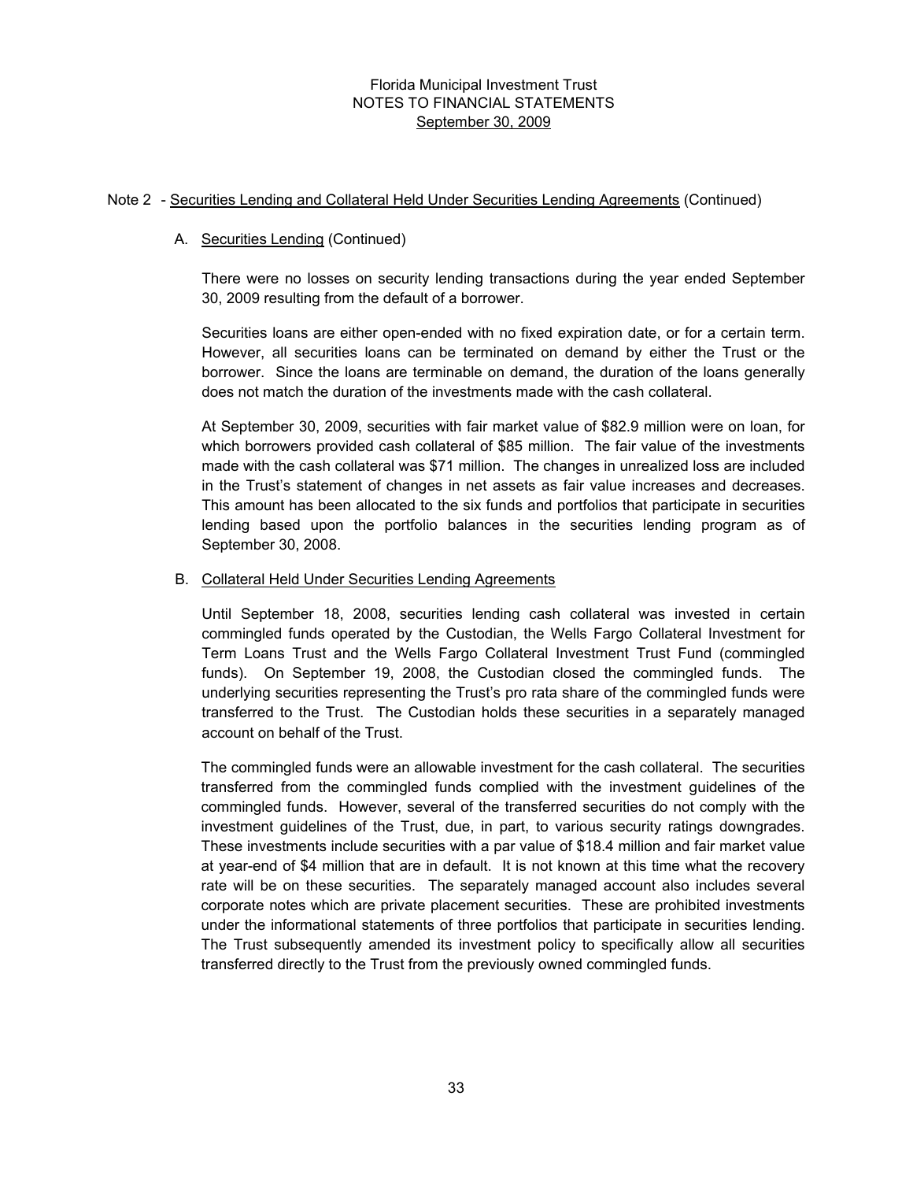Note 2 - Securities Lending and Collateral Held Under Securities Lending Agreements (Continued)

A. Securities Lending (Continued)

There were no losses on security lending transactions during the year ended September 30, 2009 resulting from the default of a borrower.

Securities loans are either open-ended with no fixed expiration date, or for a certain term. However, all securities loans can be terminated on demand by either the Trust or the borrower. Since the loans are terminable on demand, the duration of the loans generally does not match the duration of the investments made with the cash collateral.

At September 30, 2009, securities with fair market value of $82.9 million were on loan, for which borrowers provided cash collateral of $85 million. The fair value of the investments made with the cash collateral was $71 million. The changes in unrealized loss are included in the Trust's statement of changes in net assets as fair value increases and decreases. This amount has been allocated to the six funds and portfolios that participate in securities lending based upon the portfolio balances in the securities lending program as of September 30, 2008.

B. Collateral Held Under Securities Lending Agreements

Until September 18, 2008, securities lending cash collateral was invested in certain commingled funds operated by the Custodian, the Wells Fargo Collateral Investment for Term Loans Trust and the Wells Fargo Collateral Investment Trust Fund (commingled funds). On September 19, 2008, the Custodian closed the commingled funds. The underlying securities representing the Trust's pro rata share of the commingled funds were transferred to the Trust. The Custodian holds these securities in a separately managed account on behalf of the Trust.

The commingled funds were an allowable investment for the cash collateral. The securities transferred from the commingled funds complied with the investment guidelines of the commingled funds. However, several of the transferred securities do not comply with the investment guidelines of the Trust, due, in part, to various security ratings downgrades. These investments include securities with a par value of $18.4 million and fair market value at year-end of $4 million that are in default. It is not known at this time what the recovery rate will be on these securities. The separately managed account also includes several corporate notes which are private placement securities. These are prohibited investments under the informational statements of three portfolios that participate in securities lending. The Trust subsequently amended its investment policy to specifically allow all securities transferred directly to the Trust from the previously owned commingled funds.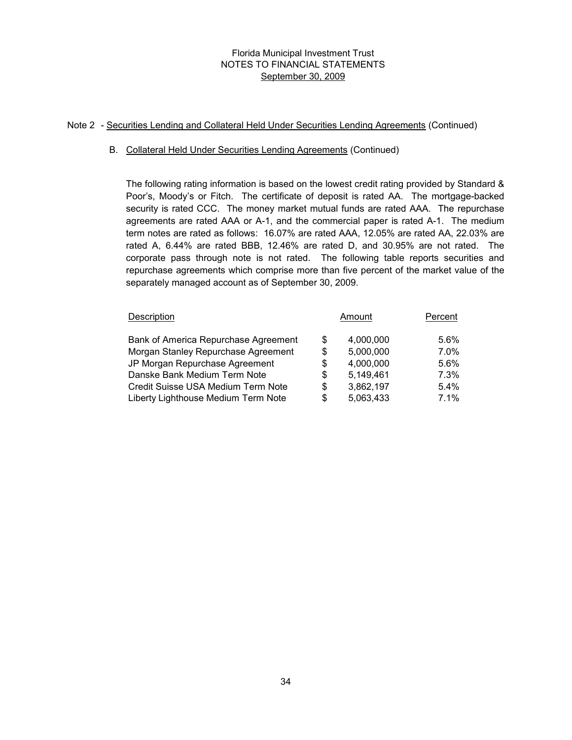Florida Municipal Investment Trust
NOTES TO FINANCIAL STATEMENTS
September 30, 2009

Note 2 - Securities Lending and Collateral Held Under Securities Lending Agreements (Continued)

B. Collateral Held Under Securities Lending Agreements (Continued)

The following rating information is based on the lowest credit rating provided by Standard & Poor's, Moody's or Fitch. The certificate of deposit is rated AA. The mortgage-backed security is rated CCC. The money market mutual funds are rated AAA. The repurchase agreements are rated AAA or A-1, and the commercial paper is rated A-1. The medium term notes are rated as follows: 16.07% are rated AAA, 12.05% are rated AA, 22.03% are rated A, 6.44% are rated BBB, 12.46% are rated D, and 30.95% are not rated. The corporate pass through note is not rated. The following table reports securities and repurchase agreements which comprise more than five percent of the market value of the separately managed account as of September 30, 2009.

| Description | Amount | Percent |
|---|---|---|
| Bank of America Repurchase Agreement | $ 4,000,000 | 5.6% |
| Morgan Stanley Repurchase Agreement | $ 5,000,000 | 7.0% |
| JP Morgan Repurchase Agreement | $ 4,000,000 | 5.6% |
| Danske Bank Medium Term Note | $ 5,149,461 | 7.3% |
| Credit Suisse USA Medium Term Note | $ 3,862,197 | 5.4% |
| Liberty Lighthouse Medium Term Note | $ 5,063,433 | 7.1% |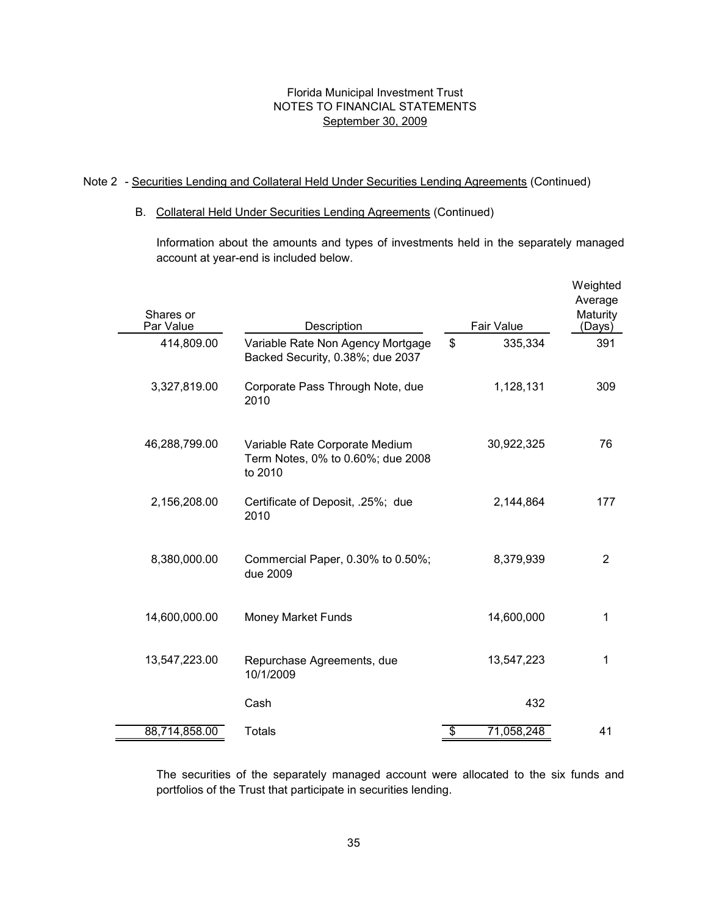Florida Municipal Investment Trust
NOTES TO FINANCIAL STATEMENTS
September 30, 2009

Note 2 - Securities Lending and Collateral Held Under Securities Lending Agreements (Continued)

B. Collateral Held Under Securities Lending Agreements (Continued)

Information about the amounts and types of investments held in the separately managed account at year-end is included below.

| Shares or Par Value | Description | Fair Value | Weighted Average Maturity (Days) |
|---|---|---|---|
| 414,809.00 | Variable Rate Non Agency Mortgage Backed Security, 0.38%; due 2037 | $ 335,334 | 391 |
| 3,327,819.00 | Corporate Pass Through Note, due 2010 | 1,128,131 | 309 |
| 46,288,799.00 | Variable Rate Corporate Medium Term Notes, 0% to 0.60%; due 2008 to 2010 | 30,922,325 | 76 |
| 2,156,208.00 | Certificate of Deposit, .25%; due 2010 | 2,144,864 | 177 |
| 8,380,000.00 | Commercial Paper, 0.30% to 0.50%; due 2009 | 8,379,939 | 2 |
| 14,600,000.00 | Money Market Funds | 14,600,000 | 1 |
| 13,547,223.00 | Repurchase Agreements, due 10/1/2009 | 13,547,223 | 1 |
| | Cash | 432 | |
| 88,714,858.00 | Totals | $ 71,058,248 | 41 |

The securities of the separately managed account were allocated to the six funds and portfolios of the Trust that participate in securities lending.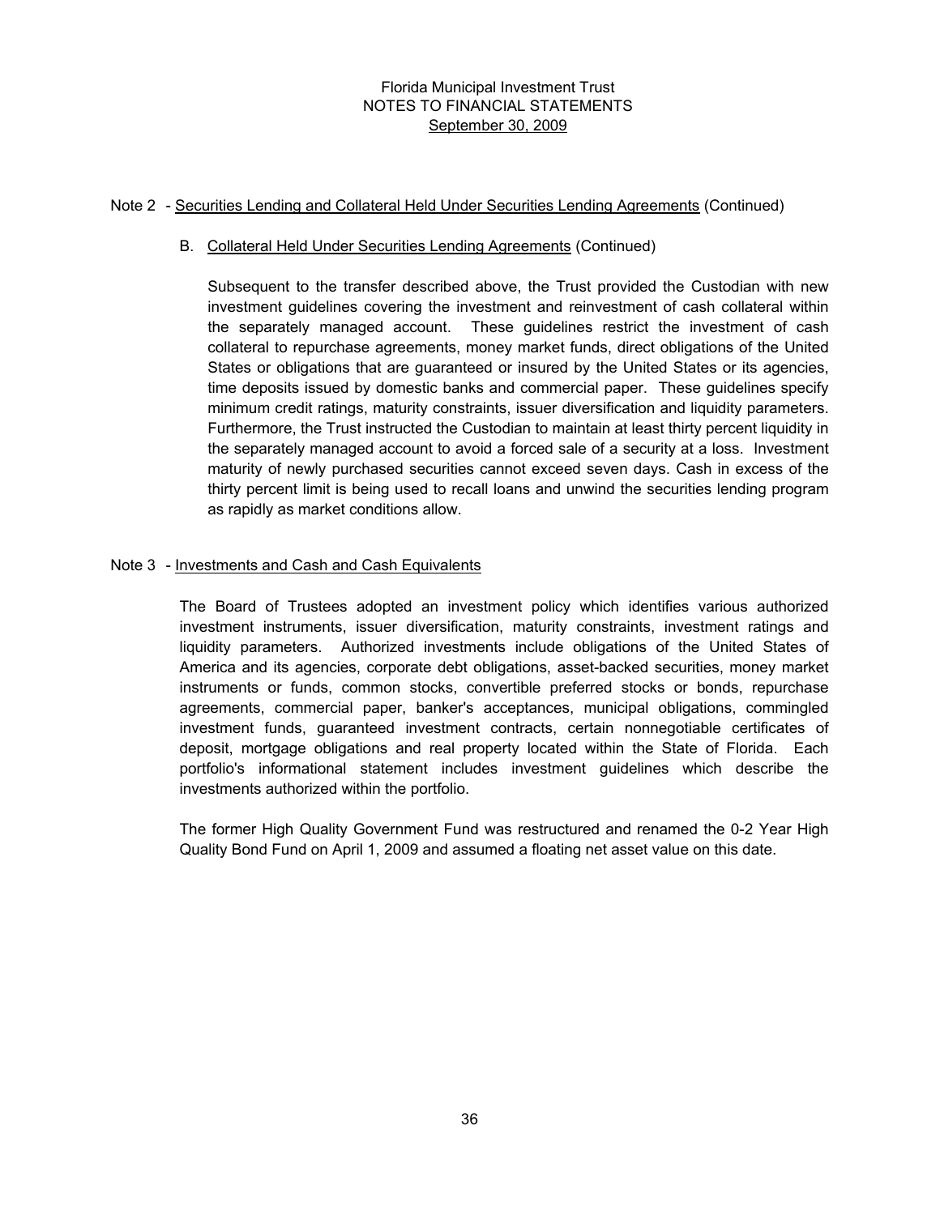Note 2 - Securities Lending and Collateral Held Under Securities Lending Agreements (Continued)

B. Collateral Held Under Securities Lending Agreements (Continued)

Subsequent to the transfer described above, the Trust provided the Custodian with new investment guidelines covering the investment and reinvestment of cash collateral within the separately managed account. These guidelines restrict the investment of cash collateral to repurchase agreements, money market funds, direct obligations of the United States or obligations that are guaranteed or insured by the United States or its agencies, time deposits issued by domestic banks and commercial paper. These guidelines specify minimum credit ratings, maturity constraints, issuer diversification and liquidity parameters. Furthermore, the Trust instructed the Custodian to maintain at least thirty percent liquidity in the separately managed account to avoid a forced sale of a security at a loss. Investment maturity of newly purchased securities cannot exceed seven days. Cash in excess of the thirty percent limit is being used to recall loans and unwind the securities lending program as rapidly as market conditions allow.

Note 3 - Investments and Cash and Cash Equivalents

The Board of Trustees adopted an investment policy which identifies various authorized investment instruments, issuer diversification, maturity constraints, investment ratings and liquidity parameters. Authorized investments include obligations of the United States of America and its agencies, corporate debt obligations, asset-backed securities, money market instruments or funds, common stocks, convertible preferred stocks or bonds, repurchase agreements, commercial paper, banker's acceptances, municipal obligations, commingled investment funds, guaranteed investment contracts, certain nonnegotiable certificates of deposit, mortgage obligations and real property located within the State of Florida. Each portfolio's informational statement includes investment guidelines which describe the investments authorized within the portfolio.

The former High Quality Government Fund was restructured and renamed the 0-2 Year High Quality Bond Fund on April 1, 2009 and assumed a floating net asset value on this date.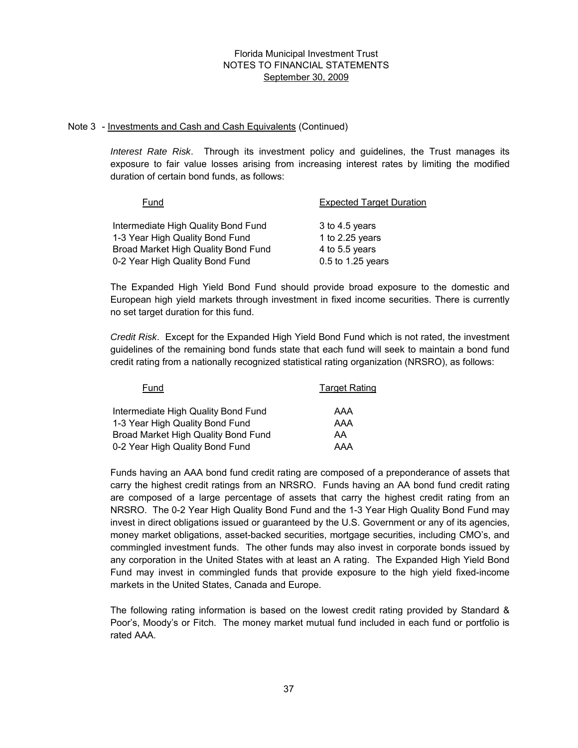Florida Municipal Investment Trust
NOTES TO FINANCIAL STATEMENTS
September 30, 2009

Note 3 - Investments and Cash and Cash Equivalents (Continued)

*Interest Rate Risk*. Through its investment policy and guidelines, the Trust manages its exposure to fair value losses arising from increasing interest rates by limiting the modified duration of certain bond funds, as follows:

| Fund | Expected Target Duration |
|---|---|
| Intermediate High Quality Bond Fund | 3 to 4.5 years |
| 1-3 Year High Quality Bond Fund | 1 to 2.25 years |
| Broad Market High Quality Bond Fund | 4 to 5.5 years |
| 0-2 Year High Quality Bond Fund | 0.5 to 1.25 years |

The Expanded High Yield Bond Fund should provide broad exposure to the domestic and European high yield markets through investment in fixed income securities. There is currently no set target duration for this fund.

*Credit Risk*. Except for the Expanded High Yield Bond Fund which is not rated, the investment guidelines of the remaining bond funds state that each fund will seek to maintain a bond fund credit rating from a nationally recognized statistical rating organization (NRSRO), as follows:

| Fund | Target Rating |
|---|---|
| Intermediate High Quality Bond Fund | AAA |
| 1-3 Year High Quality Bond Fund | AAA |
| Broad Market High Quality Bond Fund | AA |
| 0-2 Year High Quality Bond Fund | AAA |

Funds having an AAA bond fund credit rating are composed of a preponderance of assets that carry the highest credit ratings from an NRSRO. Funds having an AA bond fund credit rating are composed of a large percentage of assets that carry the highest credit rating from an NRSRO. The 0-2 Year High Quality Bond Fund and the 1-3 Year High Quality Bond Fund may invest in direct obligations issued or guaranteed by the U.S. Government or any of its agencies, money market obligations, asset-backed securities, mortgage securities, including CMO's, and commingled investment funds. The other funds may also invest in corporate bonds issued by any corporation in the United States with at least an A rating. The Expanded High Yield Bond Fund may invest in commingled funds that provide exposure to the high yield fixed-income markets in the United States, Canada and Europe.

The following rating information is based on the lowest credit rating provided by Standard & Poor's, Moody's or Fitch. The money market mutual fund included in each fund or portfolio is rated AAA.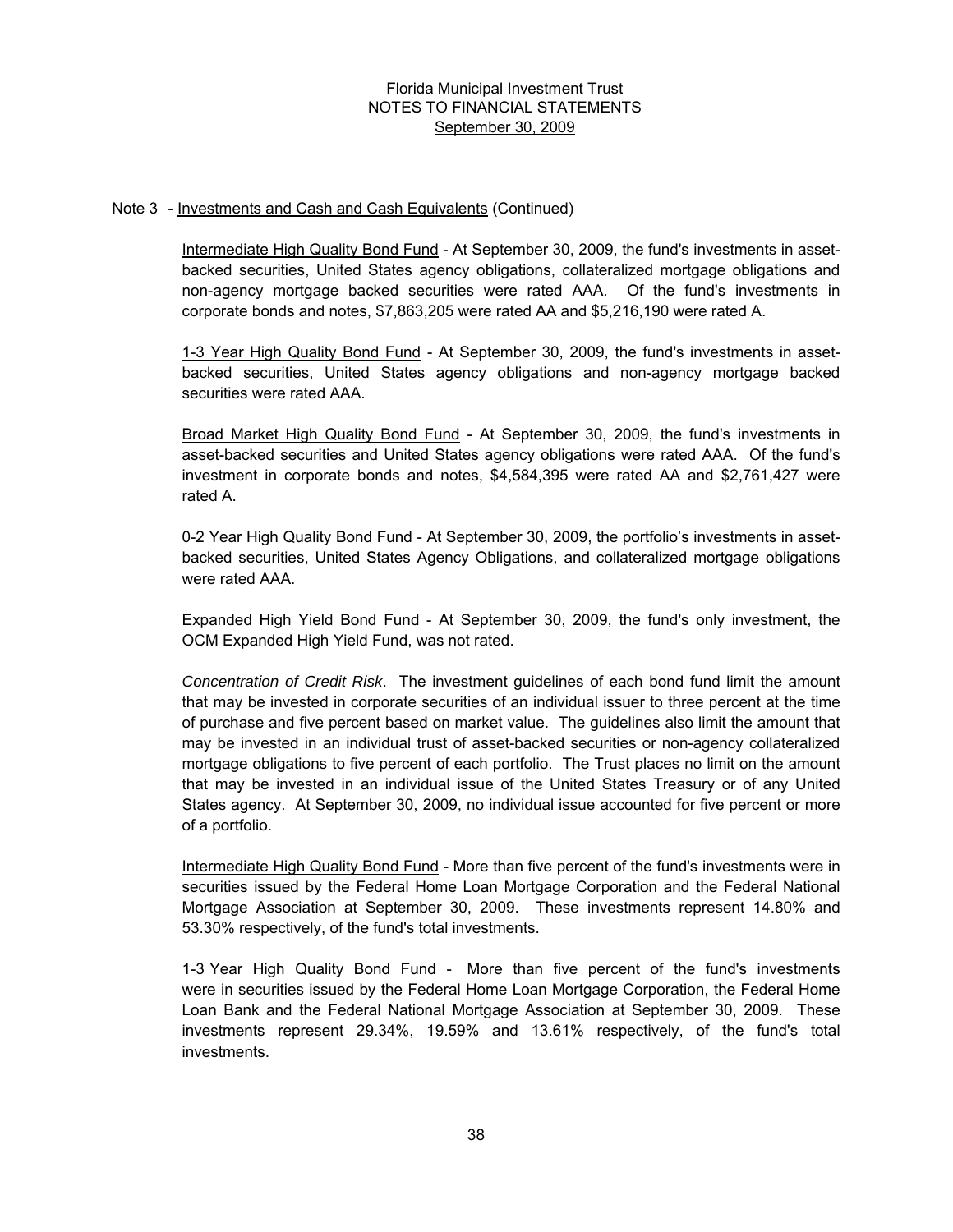Florida Municipal Investment Trust
NOTES TO FINANCIAL STATEMENTS
September 30, 2009

Note 3 - Investments and Cash and Cash Equivalents (Continued)

Intermediate High Quality Bond Fund - At September 30, 2009, the fund's investments in asset-backed securities, United States agency obligations, collateralized mortgage obligations and non-agency mortgage backed securities were rated AAA. Of the fund's investments in corporate bonds and notes, $7,863,205 were rated AA and $5,216,190 were rated A.

1-3 Year High Quality Bond Fund - At September 30, 2009, the fund's investments in asset-backed securities, United States agency obligations and non-agency mortgage backed securities were rated AAA.

Broad Market High Quality Bond Fund - At September 30, 2009, the fund's investments in asset-backed securities and United States agency obligations were rated AAA. Of the fund's investment in corporate bonds and notes, $4,584,395 were rated AA and $2,761,427 were rated A.

0-2 Year High Quality Bond Fund - At September 30, 2009, the portfolio's investments in asset-backed securities, United States Agency Obligations, and collateralized mortgage obligations were rated AAA.

Expanded High Yield Bond Fund - At September 30, 2009, the fund's only investment, the OCM Expanded High Yield Fund, was not rated.

*Concentration of Credit Risk*. The investment guidelines of each bond fund limit the amount that may be invested in corporate securities of an individual issuer to three percent at the time of purchase and five percent based on market value. The guidelines also limit the amount that may be invested in an individual trust of asset-backed securities or non-agency collateralized mortgage obligations to five percent of each portfolio. The Trust places no limit on the amount that may be invested in an individual issue of the United States Treasury or of any United States agency. At September 30, 2009, no individual issue accounted for five percent or more of a portfolio.

Intermediate High Quality Bond Fund - More than five percent of the fund's investments were in securities issued by the Federal Home Loan Mortgage Corporation and the Federal National Mortgage Association at September 30, 2009. These investments represent 14.80% and 53.30% respectively, of the fund's total investments.

1-3 Year High Quality Bond Fund - More than five percent of the fund's investments were in securities issued by the Federal Home Loan Mortgage Corporation, the Federal Home Loan Bank and the Federal National Mortgage Association at September 30, 2009. These investments represent 29.34%, 19.59% and 13.61% respectively, of the fund's total investments.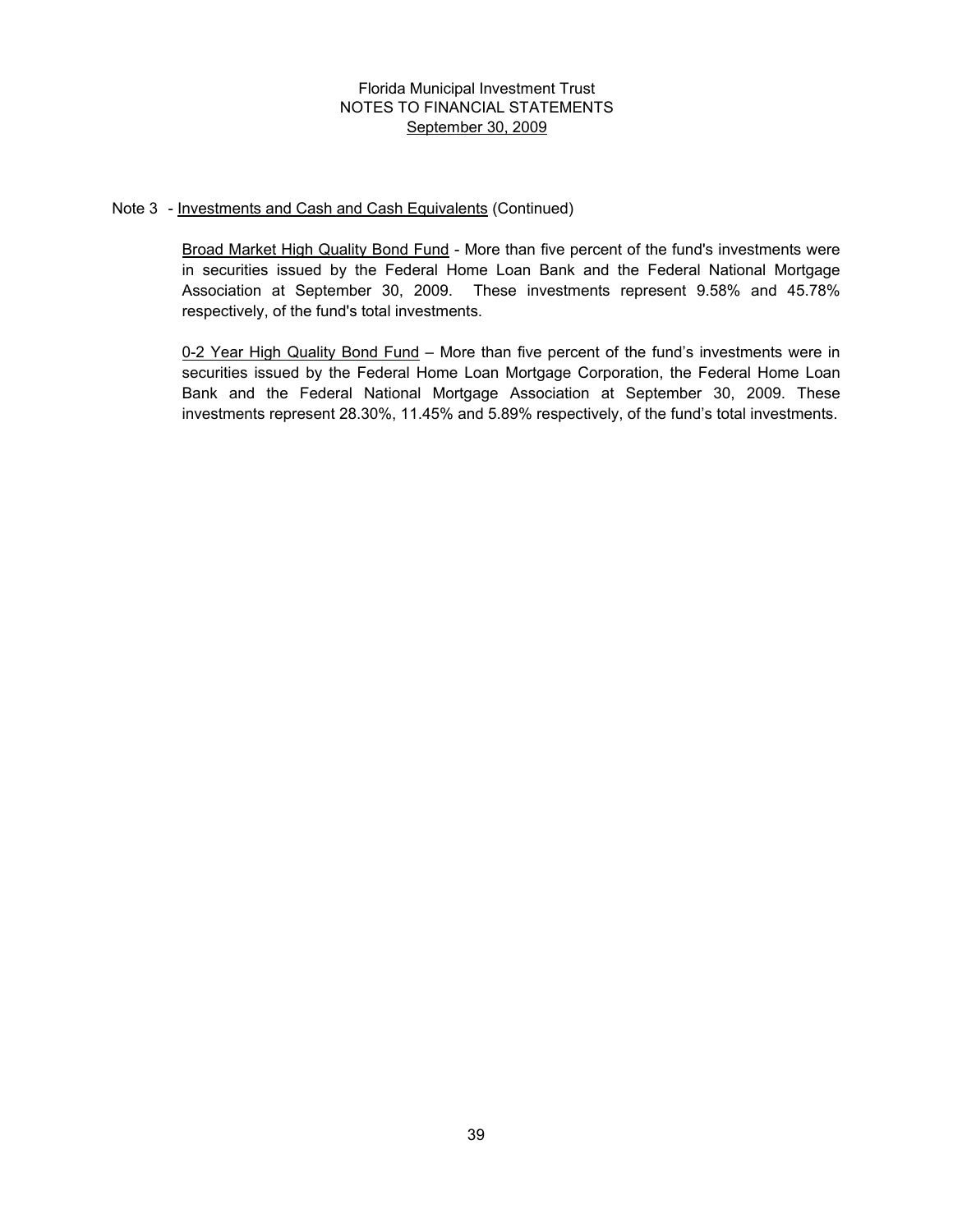Note 3 - Investments and Cash and Cash Equivalents (Continued)

Broad Market High Quality Bond Fund - More than five percent of the fund's investments were in securities issued by the Federal Home Loan Bank and the Federal National Mortgage Association at September 30, 2009. These investments represent 9.58% and 45.78% respectively, of the fund's total investments.

0-2 Year High Quality Bond Fund – More than five percent of the fund's investments were in securities issued by the Federal Home Loan Mortgage Corporation, the Federal Home Loan Bank and the Federal National Mortgage Association at September 30, 2009. These investments represent 28.30%, 11.45% and 5.89% respectively, of the fund's total investments.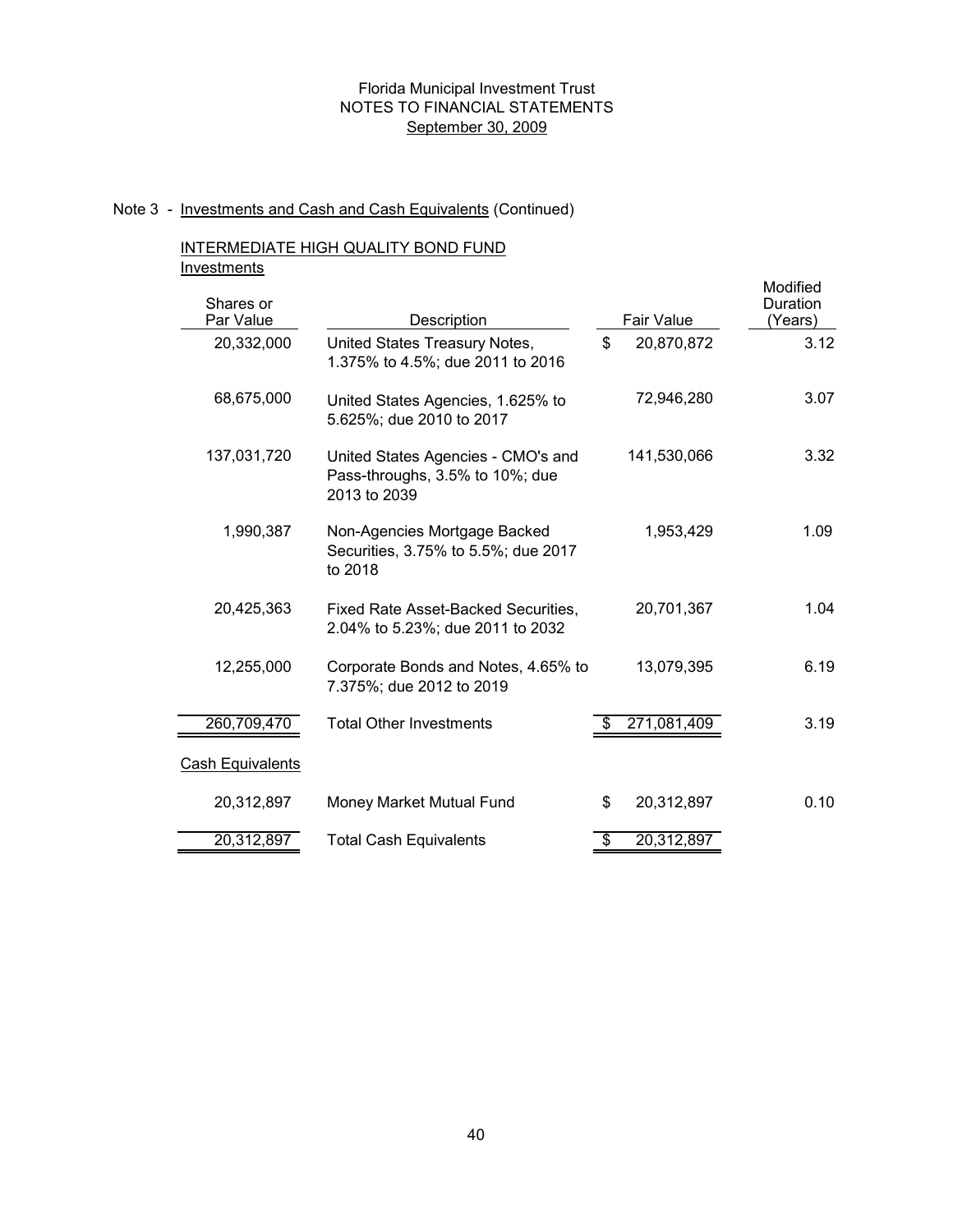Florida Municipal Investment Trust
NOTES TO FINANCIAL STATEMENTS
September 30, 2009

Note 3 - Investments and Cash and Cash Equivalents (Continued)

INTERMEDIATE HIGH QUALITY BOND FUND

Investments

| Shares or Par Value | Description | Fair Value | Modified Duration (Years) |
|---|---|---|---|
| 20,332,000 | United States Treasury Notes, 1.375% to 4.5%; due 2011 to 2016 | $ 20,870,872 | 3.12 |
| 68,675,000 | United States Agencies, 1.625% to 5.625%; due 2010 to 2017 | 72,946,280 | 3.07 |
| 137,031,720 | United States Agencies - CMO's and Pass-throughs, 3.5% to 10%; due 2013 to 2039 | 141,530,066 | 3.32 |
| 1,990,387 | Non-Agencies Mortgage Backed Securities, 3.75% to 5.5%; due 2017 to 2018 | 1,953,429 | 1.09 |
| 20,425,363 | Fixed Rate Asset-Backed Securities, 2.04% to 5.23%; due 2011 to 2032 | 20,701,367 | 1.04 |
| 12,255,000 | Corporate Bonds and Notes, 4.65% to 7.375%; due 2012 to 2019 | 13,079,395 | 6.19 |
| 260,709,470 | Total Other Investments | $ 271,081,409 | 3.19 |
| Cash Equivalents | | | |
| 20,312,897 | Money Market Mutual Fund | $ 20,312,897 | 0.10 |
| 20,312,897 | Total Cash Equivalents | $ 20,312,897 | |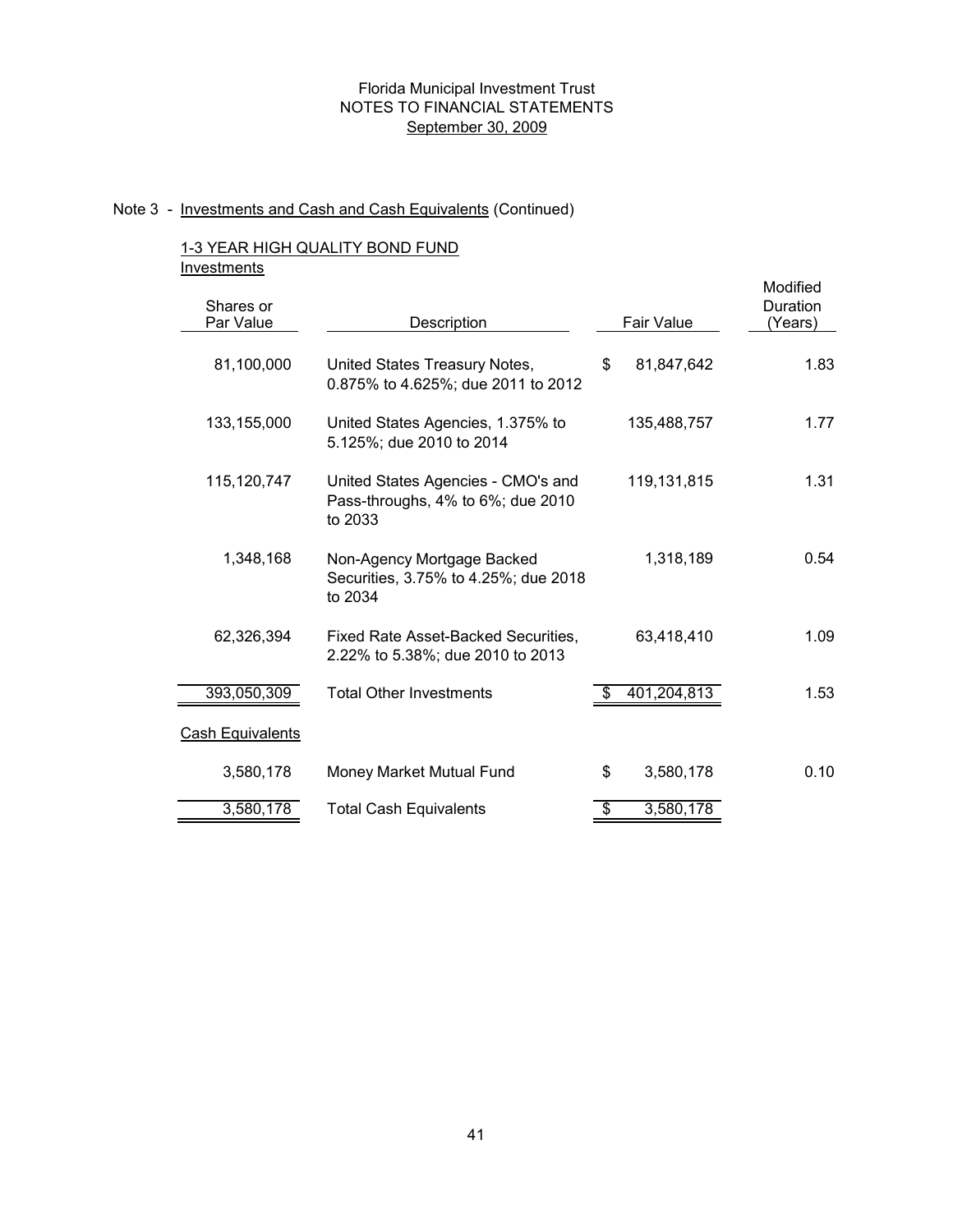Florida Municipal Investment Trust
NOTES TO FINANCIAL STATEMENTS
September 30, 2009

Note 3 - Investments and Cash and Cash Equivalents (Continued)

1-3 YEAR HIGH QUALITY BOND FUND

Investments

| Shares or Par Value | Description | Fair Value | Modified Duration (Years) |
|---|---|---|---|
| 81,100,000 | United States Treasury Notes, 0.875% to 4.625%; due 2011 to 2012 | $ 81,847,642 | 1.83 |
| 133,155,000 | United States Agencies, 1.375% to 5.125%; due 2010 to 2014 | 135,488,757 | 1.77 |
| 115,120,747 | United States Agencies - CMO's and Pass-throughs, 4% to 6%; due 2010 to 2033 | 119,131,815 | 1.31 |
| 1,348,168 | Non-Agency Mortgage Backed Securities, 3.75% to 4.25%; due 2018 to 2034 | 1,318,189 | 0.54 |
| 62,326,394 | Fixed Rate Asset-Backed Securities, 2.22% to 5.38%; due 2010 to 2013 | 63,418,410 | 1.09 |
| 393,050,309 | Total Other Investments | $ 401,204,813 | 1.53 |
| **Cash Equivalents** | | | |
| 3,580,178 | Money Market Mutual Fund | $ 3,580,178 | 0.10 |
| 3,580,178 | Total Cash Equivalents | $ 3,580,178 | |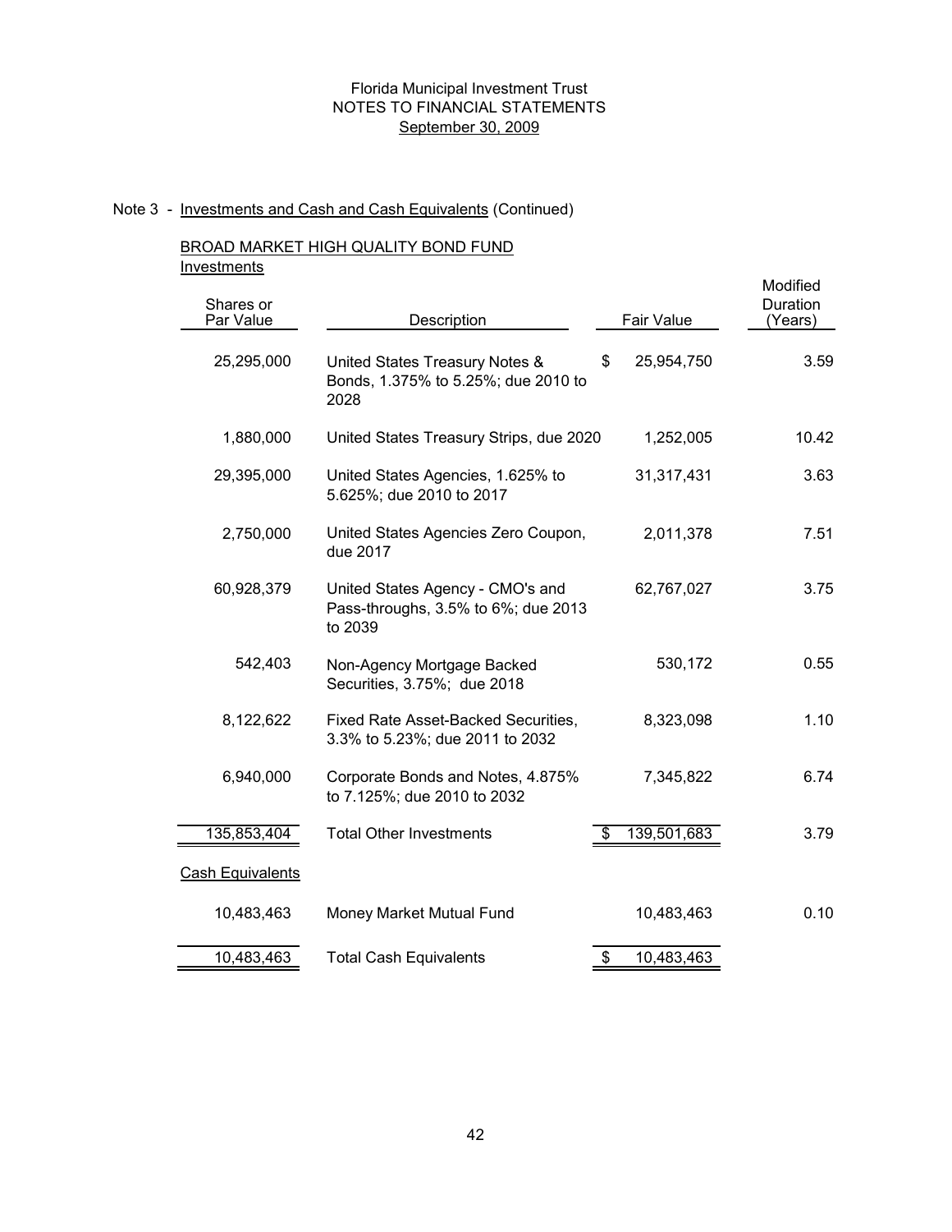Florida Municipal Investment Trust
NOTES TO FINANCIAL STATEMENTS
September 30, 2009

Note 3 - Investments and Cash and Cash Equivalents (Continued)

BROAD MARKET HIGH QUALITY BOND FUND

Investments

| Shares or Par Value | Description | Fair Value | Modified Duration (Years) |
|---|---|---|---|
| 25,295,000 | United States Treasury Notes & Bonds, 1.375% to 5.25%; due 2010 to 2028 | $ 25,954,750 | 3.59 |
| 1,880,000 | United States Treasury Strips, due 2020 | 1,252,005 | 10.42 |
| 29,395,000 | United States Agencies, 1.625% to 5.625%; due 2010 to 2017 | 31,317,431 | 3.63 |
| 2,750,000 | United States Agencies Zero Coupon, due 2017 | 2,011,378 | 7.51 |
| 60,928,379 | United States Agency - CMO's and Pass-throughs, 3.5% to 6%; due 2013 to 2039 | 62,767,027 | 3.75 |
| 542,403 | Non-Agency Mortgage Backed Securities, 3.75%; due 2018 | 530,172 | 0.55 |
| 8,122,622 | Fixed Rate Asset-Backed Securities, 3.3% to 5.23%; due 2011 to 2032 | 8,323,098 | 1.10 |
| 6,940,000 | Corporate Bonds and Notes, 4.875% to 7.125%; due 2010 to 2032 | 7,345,822 | 6.74 |
| 135,853,404 | Total Other Investments | $ 139,501,683 | 3.79 |
| Cash Equivalents | | | |
| 10,483,463 | Money Market Mutual Fund | 10,483,463 | 0.10 |
| 10,483,463 | Total Cash Equivalents | $ 10,483,463 | |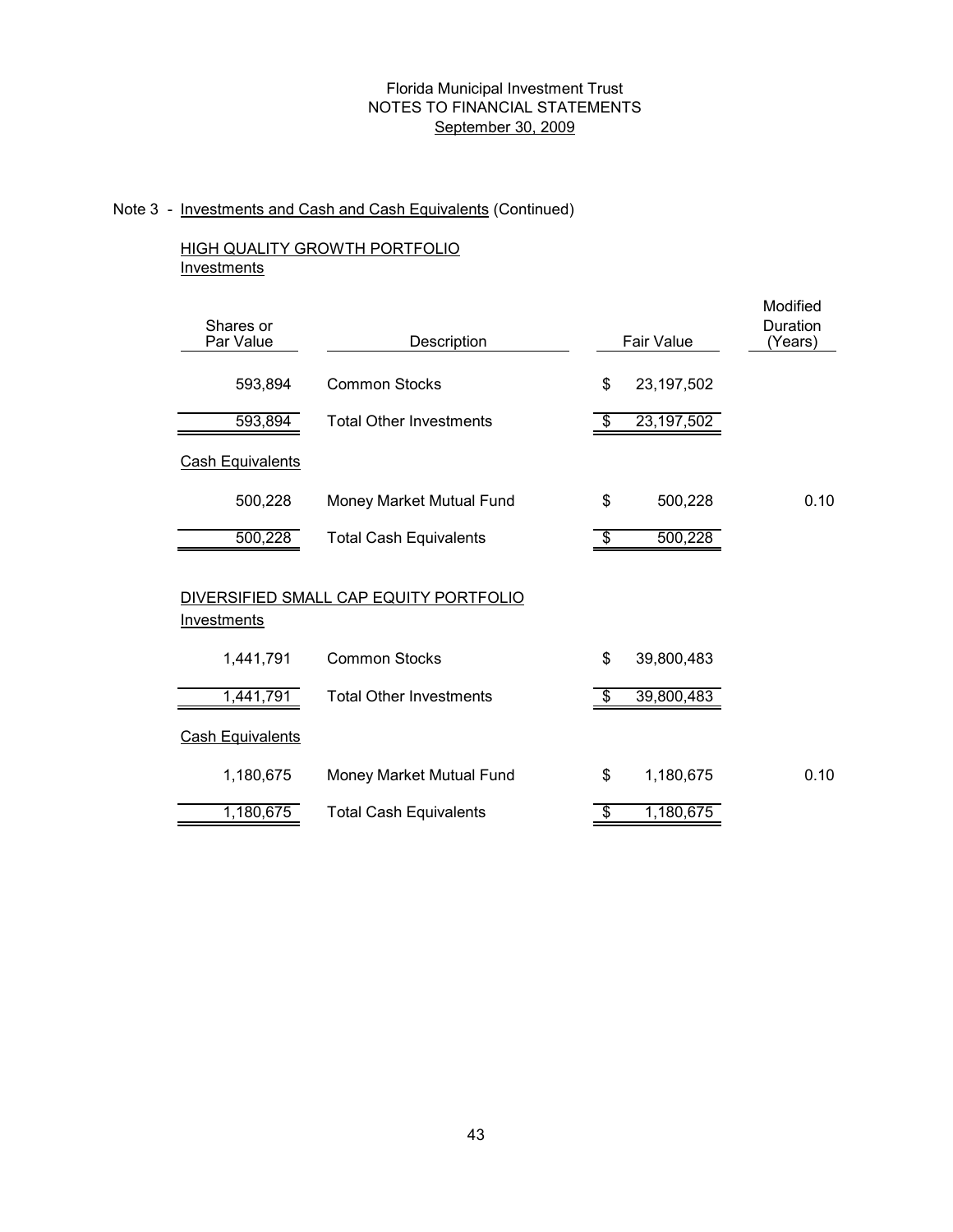Florida Municipal Investment Trust
NOTES TO FINANCIAL STATEMENTS
September 30, 2009

Note 3 - Investments and Cash and Cash Equivalents (Continued)

HIGH QUALITY GROWTH PORTFOLIO
Investments

| Shares or Par Value | Description | Fair Value | Modified Duration (Years) |
|---|---|---|---|
| 593,894 | Common Stocks | $ 23,197,502 | |
| 593,894 | Total Other Investments | $ 23,197,502 | |
| Cash Equivalents | | | |
| 500,228 | Money Market Mutual Fund | $ 500,228 | 0.10 |
| 500,228 | Total Cash Equivalents | $ 500,228 | |

DIVERSIFIED SMALL CAP EQUITY PORTFOLIO
Investments

| Shares or Par Value | Description | Fair Value | Modified Duration (Years) |
|---|---|---|---|
| 1,441,791 | Common Stocks | $ 39,800,483 | |
| 1,441,791 | Total Other Investments | $ 39,800,483 | |
| Cash Equivalents | | | |
| 1,180,675 | Money Market Mutual Fund | $ 1,180,675 | 0.10 |
| 1,180,675 | Total Cash Equivalents | $ 1,180,675 | |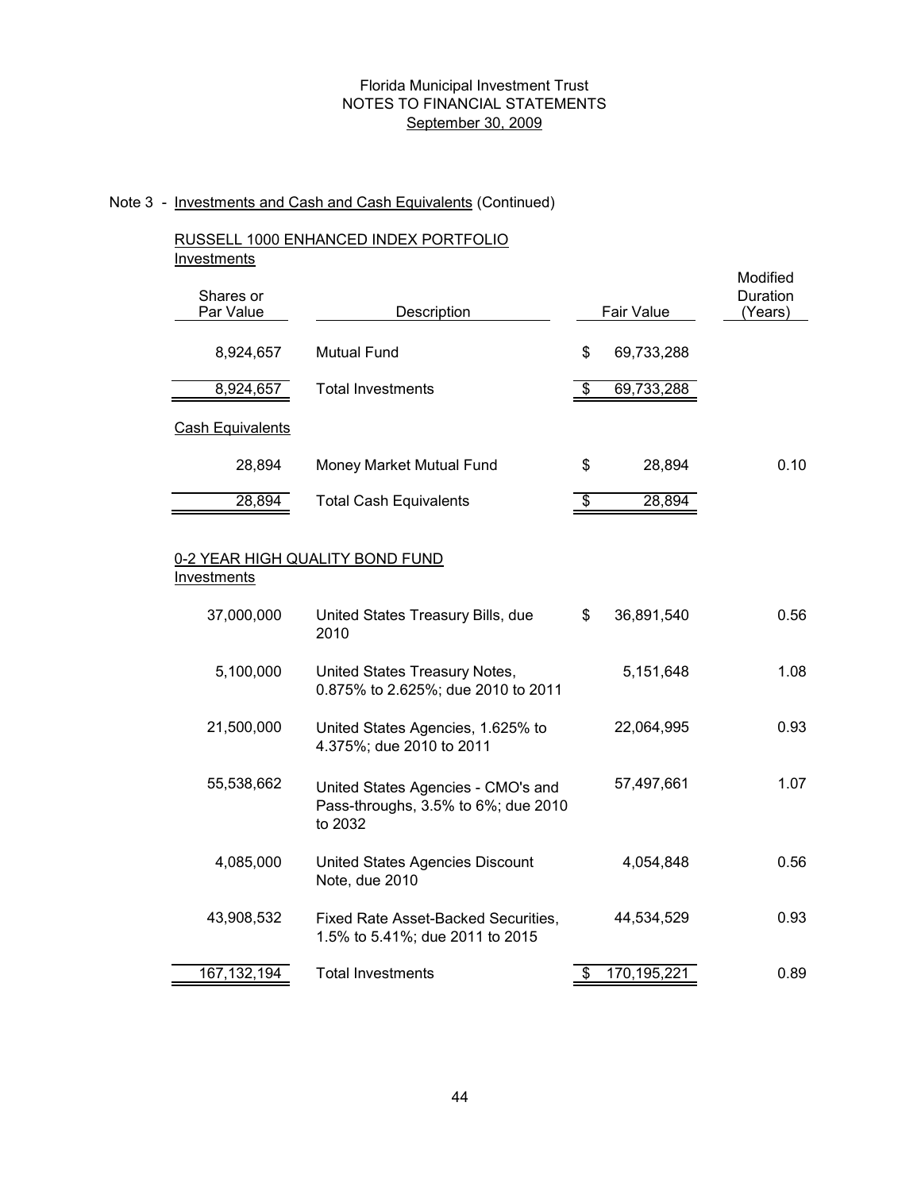Florida Municipal Investment Trust
NOTES TO FINANCIAL STATEMENTS
September 30, 2009

Note 3 - Investments and Cash and Cash Equivalents (Continued)

RUSSELL 1000 ENHANCED INDEX PORTFOLIO

Investments

| Shares or Par Value | Description | Fair Value | Modified Duration (Years) |
|---|---|---|---|
| 8,924,657 | Mutual Fund | $ 69,733,288 | |
| 8,924,657 | Total Investments | $ 69,733,288 | |

Cash Equivalents

| Shares or Par Value | Description | Fair Value | Modified Duration (Years) |
|---|---|---|---|
| 28,894 | Money Market Mutual Fund | $ 28,894 | 0.10 |
| 28,894 | Total Cash Equivalents | $ 28,894 | |

0-2 YEAR HIGH QUALITY BOND FUND

Investments

| Shares or Par Value | Description | Fair Value | Modified Duration (Years) |
|---|---|---|---|
| 37,000,000 | United States Treasury Bills, due 2010 | $ 36,891,540 | 0.56 |
| 5,100,000 | United States Treasury Notes, 0.875% to 2.625%; due 2010 to 2011 | 5,151,648 | 1.08 |
| 21,500,000 | United States Agencies, 1.625% to 4.375%; due 2010 to 2011 | 22,064,995 | 0.93 |
| 55,538,662 | United States Agencies - CMO's and Pass-throughs, 3.5% to 6%; due 2010 to 2032 | 57,497,661 | 1.07 |
| 4,085,000 | United States Agencies Discount Note, due 2010 | 4,054,848 | 0.56 |
| 43,908,532 | Fixed Rate Asset-Backed Securities, 1.5% to 5.41%; due 2011 to 2015 | 44,534,529 | 0.93 |
| 167,132,194 | Total Investments | $ 170,195,221 | 0.89 |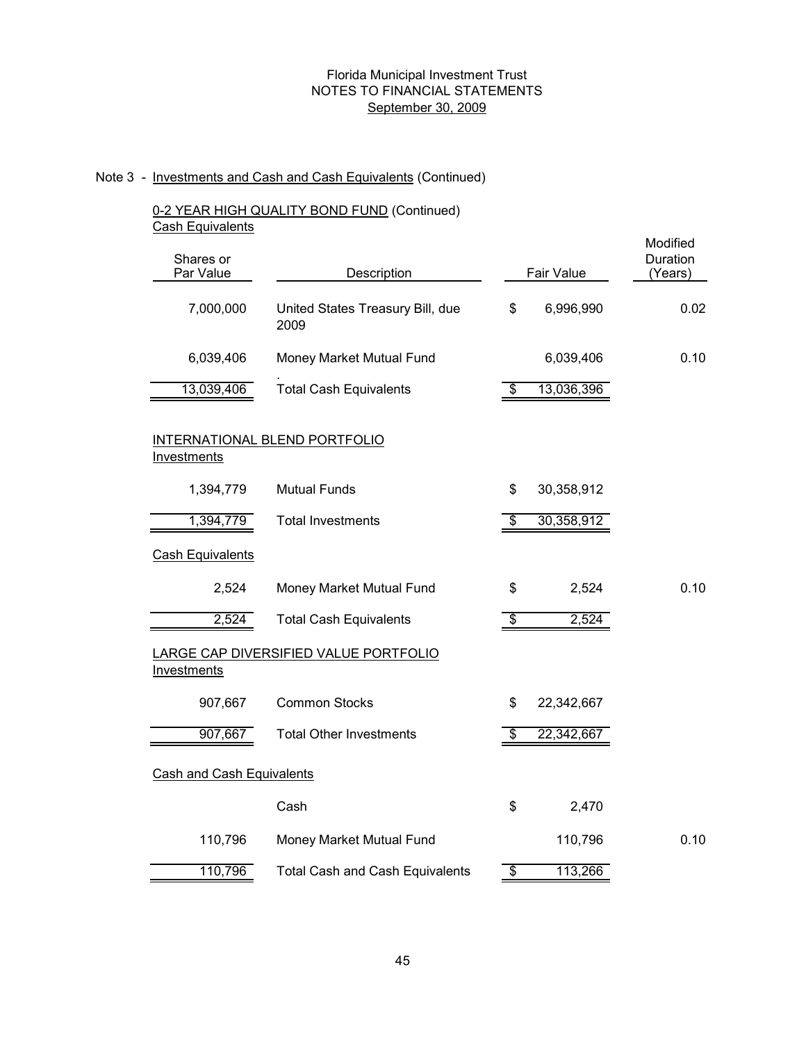Florida Municipal Investment Trust
NOTES TO FINANCIAL STATEMENTS
September 30, 2009

Note 3 - Investments and Cash and Cash Equivalents (Continued)

0-2 YEAR HIGH QUALITY BOND FUND (Continued)
Cash Equivalents

| Shares or Par Value | Description | Fair Value | Modified Duration (Years) |
|---|---|---|---|
| 7,000,000 | United States Treasury Bill, due 2009 | $ 6,996,990 | 0.02 |
| 6,039,406 | Money Market Mutual Fund | 6,039,406 | 0.10 |
| 13,039,406 | Total Cash Equivalents | $ 13,036,396 | |

INTERNATIONAL BLEND PORTFOLIO
Investments

| Shares or Par Value | Description | Fair Value | Modified Duration (Years) |
|---|---|---|---|
| 1,394,779 | Mutual Funds | $ 30,358,912 | |
| 1,394,779 | Total Investments | $ 30,358,912 | |

Cash Equivalents

| Shares or Par Value | Description | Fair Value | Modified Duration (Years) |
|---|---|---|---|
| 2,524 | Money Market Mutual Fund | $ 2,524 | 0.10 |
| 2,524 | Total Cash Equivalents | $ 2,524 | |

LARGE CAP DIVERSIFIED VALUE PORTFOLIO
Investments

| Shares or Par Value | Description | Fair Value | Modified Duration (Years) |
|---|---|---|---|
| 907,667 | Common Stocks | $ 22,342,667 | |
| 907,667 | Total Other Investments | $ 22,342,667 | |

Cash and Cash Equivalents

| Shares or Par Value | Description | Fair Value | Modified Duration (Years) |
|---|---|---|---|
| | Cash | $ 2,470 | |
| 110,796 | Money Market Mutual Fund | 110,796 | 0.10 |
| 110,796 | Total Cash and Cash Equivalents | $ 113,266 | |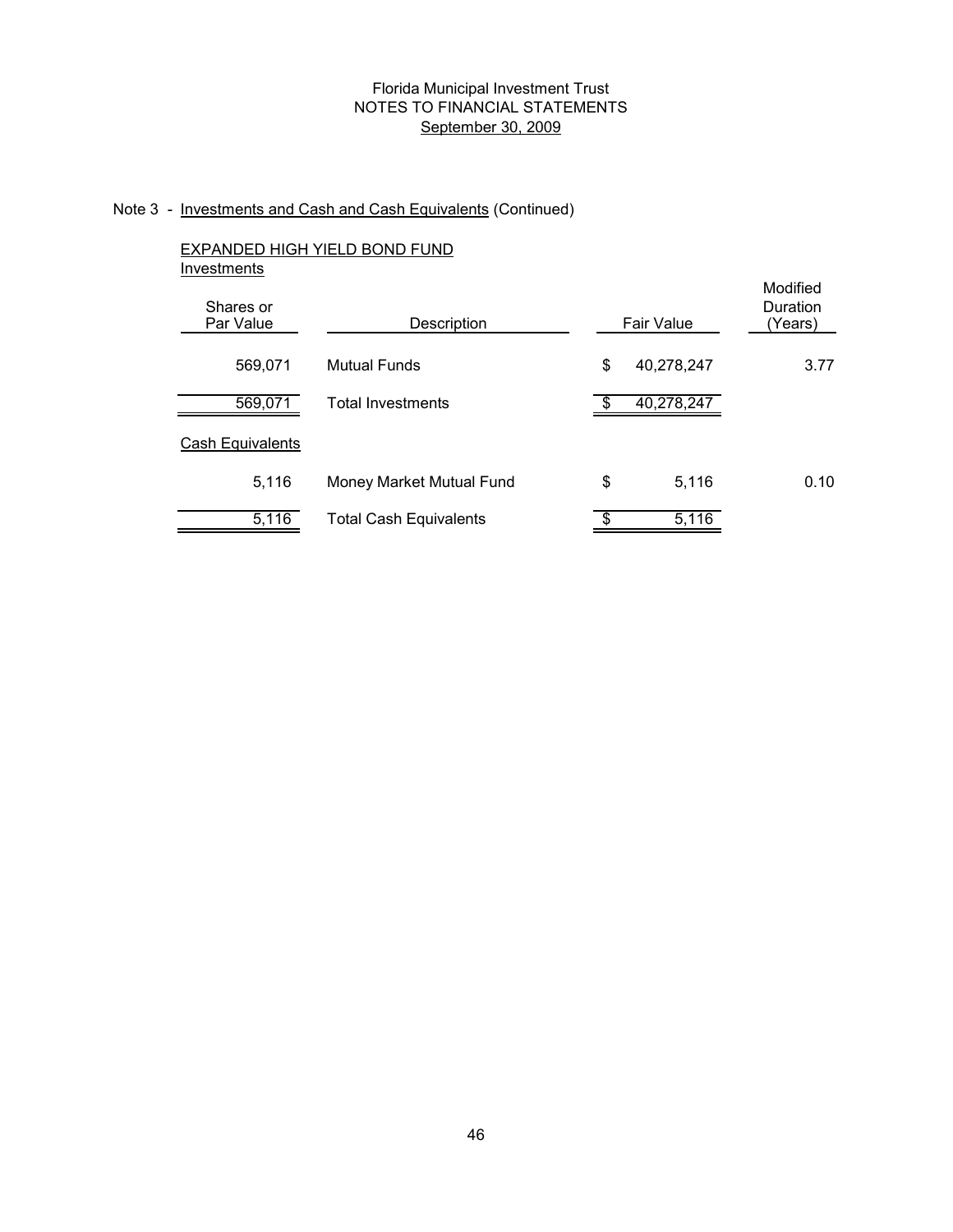Florida Municipal Investment Trust
NOTES TO FINANCIAL STATEMENTS
September 30, 2009

Note 3 - Investments and Cash and Cash Equivalents (Continued)

EXPANDED HIGH YIELD BOND FUND

Investments

| Shares or Par Value | Description | Fair Value | Modified Duration (Years) |
|---|---|---|---|
| 569,071 | Mutual Funds | $ 40,278,247 | 3.77 |
| 569,071 | Total Investments | $ 40,278,247 | |

Cash Equivalents

| Shares or Par Value | Description | Fair Value | Modified Duration (Years) |
|---|---|---|---|
| 5,116 | Money Market Mutual Fund | $ 5,116 | 0.10 |
| 5,116 | Total Cash Equivalents | $ 5,116 | |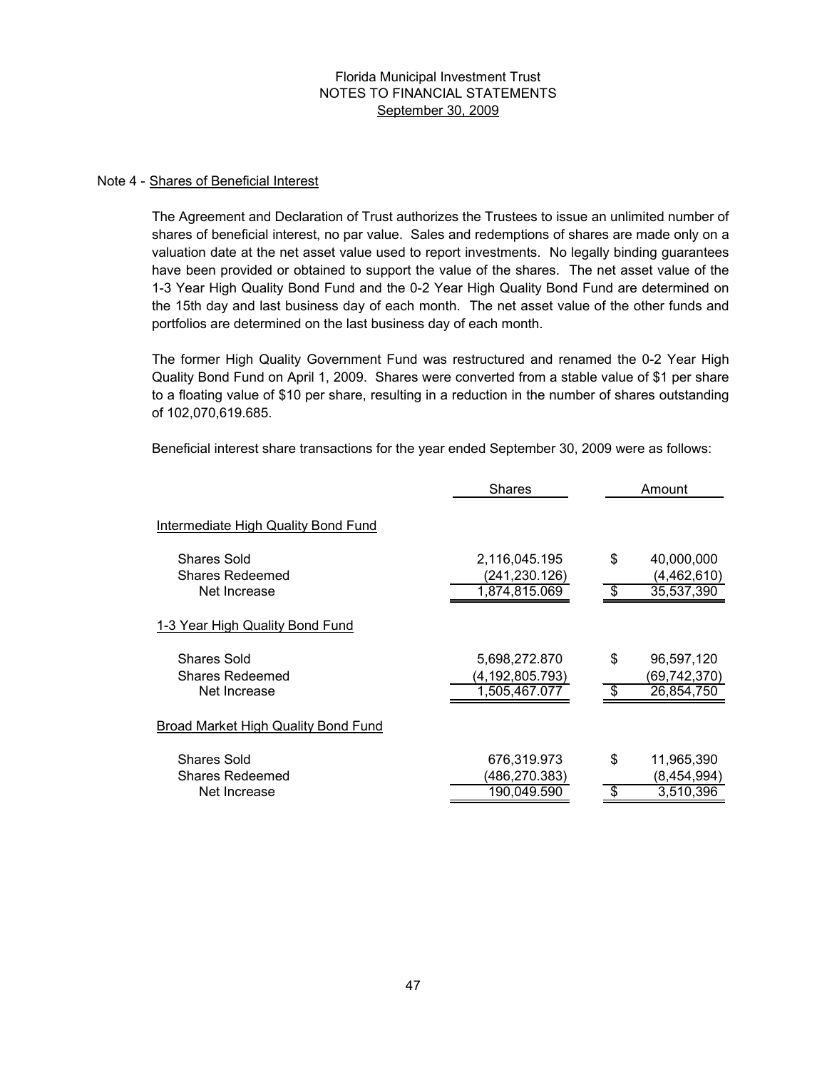Florida Municipal Investment Trust
NOTES TO FINANCIAL STATEMENTS
September 30, 2009

Note 4 - Shares of Beneficial Interest

The Agreement and Declaration of Trust authorizes the Trustees to issue an unlimited number of shares of beneficial interest, no par value. Sales and redemptions of shares are made only on a valuation date at the net asset value used to report investments. No legally binding guarantees have been provided or obtained to support the value of the shares. The net asset value of the 1-3 Year High Quality Bond Fund and the 0-2 Year High Quality Bond Fund are determined on the 15th day and last business day of each month. The net asset value of the other funds and portfolios are determined on the last business day of each month.

The former High Quality Government Fund was restructured and renamed the 0-2 Year High Quality Bond Fund on April 1, 2009. Shares were converted from a stable value of $1 per share to a floating value of $10 per share, resulting in a reduction in the number of shares outstanding of 102,070,619.685.

Beneficial interest share transactions for the year ended September 30, 2009 were as follows:

| | Shares | Amount |
|---|---|---|
| **Intermediate High Quality Bond Fund** | | |
| Shares Sold | 2,116,045.195 | $ 40,000,000 |
| Shares Redeemed | (241,230.126) | (4,462,610) |
| Net Increase | 1,874,815.069 | $ 35,537,390 |
| **1-3 Year High Quality Bond Fund** | | |
| Shares Sold | 5,698,272.870 | $ 96,597,120 |
| Shares Redeemed | (4,192,805.793) | (69,742,370) |
| Net Increase | 1,505,467.077 | $ 26,854,750 |
| **Broad Market High Quality Bond Fund** | | |
| Shares Sold | 676,319.973 | $ 11,965,390 |
| Shares Redeemed | (486,270.383) | (8,454,994) |
| Net Increase | 190,049.590 | $ 3,510,396 |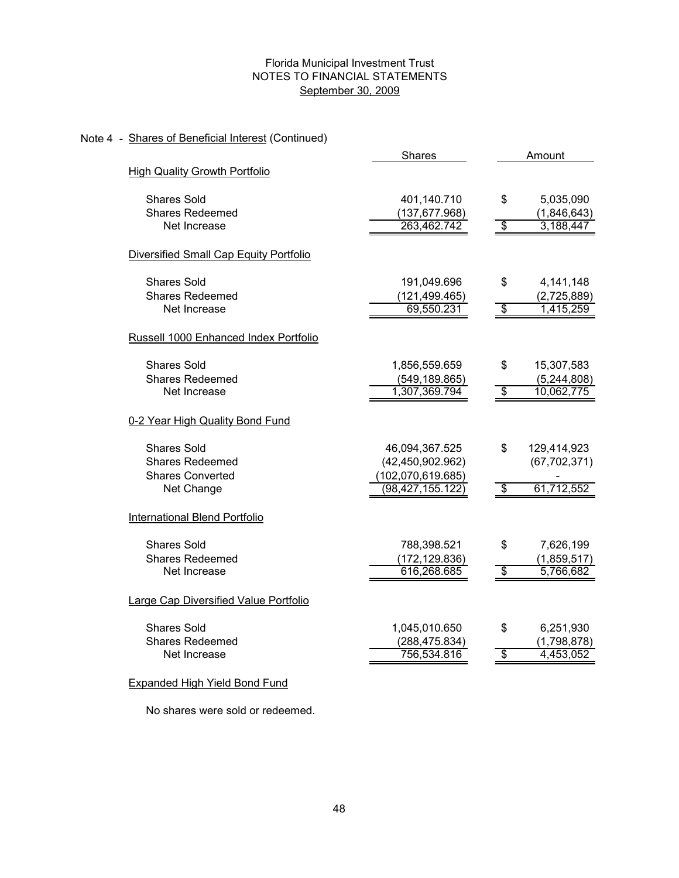Florida Municipal Investment Trust
NOTES TO FINANCIAL STATEMENTS
September 30, 2009

Note 4 - Shares of Beneficial Interest (Continued)

| | Shares | Amount |
|---|---|---|
| **High Quality Growth Portfolio** | | |
| Shares Sold | 401,140.710 | $ 5,035,090 |
| Shares Redeemed | (137,677.968) | (1,846,643) |
| Net Increase | 263,462.742 | $ 3,188,447 |
| **Diversified Small Cap Equity Portfolio** | | |
| Shares Sold | 191,049.696 | $ 4,141,148 |
| Shares Redeemed | (121,499.465) | (2,725,889) |
| Net Increase | 69,550.231 | $ 1,415,259 |
| **Russell 1000 Enhanced Index Portfolio** | | |
| Shares Sold | 1,856,559.659 | $ 15,307,583 |
| Shares Redeemed | (549,189.865) | (5,244,808) |
| Net Increase | 1,307,369.794 | $ 10,062,775 |
| **0-2 Year High Quality Bond Fund** | | |
| Shares Sold | 46,094,367.525 | $ 129,414,923 |
| Shares Redeemed | (42,450,902.962) | (67,702,371) |
| Shares Converted | (102,070,619.685) | - |
| Net Change | (98,427,155.122) | $ 61,712,552 |
| **International Blend Portfolio** | | |
| Shares Sold | 788,398.521 | $ 7,626,199 |
| Shares Redeemed | (172,129.836) | (1,859,517) |
| Net Increase | 616,268.685 | $ 5,766,682 |
| **Large Cap Diversified Value Portfolio** | | |
| Shares Sold | 1,045,010.650 | $ 6,251,930 |
| Shares Redeemed | (288,475.834) | (1,798,878) |
| Net Increase | 756,534.816 | $ 4,453,052 |

**Expanded High Yield Bond Fund**

No shares were sold or redeemed.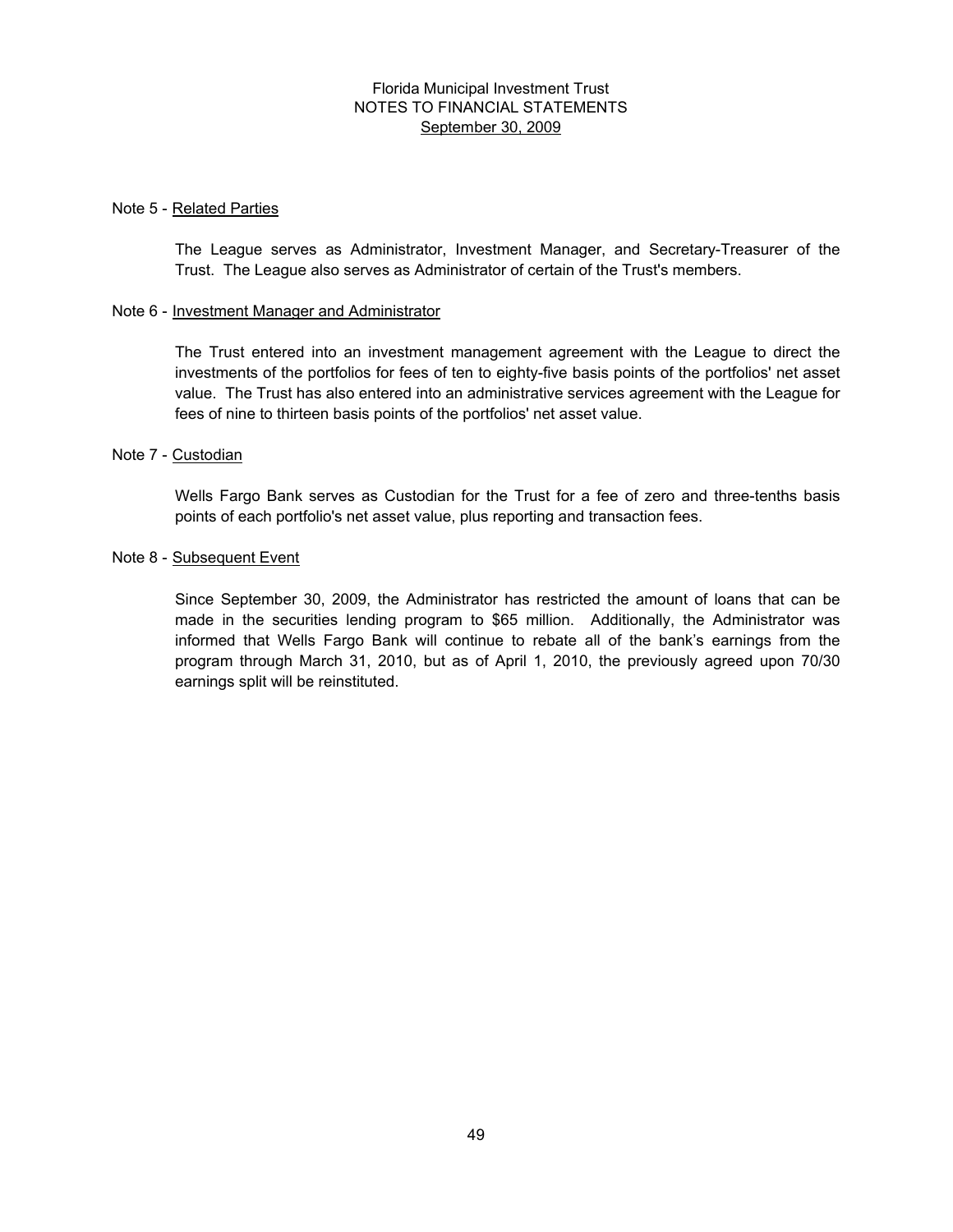Florida Municipal Investment Trust
NOTES TO FINANCIAL STATEMENTS
September 30, 2009

Note 5 - Related Parties

The League serves as Administrator, Investment Manager, and Secretary-Treasurer of the Trust. The League also serves as Administrator of certain of the Trust's members.

Note 6 - Investment Manager and Administrator

The Trust entered into an investment management agreement with the League to direct the investments of the portfolios for fees of ten to eighty-five basis points of the portfolios' net asset value. The Trust has also entered into an administrative services agreement with the League for fees of nine to thirteen basis points of the portfolios' net asset value.

Note 7 - Custodian

Wells Fargo Bank serves as Custodian for the Trust for a fee of zero and three-tenths basis points of each portfolio's net asset value, plus reporting and transaction fees.

Note 8 - Subsequent Event

Since September 30, 2009, the Administrator has restricted the amount of loans that can be made in the securities lending program to $65 million. Additionally, the Administrator was informed that Wells Fargo Bank will continue to rebate all of the bank's earnings from the program through March 31, 2010, but as of April 1, 2010, the previously agreed upon 70/30 earnings split will be reinstituted.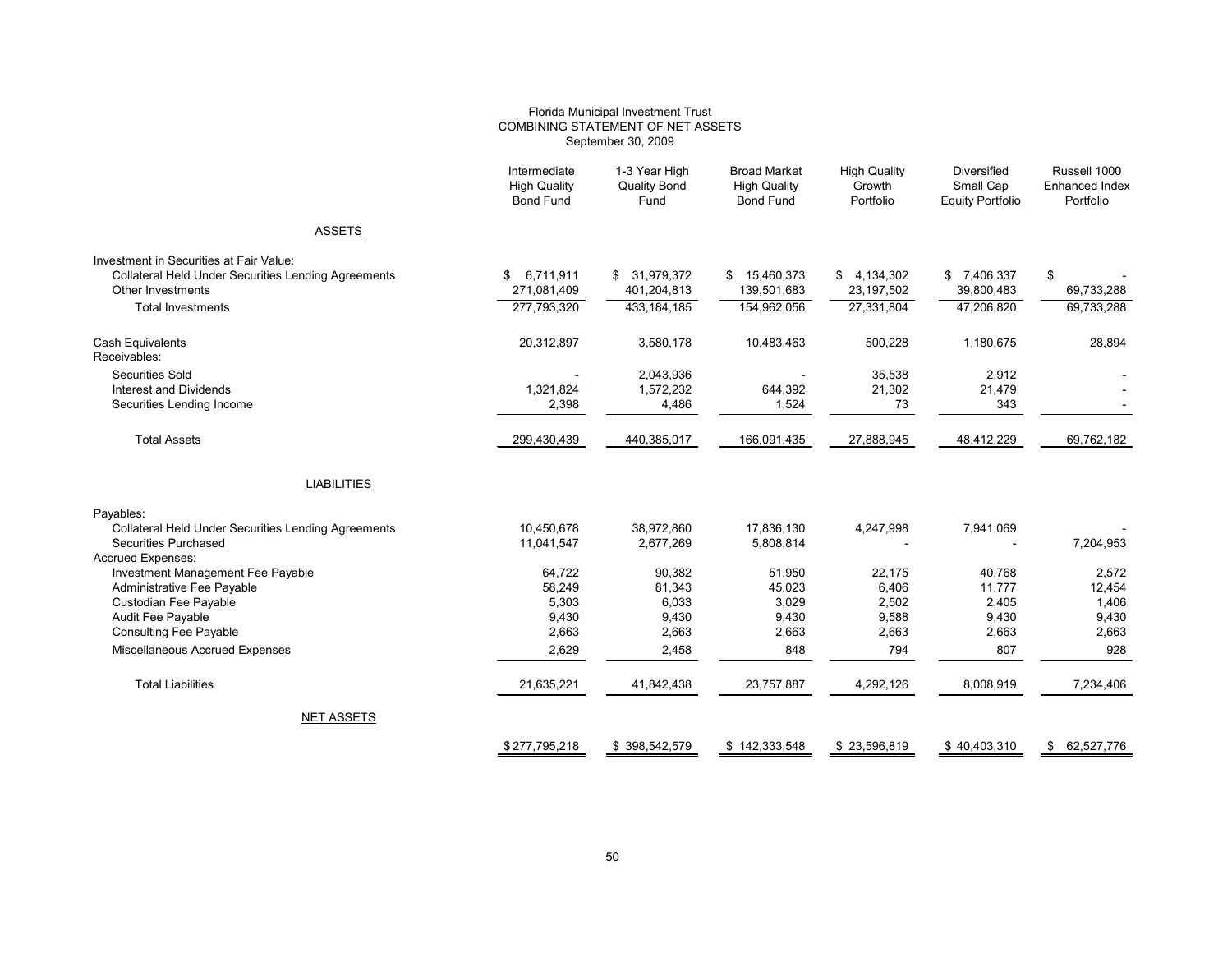Florida Municipal Investment Trust
COMBINING STATEMENT OF NET ASSETS
September 30, 2009

| | Intermediate High Quality Bond Fund | 1-3 Year High Quality Bond Fund | Broad Market High Quality Bond Fund | High Quality Growth Portfolio | Diversified Small Cap Equity Portfolio | Russell 1000 Enhanced Index Portfolio |
|---|---|---|---|---|---|---|
| **ASSETS** | | | | | | |
| Investment in Securities at Fair Value: | | | | | | |
| Collateral Held Under Securities Lending Agreements | $ 6,711,911 | $ 31,979,372 | $ 15,460,373 | $ 4,134,302 | $ 7,406,337 | $ - |
| Other Investments | 271,081,409 | 401,204,813 | 139,501,683 | 23,197,502 | 39,800,483 | 69,733,288 |
| Total Investments | 277,793,320 | 433,184,185 | 154,962,056 | 27,331,804 | 47,206,820 | 69,733,288 |
| Cash Equivalents | 20,312,897 | 3,580,178 | 10,483,463 | 500,228 | 1,180,675 | 28,894 |
| Receivables: | | | | | | |
| Securities Sold | - | 2,043,936 | - | 35,538 | 2,912 | - |
| Interest and Dividends | 1,321,824 | 1,572,232 | 644,392 | 21,302 | 21,479 | - |
| Securities Lending Income | 2,398 | 4,486 | 1,524 | 73 | 343 | - |
| Total Assets | 299,430,439 | 440,385,017 | 166,091,435 | 27,888,945 | 48,412,229 | 69,762,182 |
| **LIABILITIES** | | | | | | |
| Payables: | | | | | | |
| Collateral Held Under Securities Lending Agreements | 10,450,678 | 38,972,860 | 17,836,130 | 4,247,998 | 7,941,069 | - |
| Securities Purchased | 11,041,547 | 2,677,269 | 5,808,814 | - | - | 7,204,953 |
| Accrued Expenses: | | | | | | |
| Investment Management Fee Payable | 64,722 | 90,382 | 51,950 | 22,175 | 40,768 | 2,572 |
| Administrative Fee Payable | 58,249 | 81,343 | 45,023 | 6,406 | 11,777 | 12,454 |
| Custodian Fee Payable | 5,303 | 6,033 | 3,029 | 2,502 | 2,405 | 1,406 |
| Audit Fee Payable | 9,430 | 9,430 | 9,430 | 9,588 | 9,430 | 9,430 |
| Consulting Fee Payable | 2,663 | 2,663 | 2,663 | 2,663 | 2,663 | 2,663 |
| Miscellaneous Accrued Expenses | 2,629 | 2,458 | 848 | 794 | 807 | 928 |
| Total Liabilities | 21,635,221 | 41,842,438 | 23,757,887 | 4,292,126 | 8,008,919 | 7,234,406 |
| **NET ASSETS** | $ 277,795,218 | $ 398,542,579 | $ 142,333,548 | $ 23,596,819 | $ 40,403,310 | $ 62,527,776 |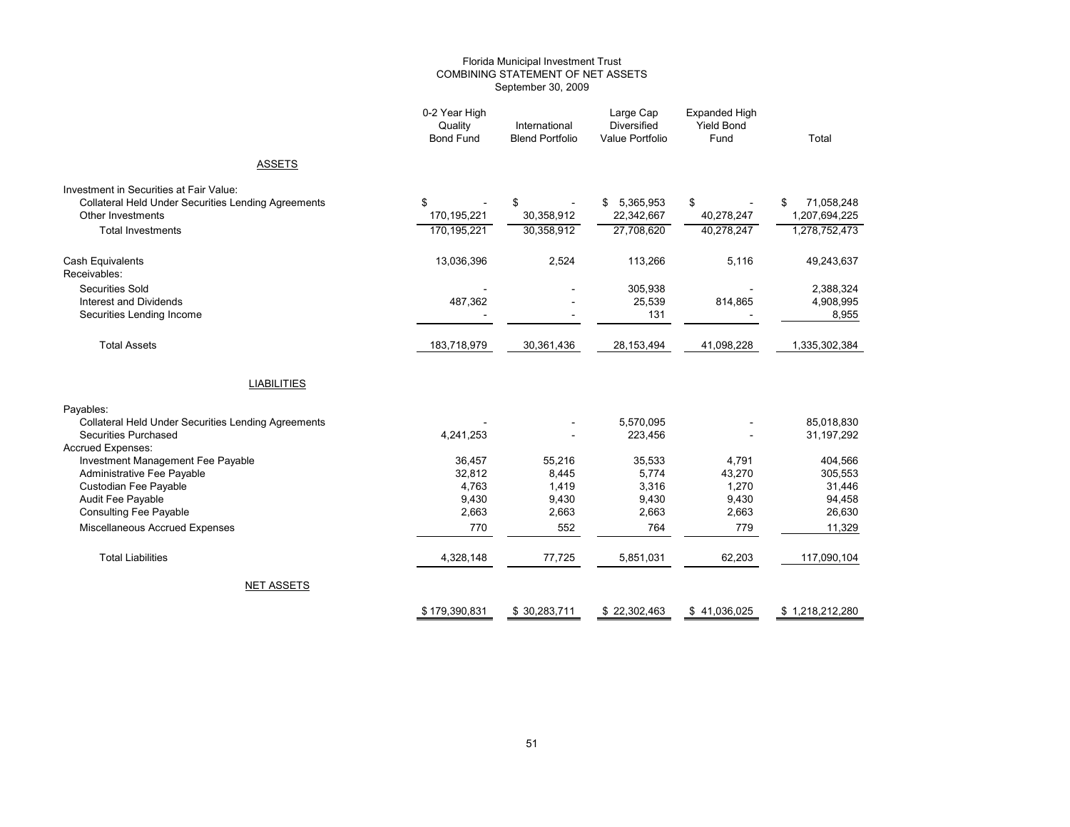# Florida Municipal Investment Trust
## COMBINING STATEMENT OF NET ASSETS
### September 30, 2009

| | 0-2 Year High Quality Bond Fund | International Blend Portfolio | Large Cap Diversified Value Portfolio | Expanded High Yield Bond Fund | Total |
|---|---|---|---|---|---|
| ASSETS | | | | | |
| Investment in Securities at Fair Value: | | | | | |
| Collateral Held Under Securities Lending Agreements | $ - | $ - | $ 5,365,953 | $ - | $ 71,058,248 |
| Other Investments | 170,195,221 | 30,358,912 | 22,342,667 | 40,278,247 | 1,207,694,225 |
| Total Investments | 170,195,221 | 30,358,912 | 27,708,620 | 40,278,247 | 1,278,752,473 |
| Cash Equivalents | 13,036,396 | 2,524 | 113,266 | 5,116 | 49,243,637 |
| Receivables: | | | | | |
| Securities Sold | - | - | 305,938 | - | 2,388,324 |
| Interest and Dividends | 487,362 | - | 25,539 | 814,865 | 4,908,995 |
| Securities Lending Income | - | - | 131 | - | 8,955 |
| Total Assets | 183,718,979 | 30,361,436 | 28,153,494 | 41,098,228 | 1,335,302,384 |
| LIABILITIES | | | | | |
| Payables: | | | | | |
| Collateral Held Under Securities Lending Agreements | - | - | 5,570,095 | - | 85,018,830 |
| Securities Purchased | 4,241,253 | - | 223,456 | - | 31,197,292 |
| Accrued Expenses: | | | | | |
| Investment Management Fee Payable | 36,457 | 55,216 | 35,533 | 4,791 | 404,566 |
| Administrative Fee Payable | 32,812 | 8,445 | 5,774 | 43,270 | 305,553 |
| Custodian Fee Payable | 4,763 | 1,419 | 3,316 | 1,270 | 31,446 |
| Audit Fee Payable | 9,430 | 9,430 | 9,430 | 9,430 | 94,458 |
| Consulting Fee Payable | 2,663 | 2,663 | 2,663 | 2,663 | 26,630 |
| Miscellaneous Accrued Expenses | 770 | 552 | 764 | 779 | 11,329 |
| Total Liabilities | 4,328,148 | 77,725 | 5,851,031 | 62,203 | 117,090,104 |
| NET ASSETS | $ 179,390,831 | $ 30,283,711 | $ 22,302,463 | $ 41,036,025 | $ 1,218,212,280 |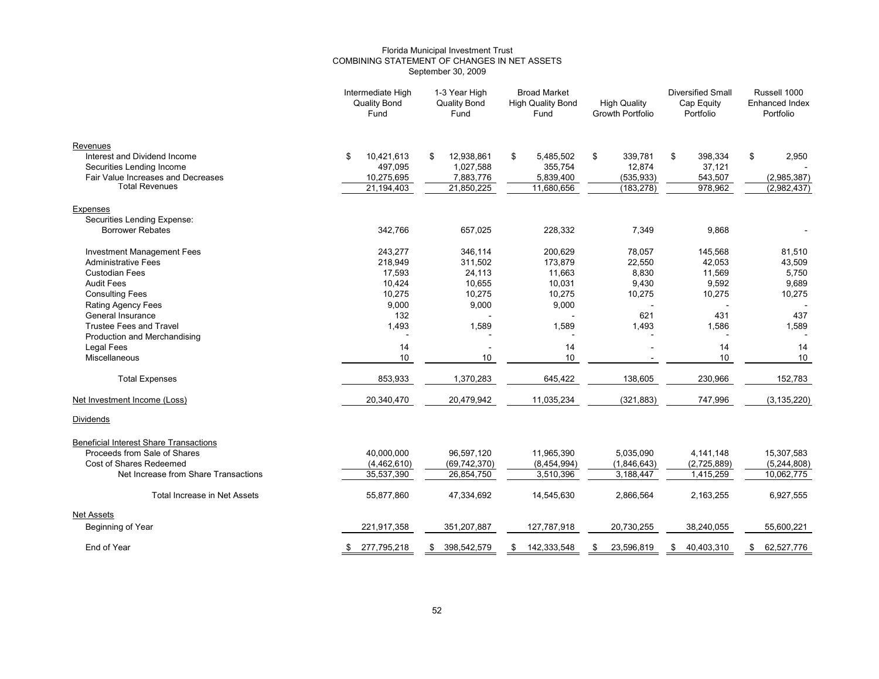Florida Municipal Investment Trust
COMBINING STATEMENT OF CHANGES IN NET ASSETS
September 30, 2009

| | Intermediate High Quality Bond Fund | 1-3 Year High Quality Bond Fund | Broad Market High Quality Bond Fund | High Quality Growth Portfolio | Diversified Small Cap Equity Portfolio | Russell 1000 Enhanced Index Portfolio |
|---|---|---|---|---|---|---|
| **Revenues** | | | | | | |
| Interest and Dividend Income | $ 10,421,613 | $ 12,938,861 | $ 5,485,502 | $ 339,781 | $ 398,334 | $ 2,950 |
| Securities Lending Income | 497,095 | 1,027,588 | 355,754 | 12,874 | 37,121 | - |
| Fair Value Increases and Decreases | 10,275,695 | 7,883,776 | 5,839,400 | (535,933) | 543,507 | (2,985,387) |
| Total Revenues | 21,194,403 | 21,850,225 | 11,680,656 | (183,278) | 978,962 | (2,982,437) |
| **Expenses** | | | | | | |
| Securities Lending Expense: | | | | | | |
| Borrower Rebates | 342,766 | 657,025 | 228,332 | 7,349 | 9,868 | - |
| Investment Management Fees | 243,277 | 346,114 | 200,629 | 78,057 | 145,568 | 81,510 |
| Administrative Fees | 218,949 | 311,502 | 173,879 | 22,550 | 42,053 | 43,509 |
| Custodian Fees | 17,593 | 24,113 | 11,663 | 8,830 | 11,569 | 5,750 |
| Audit Fees | 10,424 | 10,655 | 10,031 | 9,430 | 9,592 | 9,689 |
| Consulting Fees | 10,275 | 10,275 | 10,275 | 10,275 | 10,275 | 10,275 |
| Rating Agency Fees | 9,000 | 9,000 | 9,000 | - | - | - |
| General Insurance | 132 | - | - | 621 | 431 | 437 |
| Trustee Fees and Travel | 1,493 | 1,589 | 1,589 | 1,493 | 1,586 | 1,589 |
| Production and Merchandising | - | - | - | - | - | - |
| Legal Fees | 14 | - | 14 | - | 14 | 14 |
| Miscellaneous | 10 | 10 | 10 | - | 10 | 10 |
| Total Expenses | 853,933 | 1,370,283 | 645,422 | 138,605 | 230,966 | 152,783 |
| Net Investment Income (Loss) | 20,340,470 | 20,479,942 | 11,035,234 | (321,883) | 747,996 | (3,135,220) |
| **Dividends** | | | | | | |
| **Beneficial Interest Share Transactions** | | | | | | |
| Proceeds from Sale of Shares | 40,000,000 | 96,597,120 | 11,965,390 | 5,035,090 | 4,141,148 | 15,307,583 |
| Cost of Shares Redeemed | (4,462,610) | (69,742,370) | (8,454,994) | (1,846,643) | (2,725,889) | (5,244,808) |
| Net Increase from Share Transactions | 35,537,390 | 26,854,750 | 3,510,396 | 3,188,447 | 1,415,259 | 10,062,775 |
| Total Increase in Net Assets | 55,877,860 | 47,334,692 | 14,545,630 | 2,866,564 | 2,163,255 | 6,927,555 |
| **Net Assets** | | | | | | |
| Beginning of Year | 221,917,358 | 351,207,887 | 127,787,918 | 20,730,255 | 38,240,055 | 55,600,221 |
| End of Year | $ 277,795,218 | $ 398,542,579 | $ 142,333,548 | $ 23,596,819 | $ 40,403,310 | $ 62,527,776 |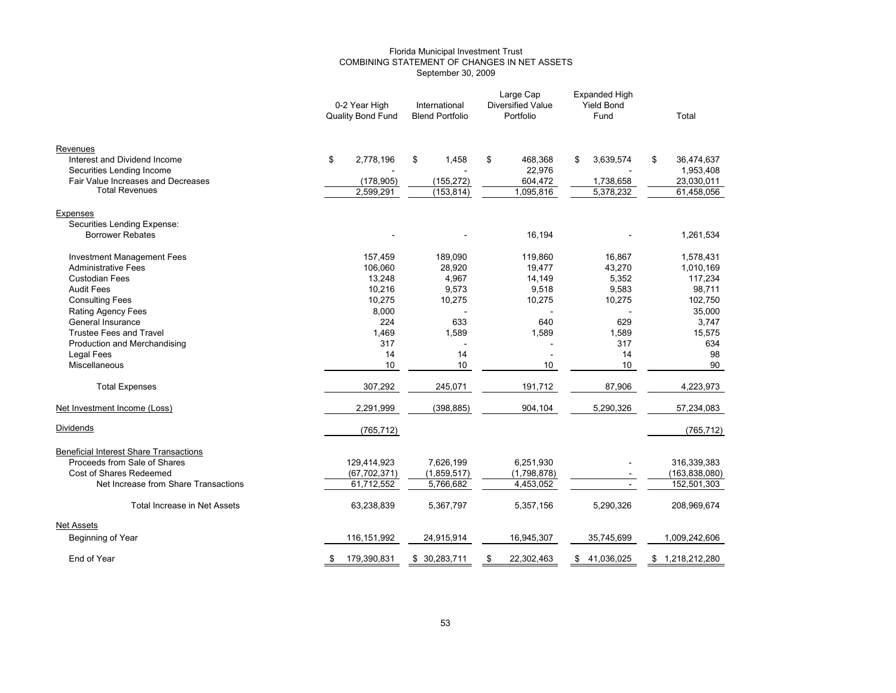Florida Municipal Investment Trust
COMBINING STATEMENT OF CHANGES IN NET ASSETS
September 30, 2009

| | 0-2 Year High Quality Bond Fund | International Blend Portfolio | Large Cap Diversified Value Portfolio | Expanded High Yield Bond Fund | Total |
|---|---|---|---|---|---|
| **Revenues** | | | | | |
| Interest and Dividend Income | $ 2,778,196 | $ 1,458 | $ 468,368 | $ 3,639,574 | $ 36,474,637 |
| Securities Lending Income | - | - | 22,976 | - | 1,953,408 |
| Fair Value Increases and Decreases | (178,905) | (155,272) | 604,472 | 1,738,658 | 23,030,011 |
| Total Revenues | 2,599,291 | (153,814) | 1,095,816 | 5,378,232 | 61,458,056 |
| **Expenses** | | | | | |
| Securities Lending Expense: | | | | | |
| Borrower Rebates | - | - | 16,194 | - | 1,261,534 |
| Investment Management Fees | 157,459 | 189,090 | 119,860 | 16,867 | 1,578,431 |
| Administrative Fees | 106,060 | 28,920 | 19,477 | 43,270 | 1,010,169 |
| Custodian Fees | 13,248 | 4,967 | 14,149 | 5,352 | 117,234 |
| Audit Fees | 10,216 | 9,573 | 9,518 | 9,583 | 98,711 |
| Consulting Fees | 10,275 | 10,275 | 10,275 | 10,275 | 102,750 |
| Rating Agency Fees | 8,000 | - | - | - | 35,000 |
| General Insurance | 224 | 633 | 640 | 629 | 3,747 |
| Trustee Fees and Travel | 1,469 | 1,589 | 1,589 | 1,589 | 15,575 |
| Production and Merchandising | 317 | - | - | 317 | 634 |
| Legal Fees | 14 | 14 | - | 14 | 98 |
| Miscellaneous | 10 | 10 | 10 | 10 | 90 |
| Total Expenses | 307,292 | 245,071 | 191,712 | 87,906 | 4,223,973 |
| Net Investment Income (Loss) | 2,291,999 | (398,885) | 904,104 | 5,290,326 | 57,234,083 |
| Dividends | (765,712) | | | | (765,712) |
| **Beneficial Interest Share Transactions** | | | | | |
| Proceeds from Sale of Shares | 129,414,923 | 7,626,199 | 6,251,930 | - | 316,339,383 |
| Cost of Shares Redeemed | (67,702,371) | (1,859,517) | (1,798,878) | - | (163,838,080) |
| Net Increase from Share Transactions | 61,712,552 | 5,766,682 | 4,453,052 | - | 152,501,303 |
| Total Increase in Net Assets | 63,238,839 | 5,367,797 | 5,357,156 | 5,290,326 | 208,969,674 |
| **Net Assets** | | | | | |
| Beginning of Year | 116,151,992 | 24,915,914 | 16,945,307 | 35,745,699 | 1,009,242,606 |
| End of Year | $ 179,390,831 | $ 30,283,711 | $ 22,302,463 | $ 41,036,025 | $ 1,218,212,280 |